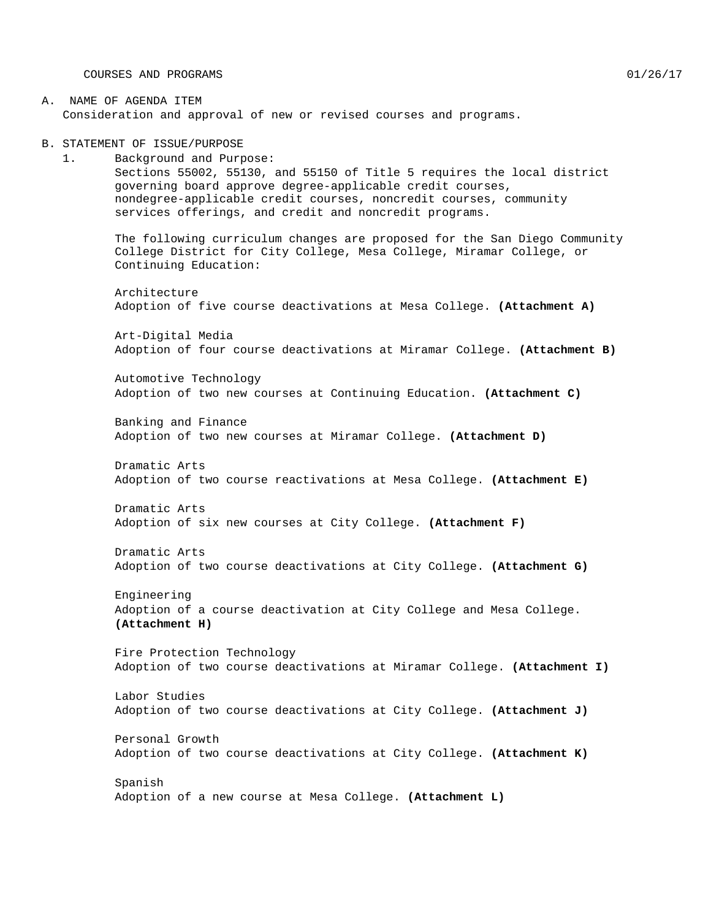COURSES AND PROGRAMS 01/26/17

A. NAME OF AGENDA ITEM

Consideration and approval of new or revised courses and programs.

B. STATEMENT OF ISSUE/PURPOSE

1. Background and Purpose:

   Sections 55002, 55130, and 55150 of Title 5 requires the local district governing board approve degree-applicable credit courses, nondegree-applicable credit courses, noncredit courses, community services offerings, and credit and noncredit programs.

   The following curriculum changes are proposed for the San Diego Community College District for City College, Mesa College, Miramar College, or Continuing Education:

   Architecture
   Adoption of five course deactivations at Mesa College. **(Attachment A)**

   Art-Digital Media
   Adoption of four course deactivations at Miramar College. **(Attachment B)**

   Automotive Technology
   Adoption of two new courses at Continuing Education. **(Attachment C)**

   Banking and Finance
   Adoption of two new courses at Miramar College. **(Attachment D)**

   Dramatic Arts
   Adoption of two course reactivations at Mesa College. **(Attachment E)**

   Dramatic Arts
   Adoption of six new courses at City College. **(Attachment F)**

   Dramatic Arts
   Adoption of two course deactivations at City College. **(Attachment G)**

   Engineering
   Adoption of a course deactivation at City College and Mesa College. **(Attachment H)**

   Fire Protection Technology
   Adoption of two course deactivations at Miramar College. **(Attachment I)**

   Labor Studies
   Adoption of two course deactivations at City College. **(Attachment J)**

   Personal Growth
   Adoption of two course deactivations at City College. **(Attachment K)**

   Spanish
   Adoption of a new course at Mesa College. **(Attachment L)**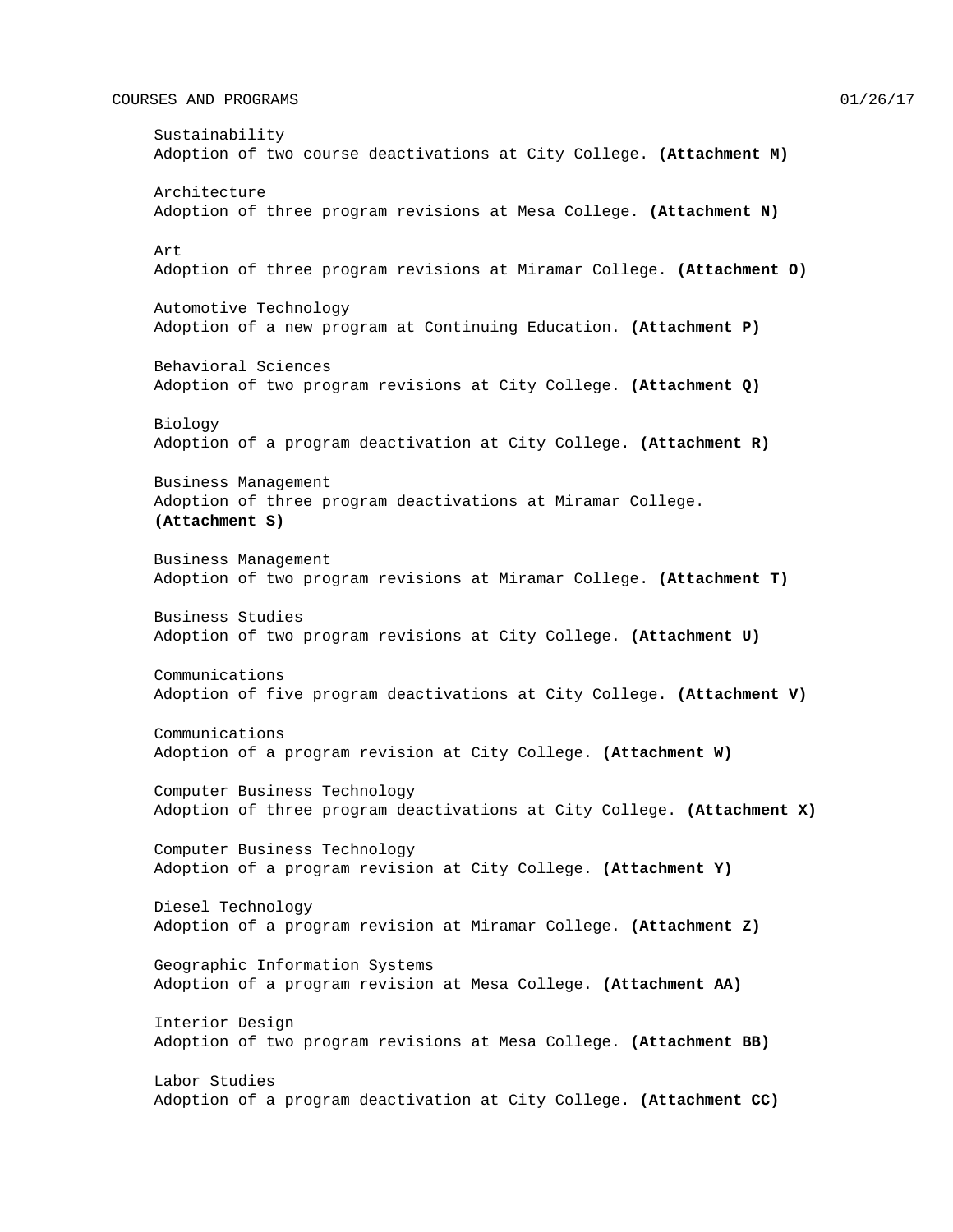Sustainability
Adoption of two course deactivations at City College. **(Attachment M)**

Architecture
Adoption of three program revisions at Mesa College. **(Attachment N)**

Art
Adoption of three program revisions at Miramar College. **(Attachment O)**

Automotive Technology
Adoption of a new program at Continuing Education. **(Attachment P)**

Behavioral Sciences
Adoption of two program revisions at City College. **(Attachment Q)**

Biology
Adoption of a program deactivation at City College. **(Attachment R)**

Business Management
Adoption of three program deactivations at Miramar College. **(Attachment S)**

Business Management
Adoption of two program revisions at Miramar College. **(Attachment T)**

Business Studies
Adoption of two program revisions at City College. **(Attachment U)**

Communications
Adoption of five program deactivations at City College. **(Attachment V)**

Communications
Adoption of a program revision at City College. **(Attachment W)**

Computer Business Technology
Adoption of three program deactivations at City College. **(Attachment X)**

Computer Business Technology
Adoption of a program revision at City College. **(Attachment Y)**

Diesel Technology
Adoption of a program revision at Miramar College. **(Attachment Z)**

Geographic Information Systems
Adoption of a program revision at Mesa College. **(Attachment AA)**

Interior Design
Adoption of two program revisions at Mesa College. **(Attachment BB)**

Labor Studies
Adoption of a program deactivation at City College. **(Attachment CC)**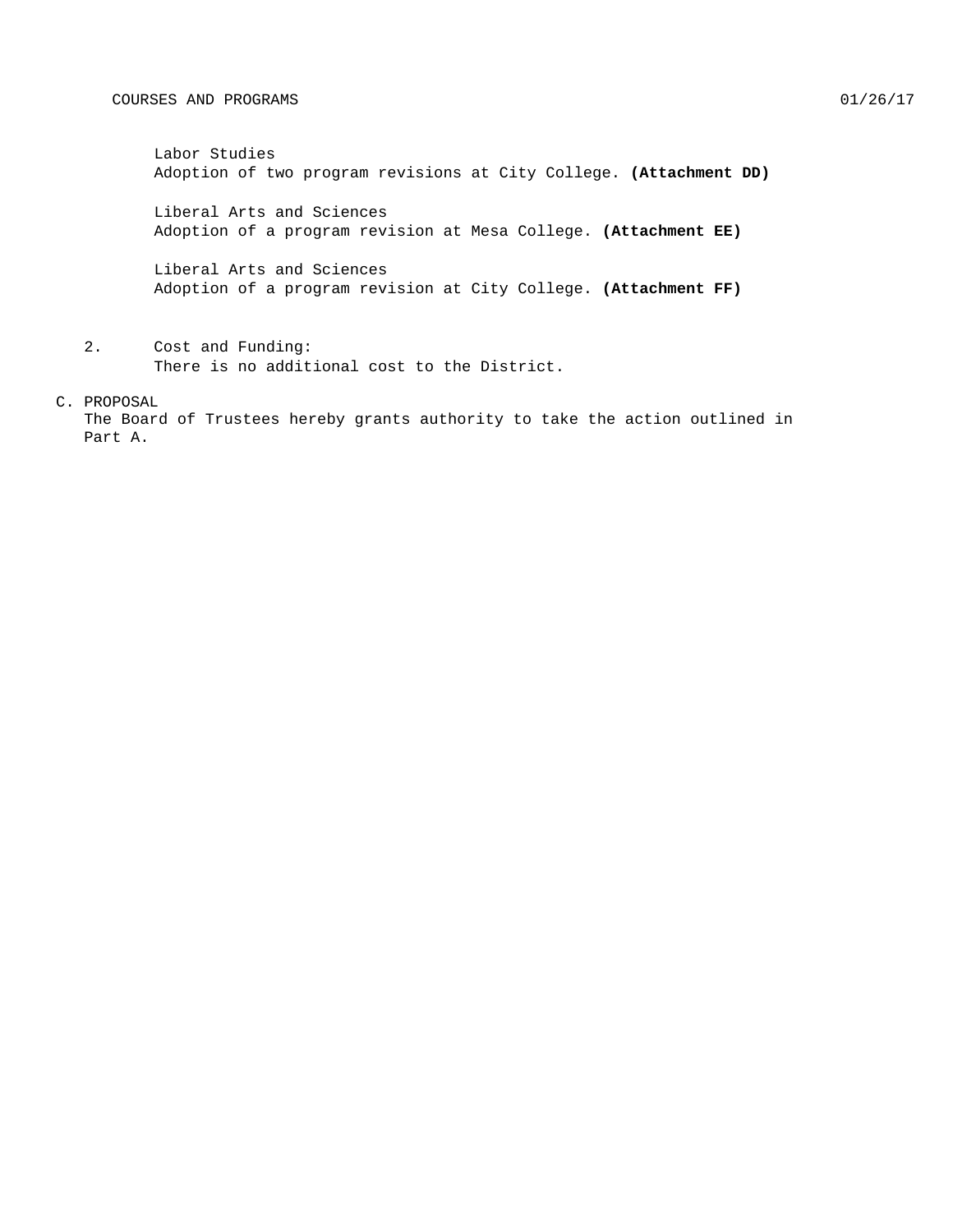Labor Studies
Adoption of two program revisions at City College. **(Attachment DD)**

Liberal Arts and Sciences
Adoption of a program revision at Mesa College. **(Attachment EE)**

Liberal Arts and Sciences
Adoption of a program revision at City College. **(Attachment FF)**

2. Cost and Funding:
   There is no additional cost to the District.

C. PROPOSAL
The Board of Trustees hereby grants authority to take the action outlined in Part A.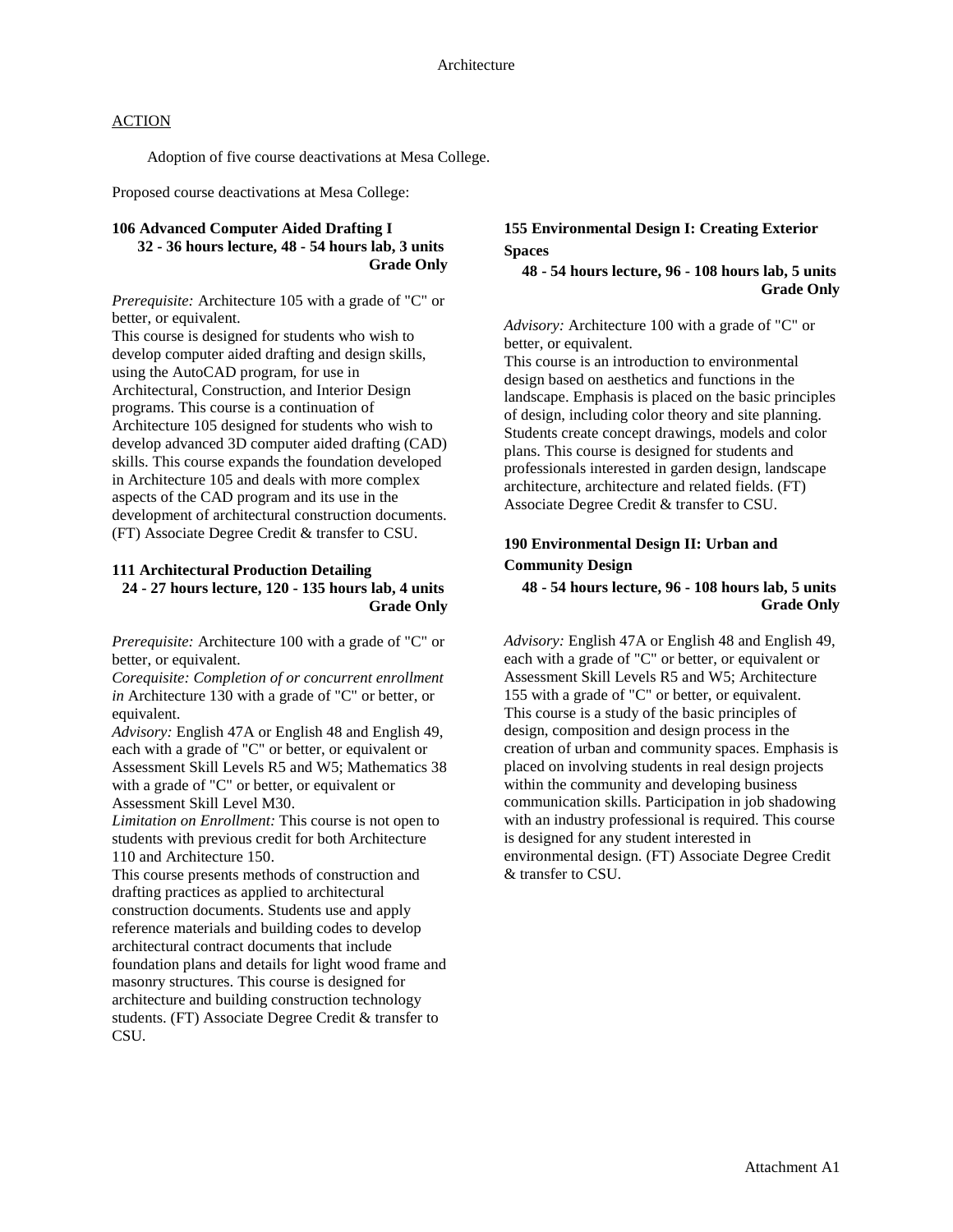# Architecture

## ACTION

Adoption of five course deactivations at Mesa College.

Proposed course deactivations at Mesa College:

### 106 Advanced Computer Aided Drafting I

**32 - 36 hours lecture, 48 - 54 hours lab, 3 units**
**Grade Only**

*Prerequisite:* Architecture 105 with a grade of "C" or better, or equivalent.
This course is designed for students who wish to develop computer aided drafting and design skills, using the AutoCAD program, for use in Architectural, Construction, and Interior Design programs. This course is a continuation of Architecture 105 designed for students who wish to develop advanced 3D computer aided drafting (CAD) skills. This course expands the foundation developed in Architecture 105 and deals with more complex aspects of the CAD program and its use in the development of architectural construction documents. (FT) Associate Degree Credit & transfer to CSU.

### 111 Architectural Production Detailing

**24 - 27 hours lecture, 120 - 135 hours lab, 4 units**
**Grade Only**

*Prerequisite:* Architecture 100 with a grade of "C" or better, or equivalent.
*Corequisite: Completion of or concurrent enrollment in* Architecture 130 with a grade of "C" or better, or equivalent.
*Advisory:* English 47A or English 48 and English 49, each with a grade of "C" or better, or equivalent or Assessment Skill Levels R5 and W5; Mathematics 38 with a grade of "C" or better, or equivalent or Assessment Skill Level M30.
*Limitation on Enrollment:* This course is not open to students with previous credit for both Architecture 110 and Architecture 150.
This course presents methods of construction and drafting practices as applied to architectural construction documents. Students use and apply reference materials and building codes to develop architectural contract documents that include foundation plans and details for light wood frame and masonry structures. This course is designed for architecture and building construction technology students. (FT) Associate Degree Credit & transfer to CSU.

### 155 Environmental Design I: Creating Exterior Spaces

**48 - 54 hours lecture, 96 - 108 hours lab, 5 units**
**Grade Only**

*Advisory:* Architecture 100 with a grade of "C" or better, or equivalent.
This course is an introduction to environmental design based on aesthetics and functions in the landscape. Emphasis is placed on the basic principles of design, including color theory and site planning. Students create concept drawings, models and color plans. This course is designed for students and professionals interested in garden design, landscape architecture, architecture and related fields. (FT) Associate Degree Credit & transfer to CSU.

### 190 Environmental Design II: Urban and Community Design

**48 - 54 hours lecture, 96 - 108 hours lab, 5 units**
**Grade Only**

*Advisory:* English 47A or English 48 and English 49, each with a grade of "C" or better, or equivalent or Assessment Skill Levels R5 and W5; Architecture 155 with a grade of "C" or better, or equivalent.
This course is a study of the basic principles of design, composition and design process in the creation of urban and community spaces. Emphasis is placed on involving students in real design projects within the community and developing business communication skills. Participation in job shadowing with an industry professional is required. This course is designed for any student interested in environmental design. (FT) Associate Degree Credit & transfer to CSU.

Attachment A1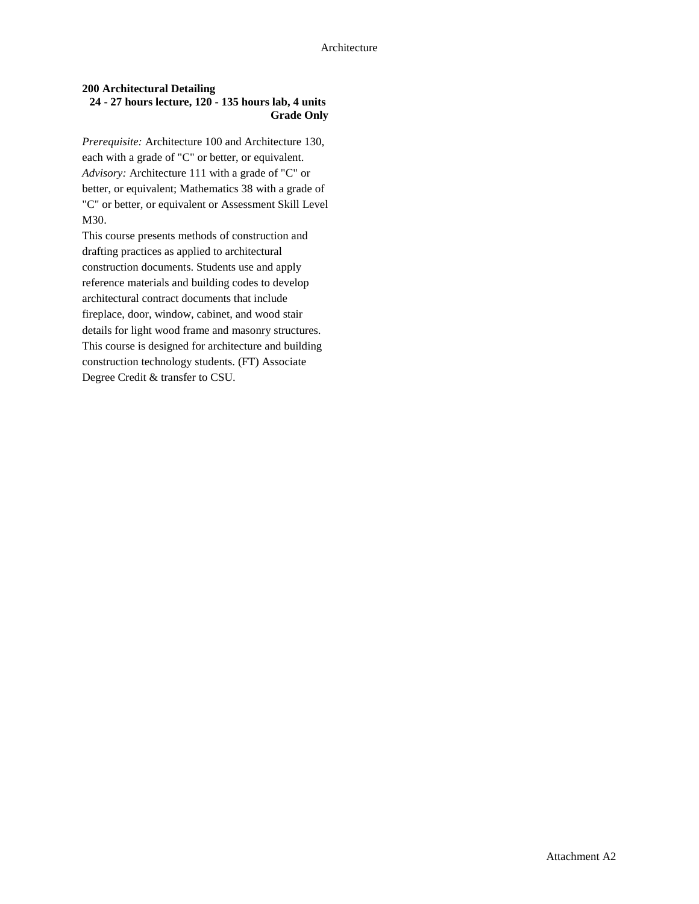**200 Architectural Detailing**
**24 - 27 hours lecture, 120 - 135 hours lab, 4 units**
**Grade Only**

*Prerequisite:* Architecture 100 and Architecture 130, each with a grade of "C" or better, or equivalent.
*Advisory:* Architecture 111 with a grade of "C" or better, or equivalent; Mathematics 38 with a grade of "C" or better, or equivalent or Assessment Skill Level M30.
This course presents methods of construction and drafting practices as applied to architectural construction documents. Students use and apply reference materials and building codes to develop architectural contract documents that include fireplace, door, window, cabinet, and wood stair details for light wood frame and masonry structures. This course is designed for architecture and building construction technology students. (FT) Associate Degree Credit & transfer to CSU.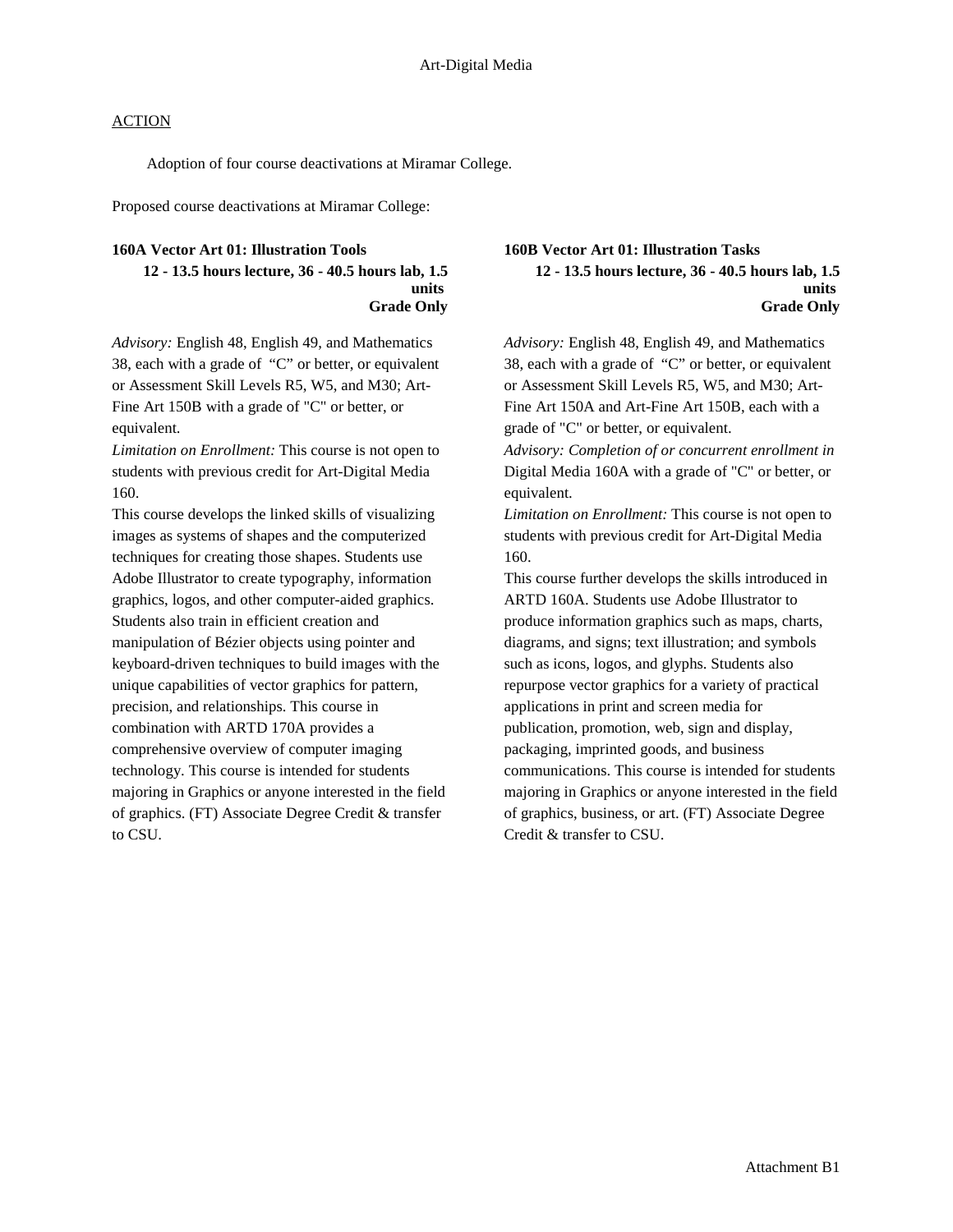Art-Digital Media

ACTION

Adoption of four course deactivations at Miramar College.

Proposed course deactivations at Miramar College:

**160A Vector Art 01: Illustration Tools**
**12 - 13.5 hours lecture, 36 - 40.5 hours lab, 1.5 units**
**Grade Only**

*Advisory:* English 48, English 49, and Mathematics 38, each with a grade of "C" or better, or equivalent or Assessment Skill Levels R5, W5, and M30; Art-Fine Art 150B with a grade of "C" or better, or equivalent.
*Limitation on Enrollment:* This course is not open to students with previous credit for Art-Digital Media 160.
This course develops the linked skills of visualizing images as systems of shapes and the computerized techniques for creating those shapes. Students use Adobe Illustrator to create typography, information graphics, logos, and other computer-aided graphics. Students also train in efficient creation and manipulation of Bézier objects using pointer and keyboard-driven techniques to build images with the unique capabilities of vector graphics for pattern, precision, and relationships. This course in combination with ARTD 170A provides a comprehensive overview of computer imaging technology. This course is intended for students majoring in Graphics or anyone interested in the field of graphics. (FT) Associate Degree Credit & transfer to CSU.

**160B Vector Art 01: Illustration Tasks**
**12 - 13.5 hours lecture, 36 - 40.5 hours lab, 1.5 units**
**Grade Only**

*Advisory:* English 48, English 49, and Mathematics 38, each with a grade of "C" or better, or equivalent or Assessment Skill Levels R5, W5, and M30; Art-Fine Art 150A and Art-Fine Art 150B, each with a grade of "C" or better, or equivalent.
*Advisory: Completion of or concurrent enrollment in* Digital Media 160A with a grade of "C" or better, or equivalent.
*Limitation on Enrollment:* This course is not open to students with previous credit for Art-Digital Media 160.
This course further develops the skills introduced in ARTD 160A. Students use Adobe Illustrator to produce information graphics such as maps, charts, diagrams, and signs; text illustration; and symbols such as icons, logos, and glyphs. Students also repurpose vector graphics for a variety of practical applications in print and screen media for publication, promotion, web, sign and display, packaging, imprinted goods, and business communications. This course is intended for students majoring in Graphics or anyone interested in the field of graphics, business, or art. (FT) Associate Degree Credit & transfer to CSU.

Attachment B1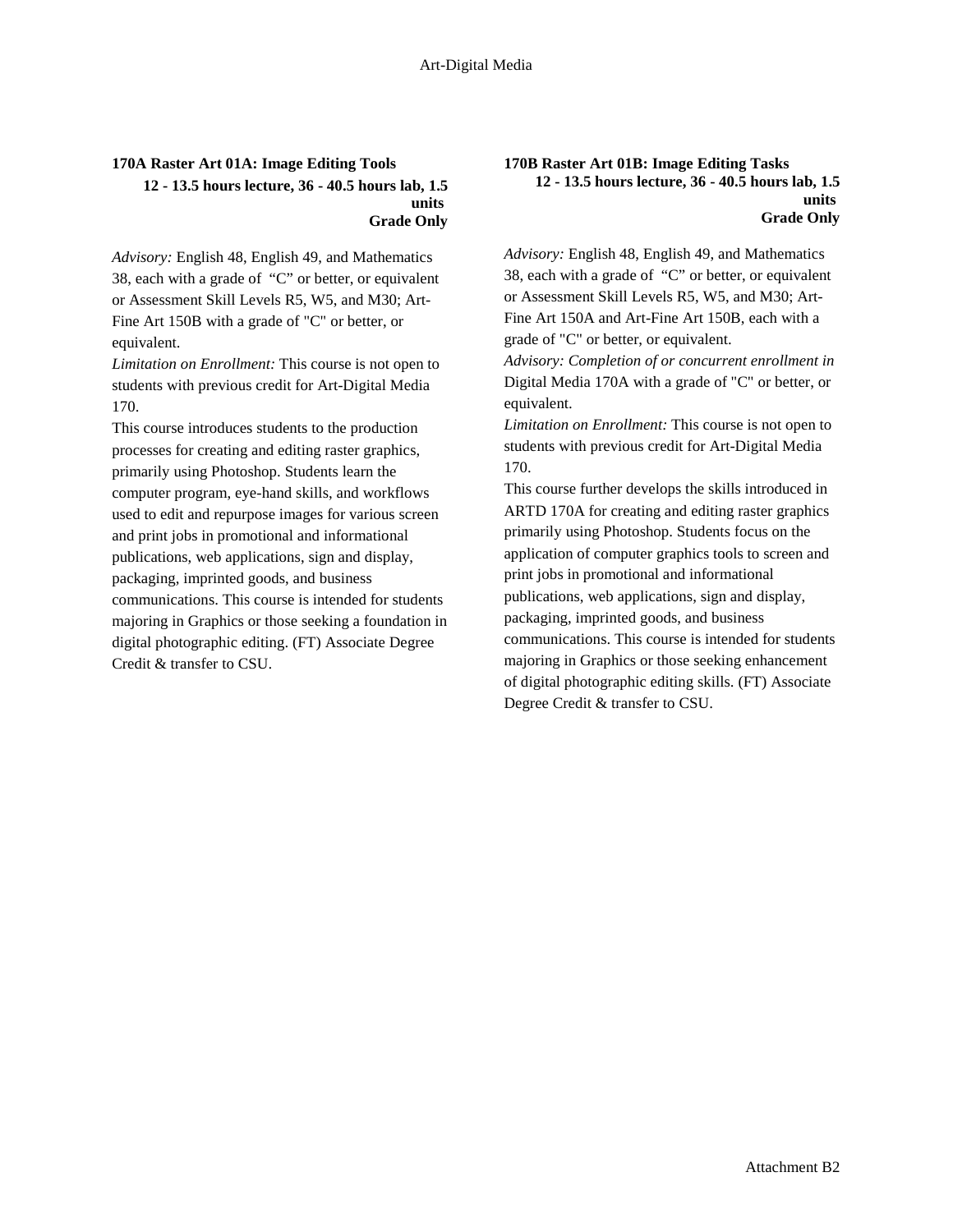**170A Raster Art 01A: Image Editing Tools**
**12 - 13.5 hours lecture, 36 - 40.5 hours lab, 1.5 units**
**Grade Only**

*Advisory:* English 48, English 49, and Mathematics 38, each with a grade of "C" or better, or equivalent or Assessment Skill Levels R5, W5, and M30; Art-Fine Art 150B with a grade of "C" or better, or equivalent.
*Limitation on Enrollment:* This course is not open to students with previous credit for Art-Digital Media 170.
This course introduces students to the production processes for creating and editing raster graphics, primarily using Photoshop. Students learn the computer program, eye-hand skills, and workflows used to edit and repurpose images for various screen and print jobs in promotional and informational publications, web applications, sign and display, packaging, imprinted goods, and business communications. This course is intended for students majoring in Graphics or those seeking a foundation in digital photographic editing. (FT) Associate Degree Credit & transfer to CSU.

**170B Raster Art 01B: Image Editing Tasks**
**12 - 13.5 hours lecture, 36 - 40.5 hours lab, 1.5 units**
**Grade Only**

*Advisory:* English 48, English 49, and Mathematics 38, each with a grade of "C" or better, or equivalent or Assessment Skill Levels R5, W5, and M30; Art-Fine Art 150A and Art-Fine Art 150B, each with a grade of "C" or better, or equivalent.
*Advisory: Completion of or concurrent enrollment in* Digital Media 170A with a grade of "C" or better, or equivalent.
*Limitation on Enrollment:* This course is not open to students with previous credit for Art-Digital Media 170.
This course further develops the skills introduced in ARTD 170A for creating and editing raster graphics primarily using Photoshop. Students focus on the application of computer graphics tools to screen and print jobs in promotional and informational publications, web applications, sign and display, packaging, imprinted goods, and business communications. This course is intended for students majoring in Graphics or those seeking enhancement of digital photographic editing skills. (FT) Associate Degree Credit & transfer to CSU.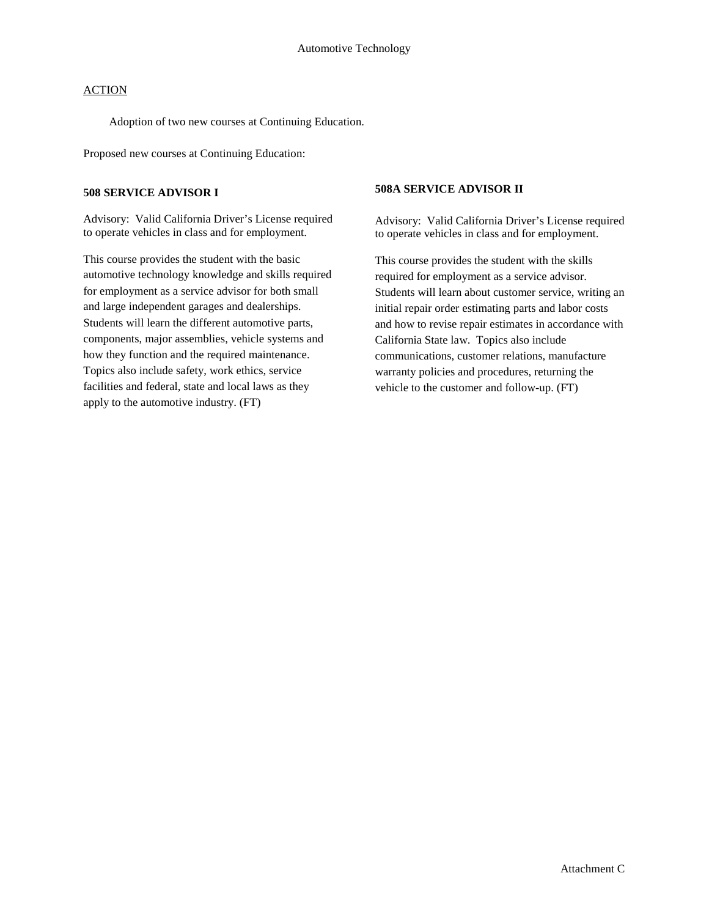# Automotive Technology

ACTION

Adoption of two new courses at Continuing Education.

Proposed new courses at Continuing Education:

**508 SERVICE ADVISOR I**

Advisory: Valid California Driver's License required to operate vehicles in class and for employment.

This course provides the student with the basic automotive technology knowledge and skills required for employment as a service advisor for both small and large independent garages and dealerships. Students will learn the different automotive parts, components, major assemblies, vehicle systems and how they function and the required maintenance. Topics also include safety, work ethics, service facilities and federal, state and local laws as they apply to the automotive industry. (FT)

**508A SERVICE ADVISOR II**

Advisory: Valid California Driver's License required to operate vehicles in class and for employment.

This course provides the student with the skills required for employment as a service advisor. Students will learn about customer service, writing an initial repair order estimating parts and labor costs and how to revise repair estimates in accordance with California State law. Topics also include communications, customer relations, manufacture warranty policies and procedures, returning the vehicle to the customer and follow-up. (FT)

Attachment C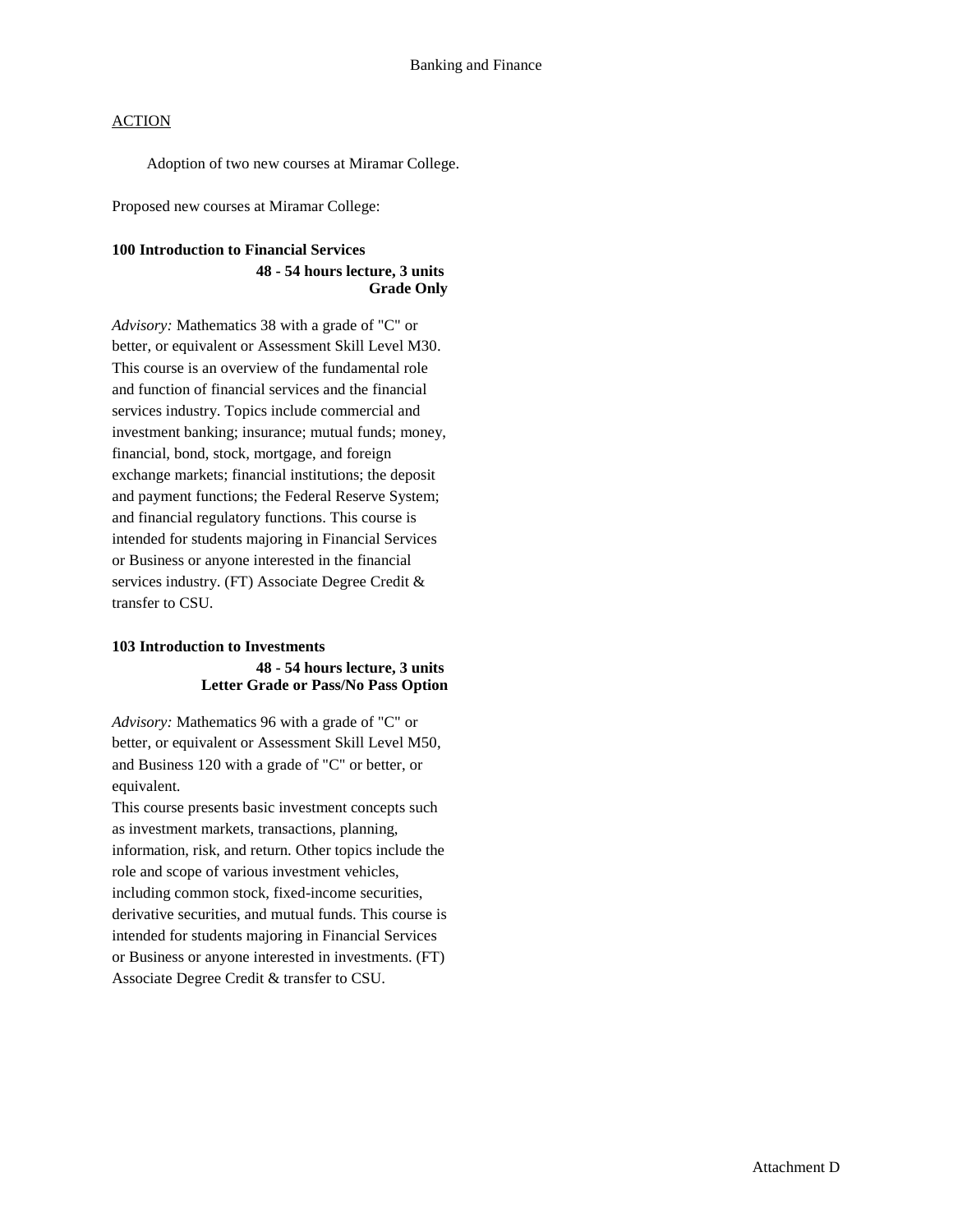# Banking and Finance

ACTION

Adoption of two new courses at Miramar College.

Proposed new courses at Miramar College:

**100 Introduction to Financial Services**
**48 - 54 hours lecture, 3 units**
**Grade Only**

*Advisory:* Mathematics 38 with a grade of "C" or better, or equivalent or Assessment Skill Level M30. This course is an overview of the fundamental role and function of financial services and the financial services industry. Topics include commercial and investment banking; insurance; mutual funds; money, financial, bond, stock, mortgage, and foreign exchange markets; financial institutions; the deposit and payment functions; the Federal Reserve System; and financial regulatory functions. This course is intended for students majoring in Financial Services or Business or anyone interested in the financial services industry. (FT) Associate Degree Credit & transfer to CSU.

**103 Introduction to Investments**
**48 - 54 hours lecture, 3 units**
**Letter Grade or Pass/No Pass Option**

*Advisory:* Mathematics 96 with a grade of "C" or better, or equivalent or Assessment Skill Level M50, and Business 120 with a grade of "C" or better, or equivalent.
This course presents basic investment concepts such as investment markets, transactions, planning, information, risk, and return. Other topics include the role and scope of various investment vehicles, including common stock, fixed-income securities, derivative securities, and mutual funds. This course is intended for students majoring in Financial Services or Business or anyone interested in investments. (FT) Associate Degree Credit & transfer to CSU.

Attachment D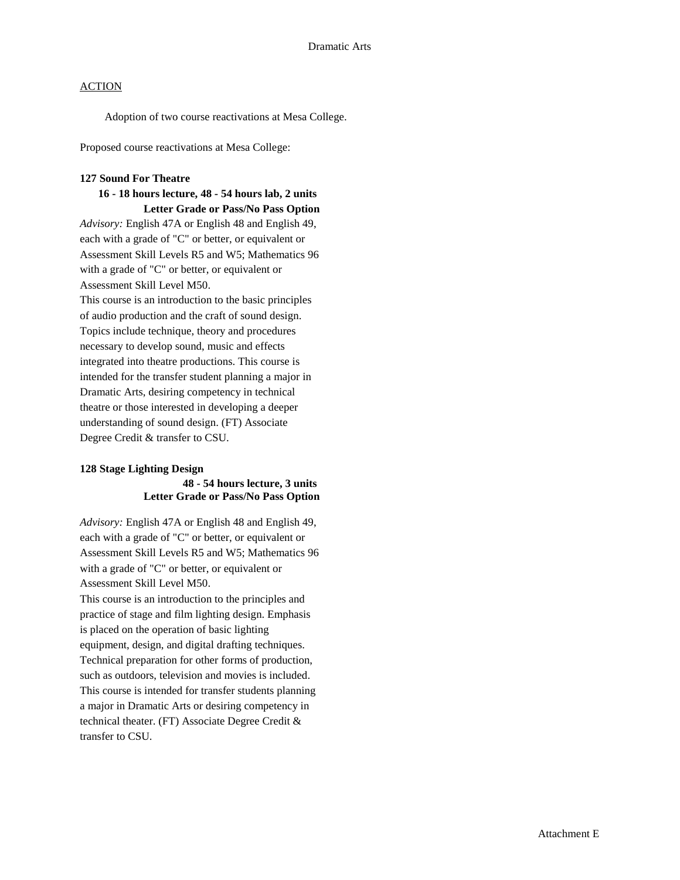## Dramatic Arts

ACTION

Adoption of two course reactivations at Mesa College.

Proposed course reactivations at Mesa College:

**127 Sound For Theatre**
**16 - 18 hours lecture, 48 - 54 hours lab, 2 units**
**Letter Grade or Pass/No Pass Option**

*Advisory:* English 47A or English 48 and English 49, each with a grade of "C" or better, or equivalent or Assessment Skill Levels R5 and W5; Mathematics 96 with a grade of "C" or better, or equivalent or Assessment Skill Level M50.

This course is an introduction to the basic principles of audio production and the craft of sound design. Topics include technique, theory and procedures necessary to develop sound, music and effects integrated into theatre productions. This course is intended for the transfer student planning a major in Dramatic Arts, desiring competency in technical theatre or those interested in developing a deeper understanding of sound design. (FT) Associate Degree Credit & transfer to CSU.

**128 Stage Lighting Design**
**48 - 54 hours lecture, 3 units**
**Letter Grade or Pass/No Pass Option**

*Advisory:* English 47A or English 48 and English 49, each with a grade of "C" or better, or equivalent or Assessment Skill Levels R5 and W5; Mathematics 96 with a grade of "C" or better, or equivalent or Assessment Skill Level M50.

This course is an introduction to the principles and practice of stage and film lighting design. Emphasis is placed on the operation of basic lighting equipment, design, and digital drafting techniques. Technical preparation for other forms of production, such as outdoors, television and movies is included. This course is intended for transfer students planning a major in Dramatic Arts or desiring competency in technical theater. (FT) Associate Degree Credit & transfer to CSU.

Attachment E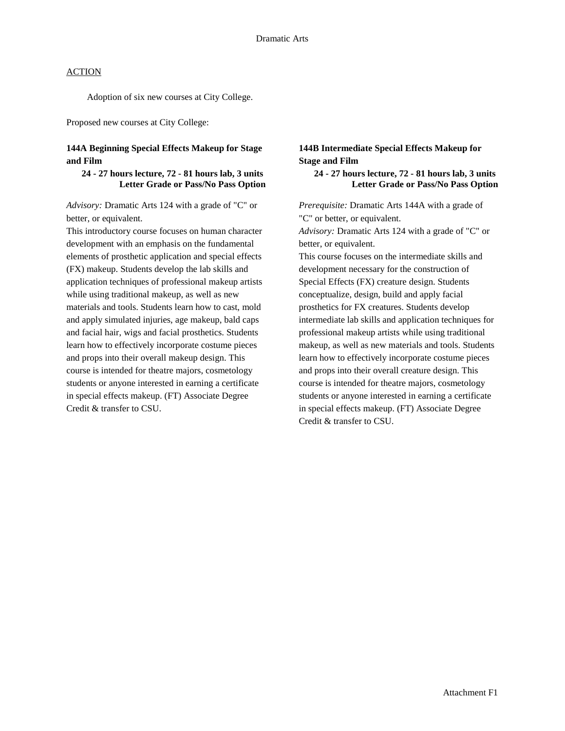ACTION

Adoption of six new courses at City College.

Proposed new courses at City College:

**144A Beginning Special Effects Makeup for Stage and Film**

**24 - 27 hours lecture, 72 - 81 hours lab, 3 units**
**Letter Grade or Pass/No Pass Option**

*Advisory:* Dramatic Arts 124 with a grade of "C" or better, or equivalent.
This introductory course focuses on human character development with an emphasis on the fundamental elements of prosthetic application and special effects (FX) makeup. Students develop the lab skills and application techniques of professional makeup artists while using traditional makeup, as well as new materials and tools. Students learn how to cast, mold and apply simulated injuries, age makeup, bald caps and facial hair, wigs and facial prosthetics. Students learn how to effectively incorporate costume pieces and props into their overall makeup design. This course is intended for theatre majors, cosmetology students or anyone interested in earning a certificate in special effects makeup. (FT) Associate Degree Credit & transfer to CSU.

**144B Intermediate Special Effects Makeup for Stage and Film**

**24 - 27 hours lecture, 72 - 81 hours lab, 3 units**
**Letter Grade or Pass/No Pass Option**

*Prerequisite:* Dramatic Arts 144A with a grade of "C" or better, or equivalent.
*Advisory:* Dramatic Arts 124 with a grade of "C" or better, or equivalent.
This course focuses on the intermediate skills and development necessary for the construction of Special Effects (FX) creature design. Students conceptualize, design, build and apply facial prosthetics for FX creatures. Students develop intermediate lab skills and application techniques for professional makeup artists while using traditional makeup, as well as new materials and tools. Students learn how to effectively incorporate costume pieces and props into their overall creature design. This course is intended for theatre majors, cosmetology students or anyone interested in earning a certificate in special effects makeup. (FT) Associate Degree Credit & transfer to CSU.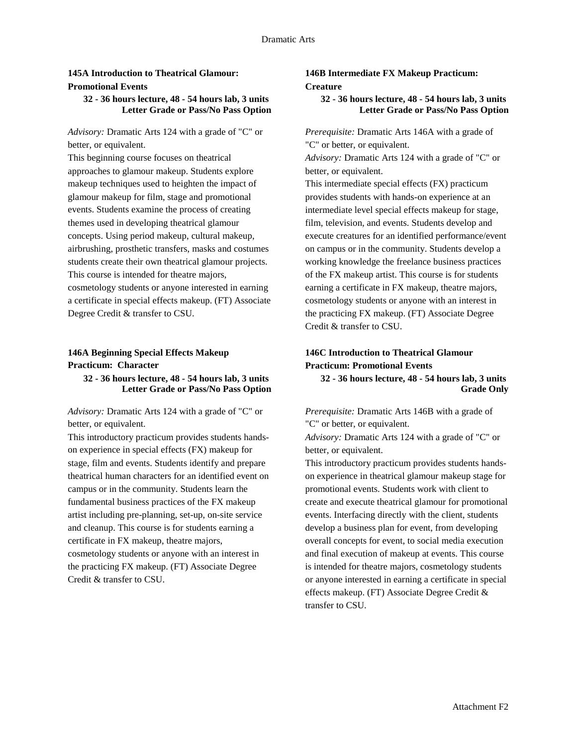### 145A Introduction to Theatrical Glamour: Promotional Events

**32 - 36 hours lecture, 48 - 54 hours lab, 3 units**
**Letter Grade or Pass/No Pass Option**

*Advisory:* Dramatic Arts 124 with a grade of "C" or better, or equivalent.

This beginning course focuses on theatrical approaches to glamour makeup. Students explore makeup techniques used to heighten the impact of glamour makeup for film, stage and promotional events. Students examine the process of creating themes used in developing theatrical glamour concepts. Using period makeup, cultural makeup, airbrushing, prosthetic transfers, masks and costumes students create their own theatrical glamour projects. This course is intended for theatre majors, cosmetology students or anyone interested in earning a certificate in special effects makeup. (FT) Associate Degree Credit & transfer to CSU.

### 146A Beginning Special Effects Makeup Practicum: Character

**32 - 36 hours lecture, 48 - 54 hours lab, 3 units**
**Letter Grade or Pass/No Pass Option**

*Advisory:* Dramatic Arts 124 with a grade of "C" or better, or equivalent.

This introductory practicum provides students hands-on experience in special effects (FX) makeup for stage, film and events. Students identify and prepare theatrical human characters for an identified event on campus or in the community. Students learn the fundamental business practices of the FX makeup artist including pre-planning, set-up, on-site service and cleanup. This course is for students earning a certificate in FX makeup, theatre majors, cosmetology students or anyone with an interest in the practicing FX makeup. (FT) Associate Degree Credit & transfer to CSU.

### 146B Intermediate FX Makeup Practicum: Creature

**32 - 36 hours lecture, 48 - 54 hours lab, 3 units**
**Letter Grade or Pass/No Pass Option**

*Prerequisite:* Dramatic Arts 146A with a grade of "C" or better, or equivalent.

*Advisory:* Dramatic Arts 124 with a grade of "C" or better, or equivalent.

This intermediate special effects (FX) practicum provides students with hands-on experience at an intermediate level special effects makeup for stage, film, television, and events. Students develop and execute creatures for an identified performance/event on campus or in the community. Students develop a working knowledge the freelance business practices of the FX makeup artist. This course is for students earning a certificate in FX makeup, theatre majors, cosmetology students or anyone with an interest in the practicing FX makeup. (FT) Associate Degree Credit & transfer to CSU.

### 146C Introduction to Theatrical Glamour Practicum: Promotional Events

**32 - 36 hours lecture, 48 - 54 hours lab, 3 units**
**Grade Only**

*Prerequisite:* Dramatic Arts 146B with a grade of "C" or better, or equivalent.

*Advisory:* Dramatic Arts 124 with a grade of "C" or better, or equivalent.

This introductory practicum provides students hands-on experience in theatrical glamour makeup stage for promotional events. Students work with client to create and execute theatrical glamour for promotional events. Interfacing directly with the client, students develop a business plan for event, from developing overall concepts for event, to social media execution and final execution of makeup at events. This course is intended for theatre majors, cosmetology students or anyone interested in earning a certificate in special effects makeup. (FT) Associate Degree Credit & transfer to CSU.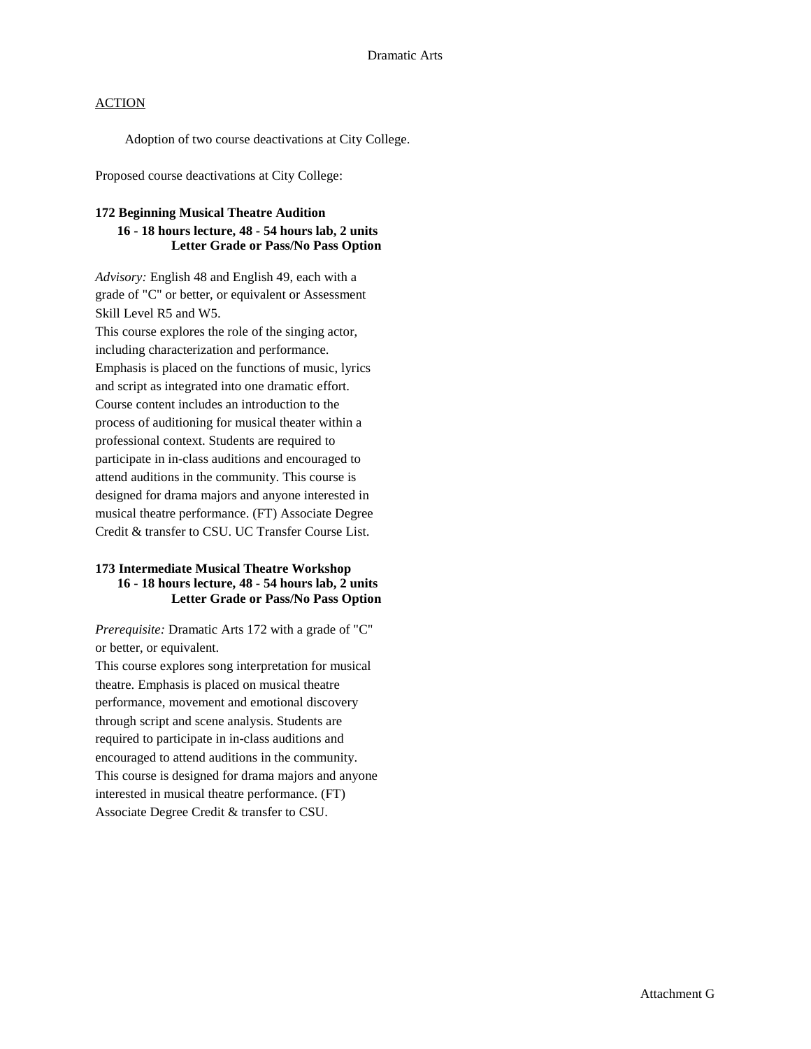Dramatic Arts

ACTION

Adoption of two course deactivations at City College.

Proposed course deactivations at City College:

**172 Beginning Musical Theatre Audition**
**16 - 18 hours lecture, 48 - 54 hours lab, 2 units**
**Letter Grade or Pass/No Pass Option**

*Advisory:* English 48 and English 49, each with a grade of "C" or better, or equivalent or Assessment Skill Level R5 and W5.
This course explores the role of the singing actor, including characterization and performance. Emphasis is placed on the functions of music, lyrics and script as integrated into one dramatic effort. Course content includes an introduction to the process of auditioning for musical theater within a professional context. Students are required to participate in in-class auditions and encouraged to attend auditions in the community. This course is designed for drama majors and anyone interested in musical theatre performance. (FT) Associate Degree Credit & transfer to CSU. UC Transfer Course List.

**173 Intermediate Musical Theatre Workshop**
**16 - 18 hours lecture, 48 - 54 hours lab, 2 units**
**Letter Grade or Pass/No Pass Option**

*Prerequisite:* Dramatic Arts 172 with a grade of "C" or better, or equivalent.
This course explores song interpretation for musical theatre. Emphasis is placed on musical theatre performance, movement and emotional discovery through script and scene analysis. Students are required to participate in in-class auditions and encouraged to attend auditions in the community. This course is designed for drama majors and anyone interested in musical theatre performance. (FT) Associate Degree Credit & transfer to CSU.

Attachment G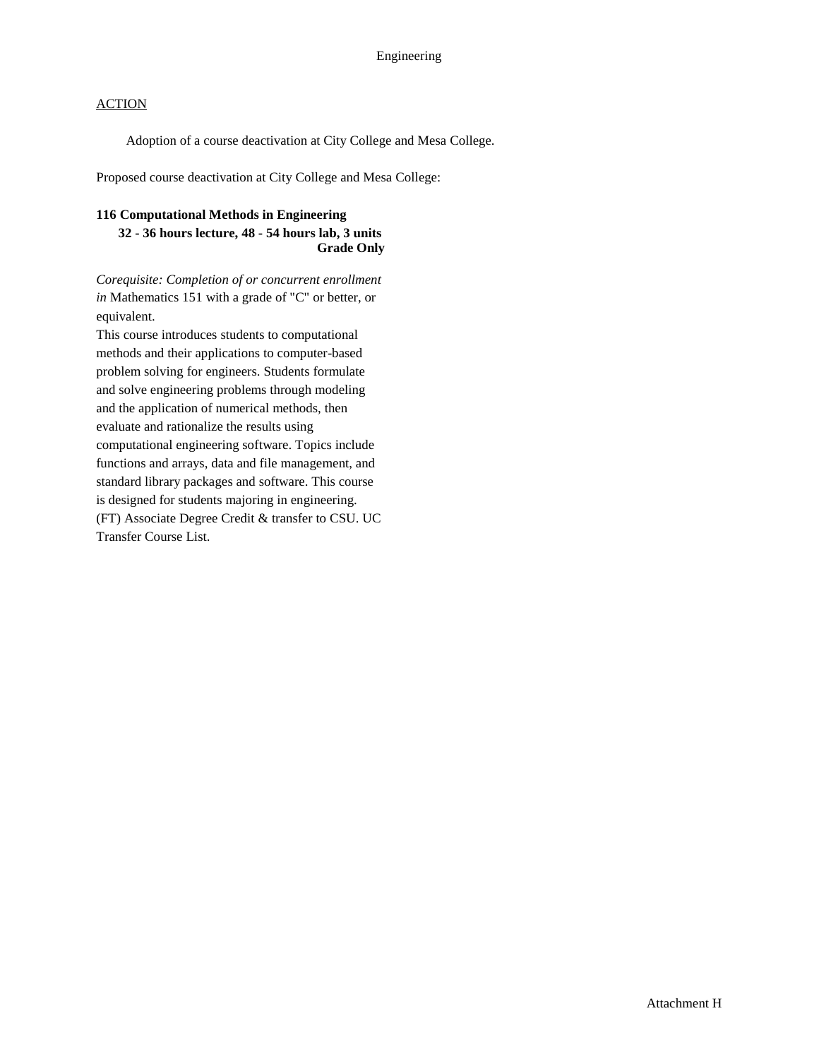ACTION

Adoption of a course deactivation at City College and Mesa College.

Proposed course deactivation at City College and Mesa College:

**116 Computational Methods in Engineering**
**32 - 36 hours lecture, 48 - 54 hours lab, 3 units**
**Grade Only**

*Corequisite: Completion of or concurrent enrollment in* Mathematics 151 with a grade of "C" or better, or equivalent.

This course introduces students to computational methods and their applications to computer-based problem solving for engineers. Students formulate and solve engineering problems through modeling and the application of numerical methods, then evaluate and rationalize the results using computational engineering software. Topics include functions and arrays, data and file management, and standard library packages and software. This course is designed for students majoring in engineering. (FT) Associate Degree Credit & transfer to CSU. UC Transfer Course List.

Attachment H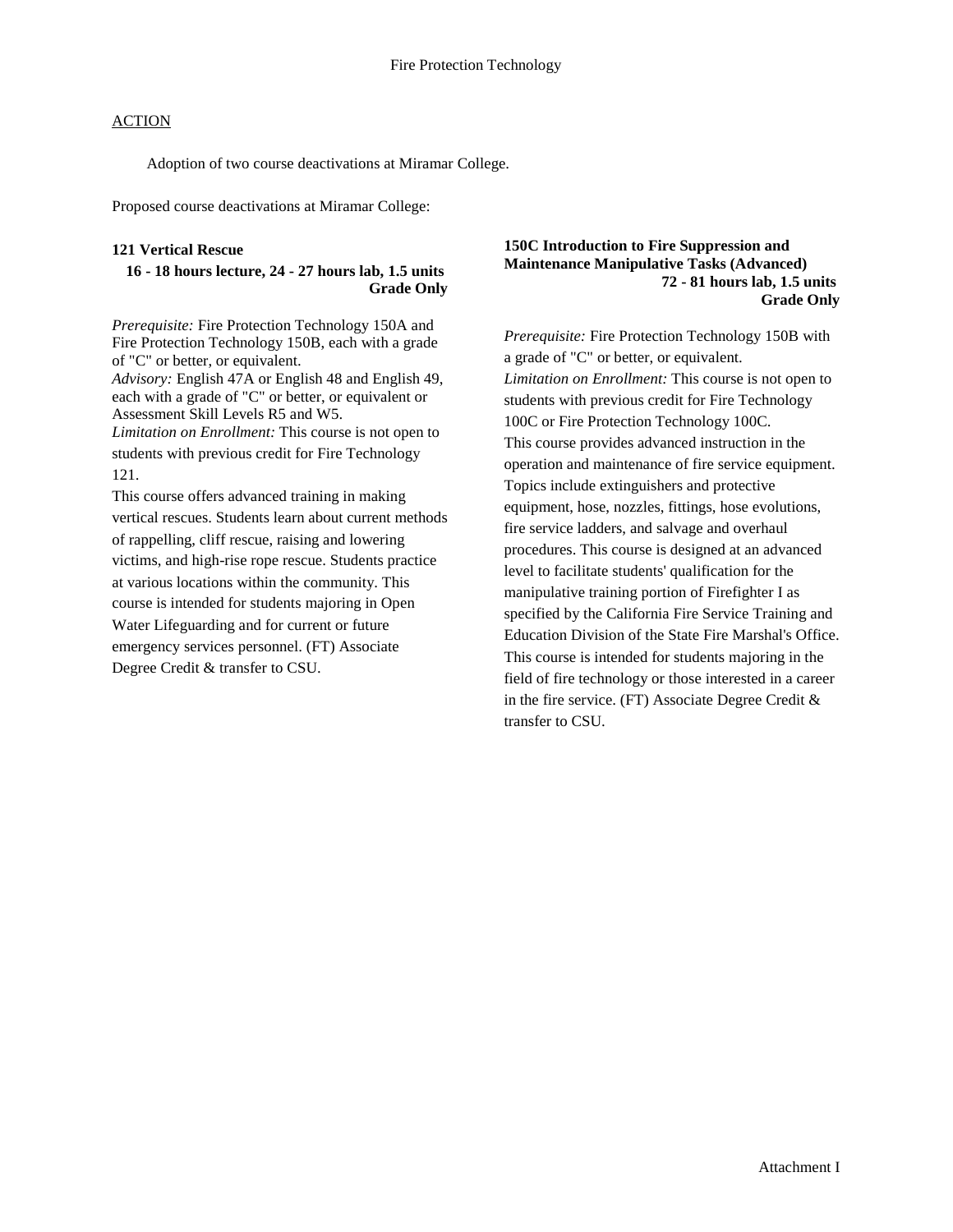Fire Protection Technology

ACTION

Adoption of two course deactivations at Miramar College.

Proposed course deactivations at Miramar College:

**121 Vertical Rescue**
**16 - 18 hours lecture, 24 - 27 hours lab, 1.5 units**
**Grade Only**

*Prerequisite:* Fire Protection Technology 150A and Fire Protection Technology 150B, each with a grade of "C" or better, or equivalent.
*Advisory:* English 47A or English 48 and English 49, each with a grade of "C" or better, or equivalent or Assessment Skill Levels R5 and W5.
*Limitation on Enrollment:* This course is not open to students with previous credit for Fire Technology 121.
This course offers advanced training in making vertical rescues. Students learn about current methods of rappelling, cliff rescue, raising and lowering victims, and high-rise rope rescue. Students practice at various locations within the community. This course is intended for students majoring in Open Water Lifeguarding and for current or future emergency services personnel. (FT) Associate Degree Credit & transfer to CSU.

**150C Introduction to Fire Suppression and Maintenance Manipulative Tasks (Advanced)**
**72 - 81 hours lab, 1.5 units**
**Grade Only**

*Prerequisite:* Fire Protection Technology 150B with a grade of "C" or better, or equivalent.
*Limitation on Enrollment:* This course is not open to students with previous credit for Fire Technology 100C or Fire Protection Technology 100C.
This course provides advanced instruction in the operation and maintenance of fire service equipment. Topics include extinguishers and protective equipment, hose, nozzles, fittings, hose evolutions, fire service ladders, and salvage and overhaul procedures. This course is designed at an advanced level to facilitate students' qualification for the manipulative training portion of Firefighter I as specified by the California Fire Service Training and Education Division of the State Fire Marshal's Office. This course is intended for students majoring in the field of fire technology or those interested in a career in the fire service. (FT) Associate Degree Credit & transfer to CSU.

Attachment I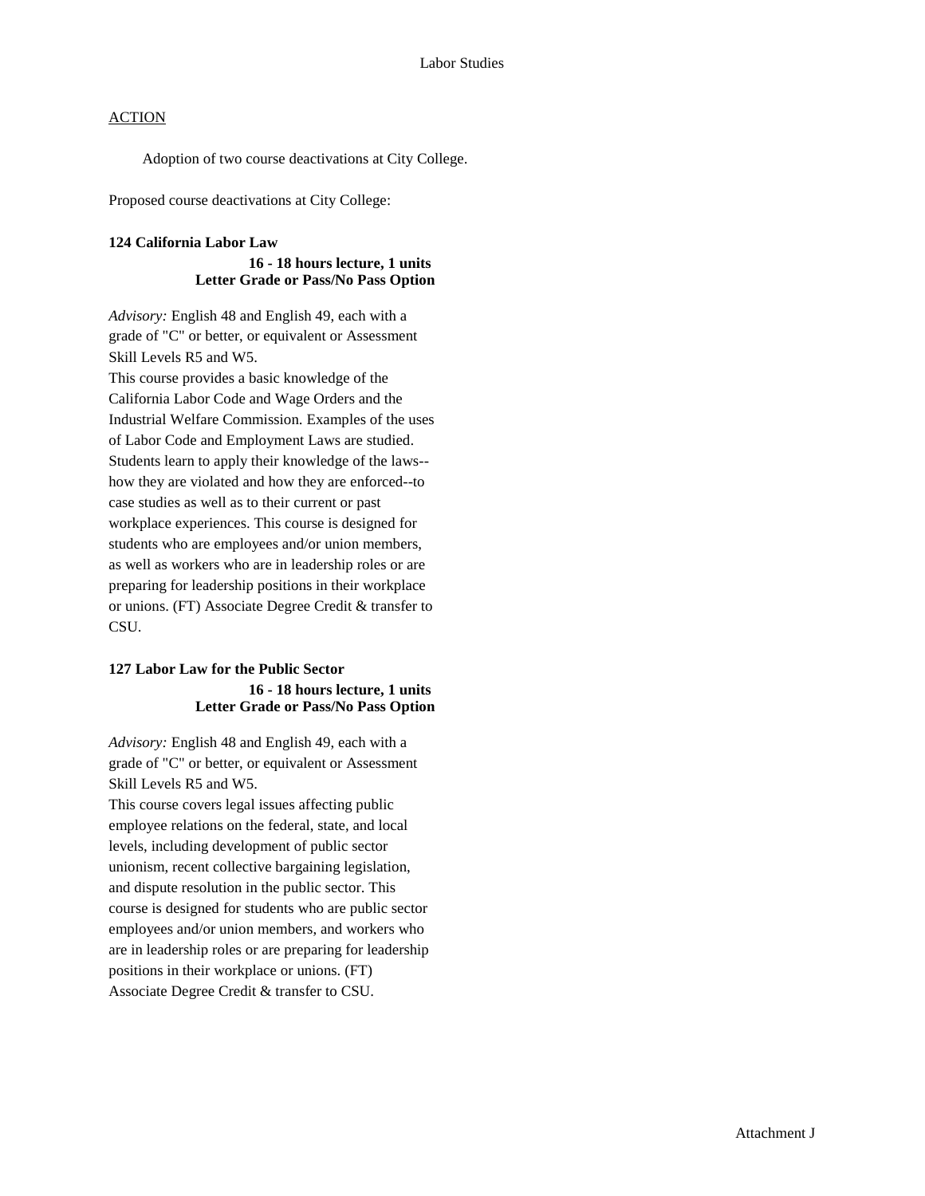# Labor Studies

ACTION

Adoption of two course deactivations at City College.

Proposed course deactivations at City College:

**124 California Labor Law**
**16 - 18 hours lecture, 1 units**
**Letter Grade or Pass/No Pass Option**

*Advisory:* English 48 and English 49, each with a grade of "C" or better, or equivalent or Assessment Skill Levels R5 and W5.
This course provides a basic knowledge of the California Labor Code and Wage Orders and the Industrial Welfare Commission. Examples of the uses of Labor Code and Employment Laws are studied. Students learn to apply their knowledge of the laws--how they are violated and how they are enforced--to case studies as well as to their current or past workplace experiences. This course is designed for students who are employees and/or union members, as well as workers who are in leadership roles or are preparing for leadership positions in their workplace or unions. (FT) Associate Degree Credit & transfer to CSU.

**127 Labor Law for the Public Sector**
**16 - 18 hours lecture, 1 units**
**Letter Grade or Pass/No Pass Option**

*Advisory:* English 48 and English 49, each with a grade of "C" or better, or equivalent or Assessment Skill Levels R5 and W5.
This course covers legal issues affecting public employee relations on the federal, state, and local levels, including development of public sector unionism, recent collective bargaining legislation, and dispute resolution in the public sector. This course is designed for students who are public sector employees and/or union members, and workers who are in leadership roles or are preparing for leadership positions in their workplace or unions. (FT) Associate Degree Credit & transfer to CSU.

Attachment J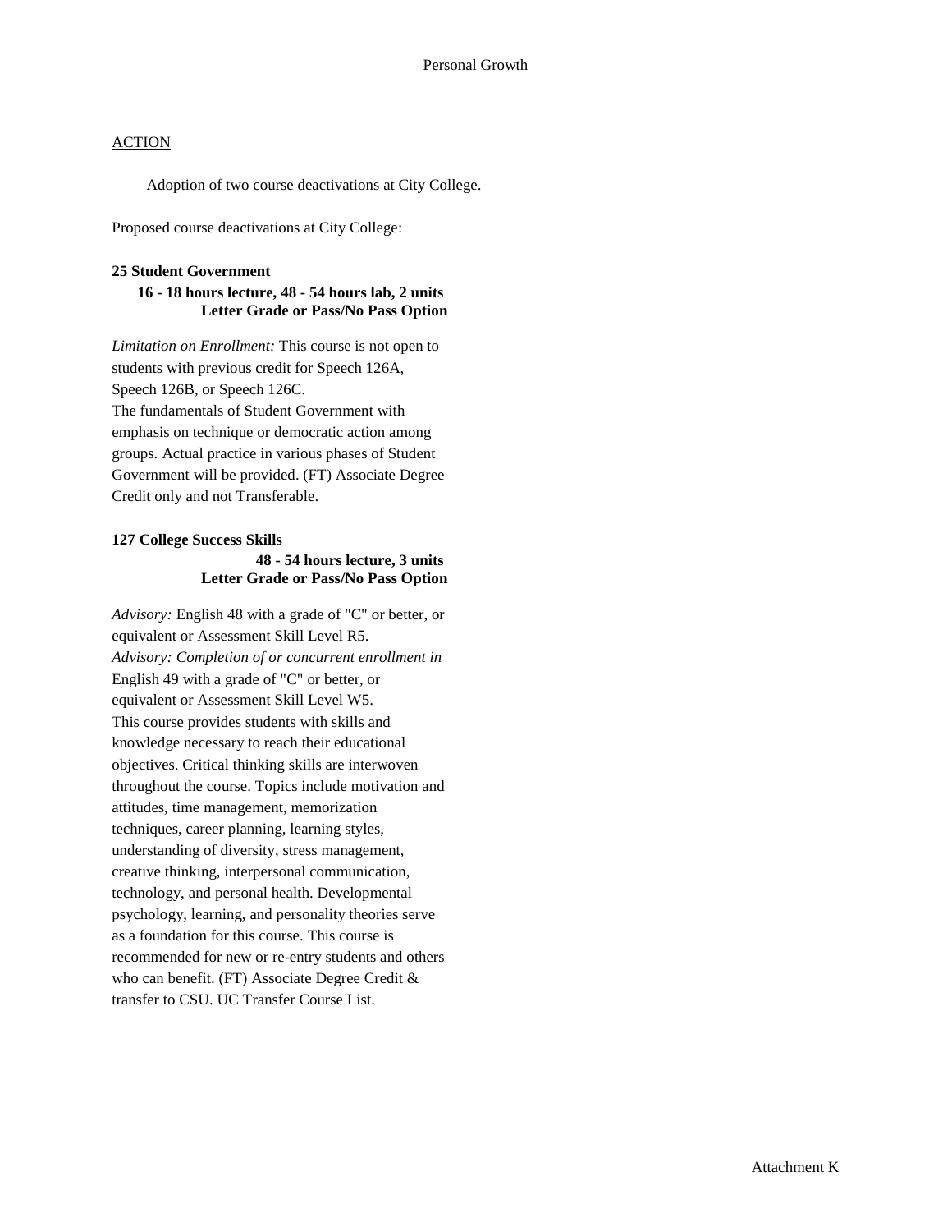Personal Growth

<u>ACTION</u>

Adoption of two course deactivations at City College.

Proposed course deactivations at City College:

**25 Student Government**
**16 - 18 hours lecture, 48 - 54 hours lab, 2 units**
**Letter Grade or Pass/No Pass Option**

*Limitation on Enrollment:* This course is not open to students with previous credit for Speech 126A, Speech 126B, or Speech 126C.
The fundamentals of Student Government with emphasis on technique or democratic action among groups. Actual practice in various phases of Student Government will be provided. (FT) Associate Degree Credit only and not Transferable.

**127 College Success Skills**
**48 - 54 hours lecture, 3 units**
**Letter Grade or Pass/No Pass Option**

*Advisory:* English 48 with a grade of "C" or better, or equivalent or Assessment Skill Level R5.
*Advisory: Completion of or concurrent enrollment in* English 49 with a grade of "C" or better, or equivalent or Assessment Skill Level W5.
This course provides students with skills and knowledge necessary to reach their educational objectives. Critical thinking skills are interwoven throughout the course. Topics include motivation and attitudes, time management, memorization techniques, career planning, learning styles, understanding of diversity, stress management, creative thinking, interpersonal communication, technology, and personal health. Developmental psychology, learning, and personality theories serve as a foundation for this course. This course is recommended for new or re-entry students and others who can benefit. (FT) Associate Degree Credit & transfer to CSU. UC Transfer Course List.

Attachment K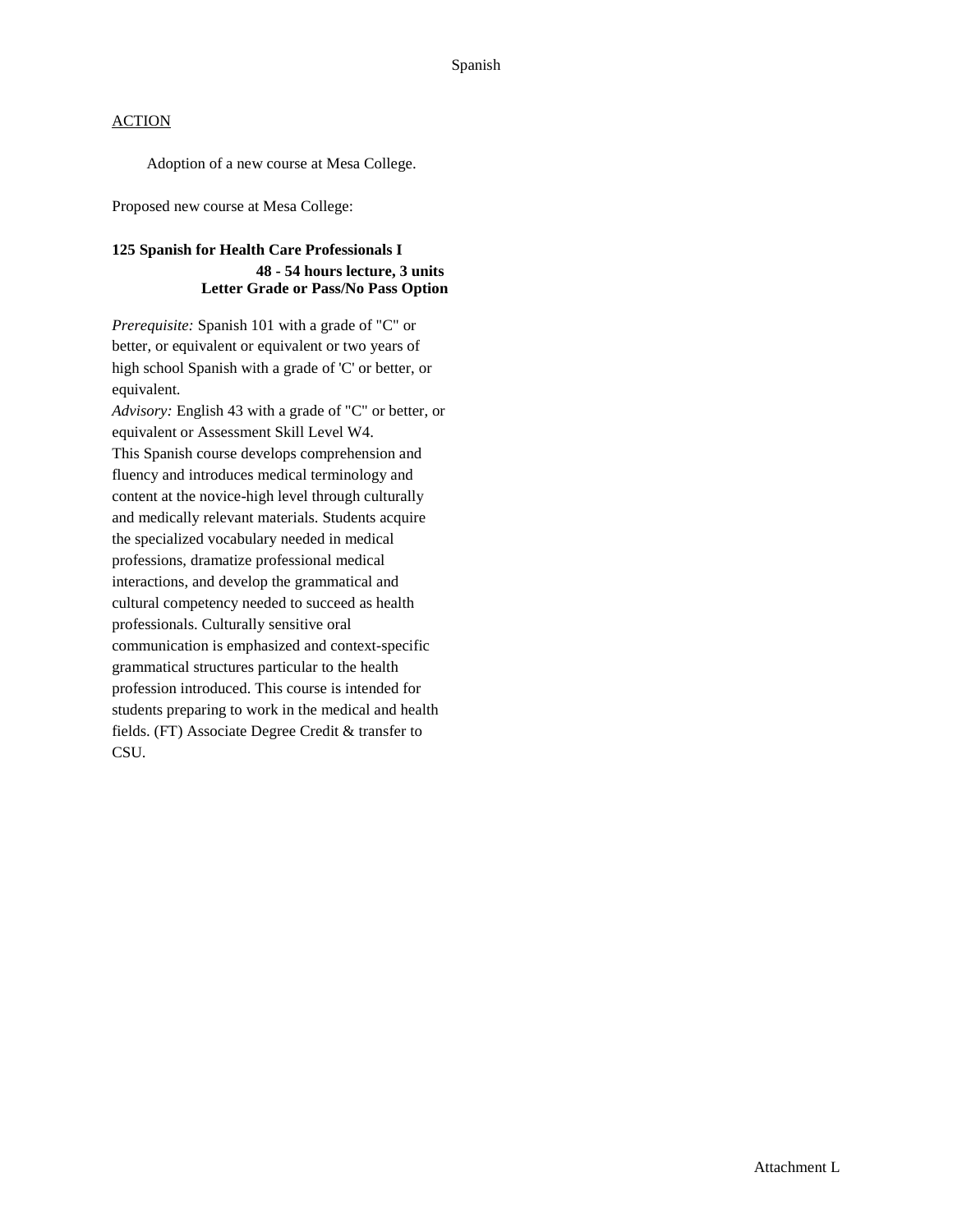Spanish

ACTION

Adoption of a new course at Mesa College.

Proposed new course at Mesa College:

**125 Spanish for Health Care Professionals I**
**48 - 54 hours lecture, 3 units**
**Letter Grade or Pass/No Pass Option**

*Prerequisite:* Spanish 101 with a grade of "C" or better, or equivalent or equivalent or two years of high school Spanish with a grade of 'C' or better, or equivalent.
*Advisory:* English 43 with a grade of "C" or better, or equivalent or Assessment Skill Level W4.
This Spanish course develops comprehension and fluency and introduces medical terminology and content at the novice-high level through culturally and medically relevant materials. Students acquire the specialized vocabulary needed in medical professions, dramatize professional medical interactions, and develop the grammatical and cultural competency needed to succeed as health professionals. Culturally sensitive oral communication is emphasized and context-specific grammatical structures particular to the health profession introduced. This course is intended for students preparing to work in the medical and health fields. (FT) Associate Degree Credit & transfer to CSU.

Attachment L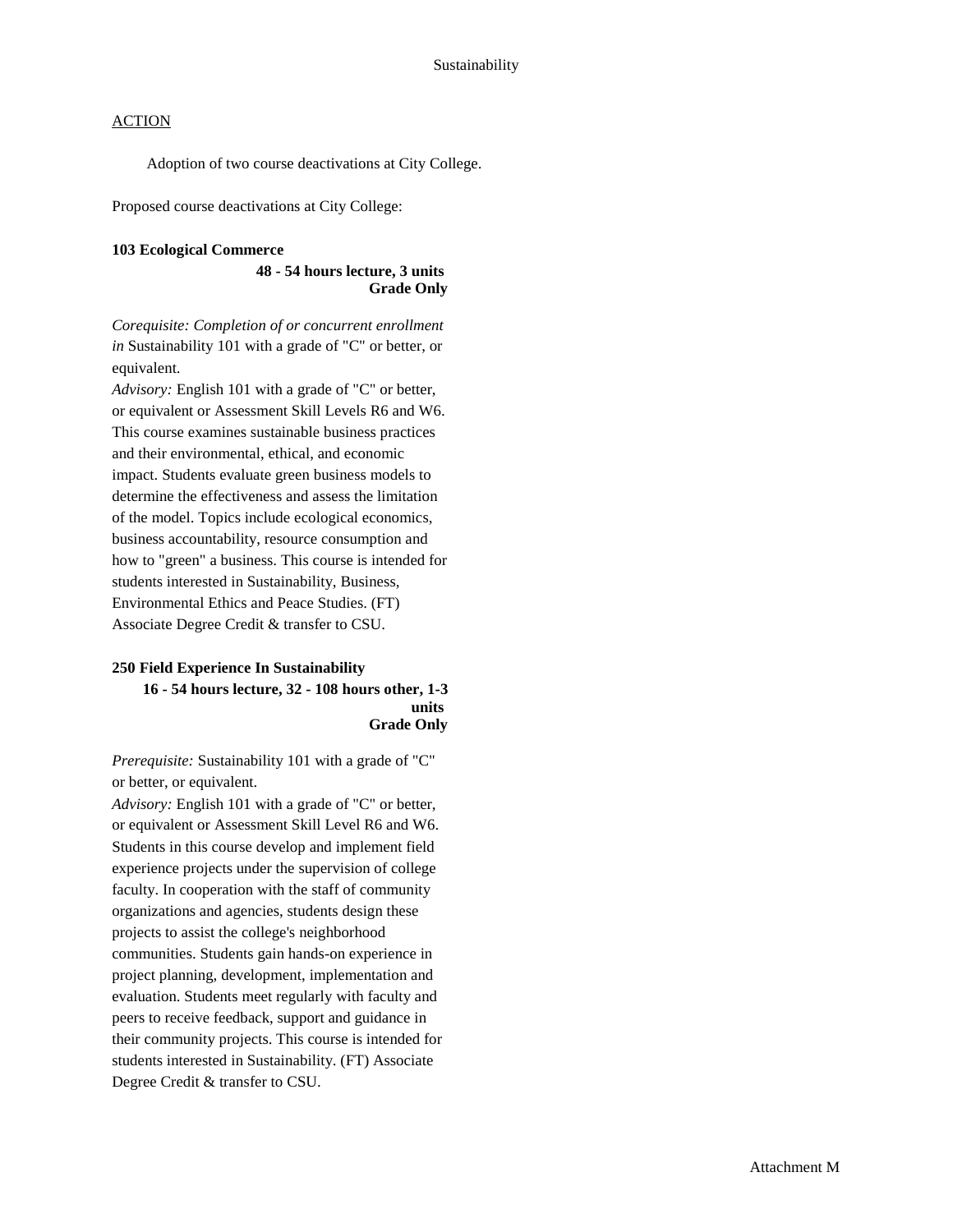Sustainability

ACTION

Adoption of two course deactivations at City College.

Proposed course deactivations at City College:

**103 Ecological Commerce**

**48 - 54 hours lecture, 3 units**
**Grade Only**

*Corequisite: Completion of or concurrent enrollment in* Sustainability 101 with a grade of "C" or better, or equivalent.
*Advisory:* English 101 with a grade of "C" or better, or equivalent or Assessment Skill Levels R6 and W6.
This course examines sustainable business practices and their environmental, ethical, and economic impact. Students evaluate green business models to determine the effectiveness and assess the limitation of the model. Topics include ecological economics, business accountability, resource consumption and how to "green" a business. This course is intended for students interested in Sustainability, Business, Environmental Ethics and Peace Studies. (FT) Associate Degree Credit & transfer to CSU.

**250 Field Experience In Sustainability**

**16 - 54 hours lecture, 32 - 108 hours other, 1-3 units**
**Grade Only**

*Prerequisite:* Sustainability 101 with a grade of "C" or better, or equivalent.
*Advisory:* English 101 with a grade of "C" or better, or equivalent or Assessment Skill Level R6 and W6.
Students in this course develop and implement field experience projects under the supervision of college faculty. In cooperation with the staff of community organizations and agencies, students design these projects to assist the college's neighborhood communities. Students gain hands-on experience in project planning, development, implementation and evaluation. Students meet regularly with faculty and peers to receive feedback, support and guidance in their community projects. This course is intended for students interested in Sustainability. (FT) Associate Degree Credit & transfer to CSU.

Attachment M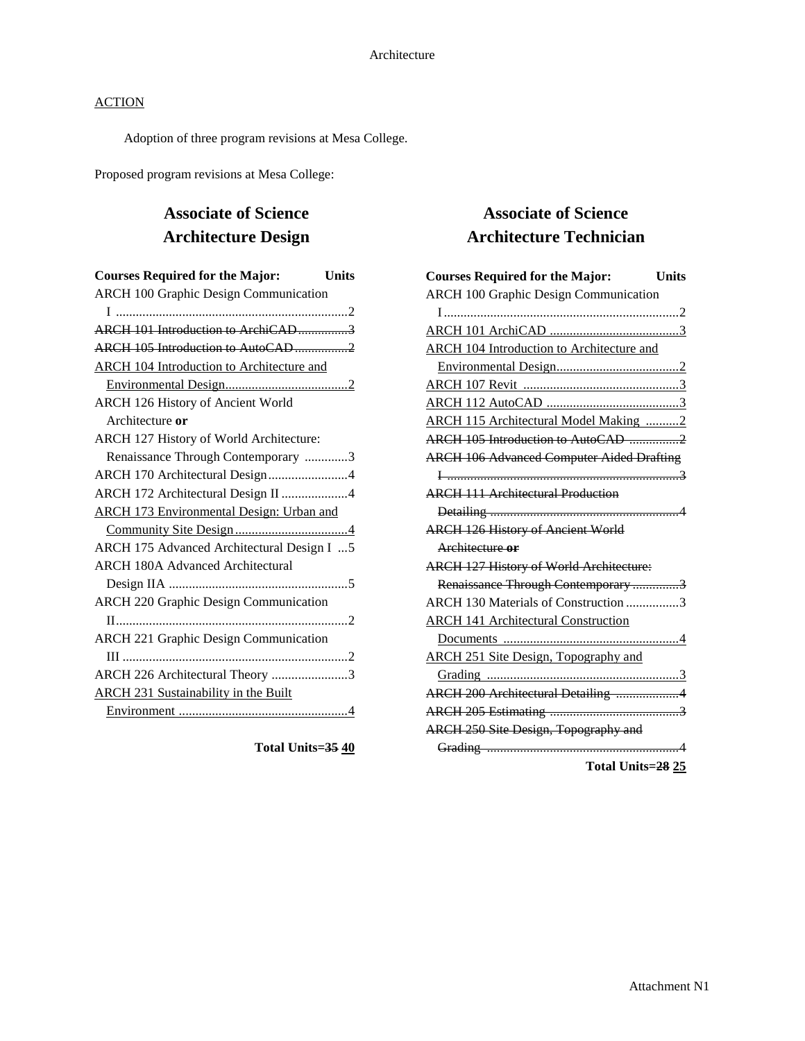ACTION

Adoption of three program revisions at Mesa College.

Proposed program revisions at Mesa College:

## Associate of Science
## Architecture Design

| Courses Required for the Major: | Units |
|---|---|
| ARCH 100 Graphic Design Communication I | 2 |
| ~~ARCH 101 Introduction to ArchiCAD~~ | ~~3~~ |
| ~~ARCH 105 Introduction to AutoCAD~~ | ~~2~~ |
| <u>ARCH 104 Introduction to Architecture and Environmental Design</u> | <u>2</u> |
| ARCH 126 History of Ancient World Architecture **or** | |
| ARCH 127 History of World Architecture: Renaissance Through Contemporary | 3 |
| ARCH 170 Architectural Design | 4 |
| ARCH 172 Architectural Design II | 4 |
| <u>ARCH 173 Environmental Design: Urban and Community Site Design</u> | <u>4</u> |
| ARCH 175 Advanced Architectural Design I | 5 |
| ARCH 180A Advanced Architectural Design IIA | 5 |
| ARCH 220 Graphic Design Communication II | 2 |
| ARCH 221 Graphic Design Communication III | 2 |
| ARCH 226 Architectural Theory | 3 |
| <u>ARCH 231 Sustainability in the Built Environment</u> | <u>4</u> |

**Total Units=~~35~~ <u>40</u>**

## Associate of Science
## Architecture Technician

| Courses Required for the Major: | Units |
|---|---|
| ARCH 100 Graphic Design Communication I | 2 |
| <u>ARCH 101 ArchiCAD</u> | <u>3</u> |
| <u>ARCH 104 Introduction to Architecture and Environmental Design</u> | <u>2</u> |
| <u>ARCH 107 Revit</u> | <u>3</u> |
| <u>ARCH 112 AutoCAD</u> | <u>3</u> |
| <u>ARCH 115 Architectural Model Making</u> | <u>2</u> |
| ~~ARCH 105 Introduction to AutoCAD~~ | ~~2~~ |
| ~~ARCH 106 Advanced Computer Aided Drafting I~~ | ~~3~~ |
| ~~ARCH 111 Architectural Production Detailing~~ | ~~4~~ |
| ~~ARCH 126 History of Ancient World Architecture **or**~~ | |
| ~~ARCH 127 History of World Architecture: Renaissance Through Contemporary~~ | ~~3~~ |
| ARCH 130 Materials of Construction | 3 |
| <u>ARCH 141 Architectural Construction Documents</u> | <u>4</u> |
| <u>ARCH 251 Site Design, Topography and Grading</u> | <u>3</u> |
| ~~ARCH 200 Architectural Detailing~~ | ~~4~~ |
| ~~ARCH 205 Estimating~~ | ~~3~~ |
| ~~ARCH 250 Site Design, Topography and Grading~~ | ~~4~~ |

**Total Units=~~28~~ <u>25</u>**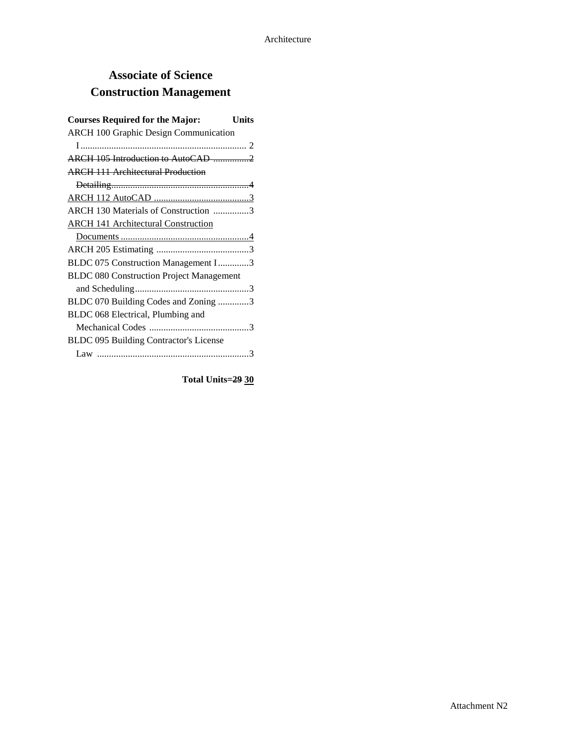## Associate of Science
## Construction Management

| Courses Required for the Major: | Units |
|---|---|
| ARCH 100 Graphic Design Communication I | 2 |
| ~~ARCH 105 Introduction to AutoCAD~~ | ~~2~~ |
| ~~ARCH 111 Architectural Production Detailing~~ | ~~4~~ |
| <u>ARCH 112 AutoCAD</u> | <u>3</u> |
| ARCH 130 Materials of Construction | 3 |
| <u>ARCH 141 Architectural Construction Documents</u> | <u>4</u> |
| ARCH 205 Estimating | 3 |
| BLDC 075 Construction Management I | 3 |
| BLDC 080 Construction Project Management and Scheduling | 3 |
| BLDC 070 Building Codes and Zoning | 3 |
| BLDC 068 Electrical, Plumbing and Mechanical Codes | 3 |
| BLDC 095 Building Contractor's License Law | 3 |

**Total Units=~~29~~ <u>30</u>**

Attachment N2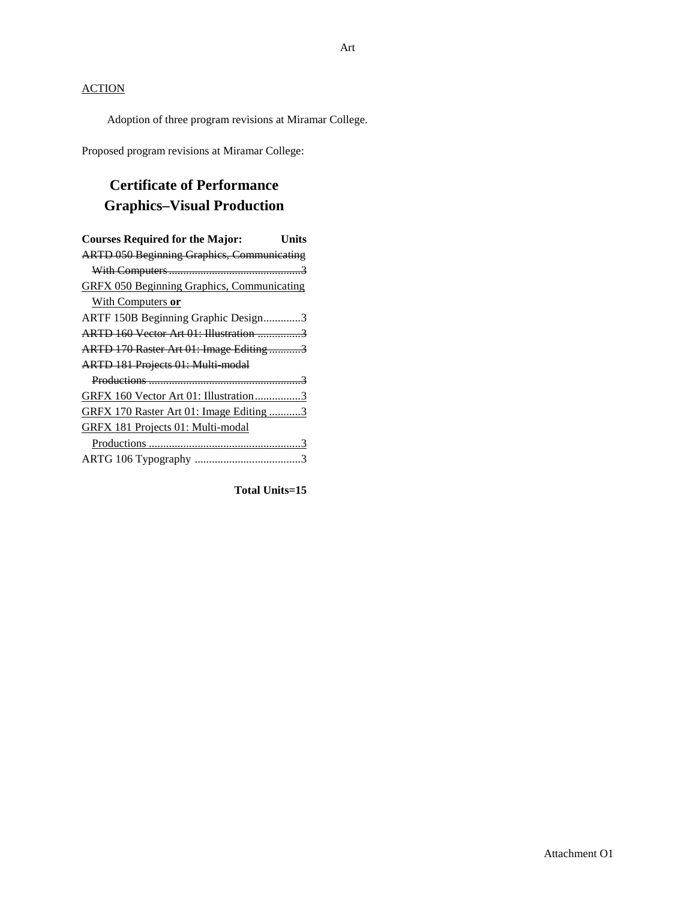ACTION

Adoption of three program revisions at Miramar College.

Proposed program revisions at Miramar College:

## Certificate of Performance
## Graphics–Visual Production

**Courses Required for the Major:** **Units**

~~ARTD 050 Beginning Graphics, Communicating With Computers .............................................3~~

<u>GRFX 050 Beginning Graphics, Communicating With Computers</u> **<u>or</u>**

ARTF 150B Beginning Graphic Design.............3

~~ARTD 160 Vector Art 01: Illustration ...............3~~

~~ARTD 170 Raster Art 01: Image Editing ...........3~~

~~ARTD 181 Projects 01: Multi-modal Productions .....................................................3~~

<u>GRFX 160 Vector Art 01: Illustration................3</u>

<u>GRFX 170 Raster Art 01: Image Editing ...........3</u>

<u>GRFX 181 Projects 01: Multi-modal Productions .....................................................3</u>

ARTG 106 Typography .....................................3

**Total Units=15**

Attachment O1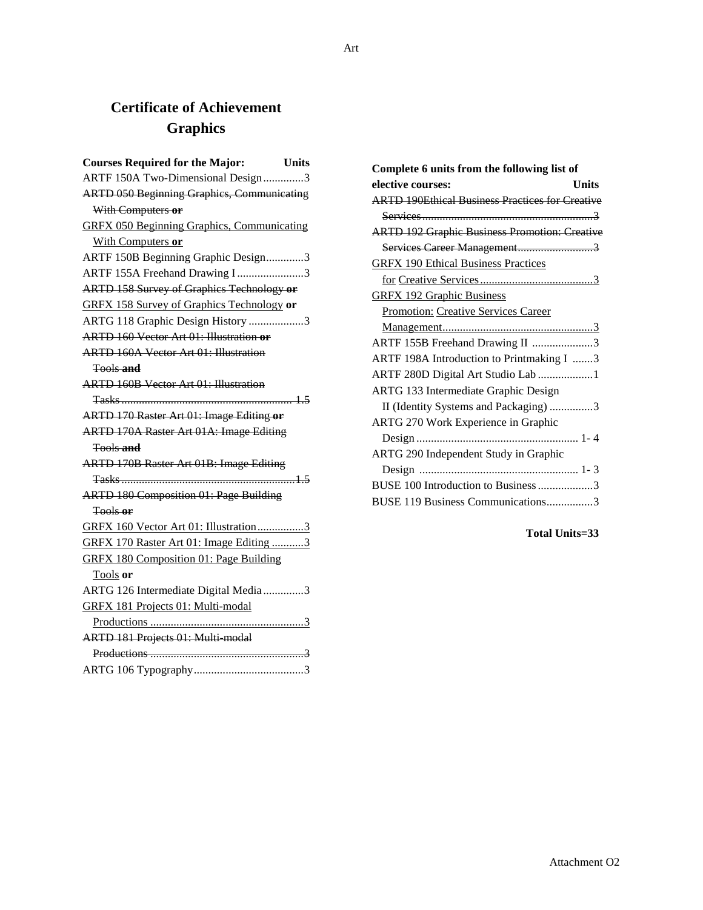# Certificate of Achievement
## Graphics

| Courses Required for the Major: | Units |
|---|---|
| ARTF 150A Two-Dimensional Design | 3 |
| ~~ARTD 050 Beginning Graphics, Communicating With Computers **or**~~ | |
| <u>GRFX 050 Beginning Graphics, Communicating With Computers</u> **or** | |
| ARTF 150B Beginning Graphic Design | 3 |
| ARTF 155A Freehand Drawing I | 3 |
| ~~ARTD 158 Survey of Graphics Technology **or**~~ | |
| <u>GRFX 158 Survey of Graphics Technology</u> **or** | |
| ARTG 118 Graphic Design History | 3 |
| ~~ARTD 160 Vector Art 01: Illustration **or**~~ | |
| ~~ARTD 160A Vector Art 01: Illustration Tools **and**~~ | |
| ~~ARTD 160B Vector Art 01: Illustration Tasks~~ | ~~1.5~~ |
| ~~ARTD 170 Raster Art 01: Image Editing **or**~~ | |
| ~~ARTD 170A Raster Art 01A: Image Editing Tools **and**~~ | |
| ~~ARTD 170B Raster Art 01B: Image Editing Tasks~~ | ~~1.5~~ |
| ~~ARTD 180 Composition 01: Page Building Tools **or**~~ | |
| <u>GRFX 160 Vector Art 01: Illustration</u> | <u>3</u> |
| <u>GRFX 170 Raster Art 01: Image Editing</u> | <u>3</u> |
| <u>GRFX 180 Composition 01: Page Building Tools</u> **or** | |
| ARTG 126 Intermediate Digital Media | 3 |
| <u>GRFX 181 Projects 01: Multi-modal Productions</u> | <u>3</u> |
| ~~ARTD 181 Projects 01: Multi-modal Productions~~ | ~~3~~ |
| ARTG 106 Typography | 3 |

| Complete 6 units from the following list of elective courses: | Units |
|---|---|
| ~~ARTD 190Ethical Business Practices for Creative Services~~ | ~~3~~ |
| ~~ARTD 192 Graphic Business Promotion: Creative Services Career Management~~ | ~~3~~ |
| <u>GRFX 190 Ethical Business Practices for Creative Services</u> | <u>3</u> |
| <u>GRFX 192 Graphic Business Promotion: Creative Services Career Management</u> | <u>3</u> |
| ARTF 155B Freehand Drawing II | 3 |
| ARTF 198A Introduction to Printmaking I | 3 |
| ARTF 280D Digital Art Studio Lab | 1 |
| ARTG 133 Intermediate Graphic Design II (Identity Systems and Packaging) | 3 |
| ARTG 270 Work Experience in Graphic Design | 1- 4 |
| ARTG 290 Independent Study in Graphic Design | 1- 3 |
| BUSE 100 Introduction to Business | 3 |
| BUSE 119 Business Communications | 3 |

**Total Units=33**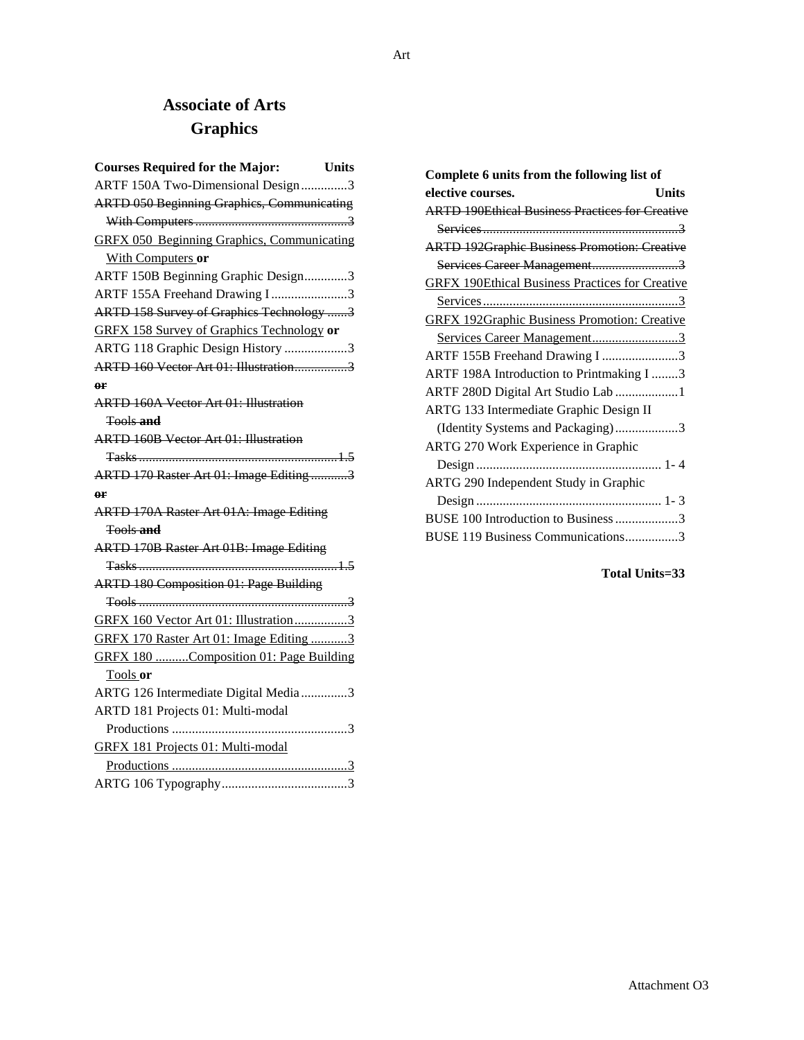# Associate of Arts
## Graphics

| Courses Required for the Major: | Units |
|---|---|
| ARTF 150A Two-Dimensional Design | 3 |
| ~~ARTD 050 Beginning Graphics, Communicating With Computers~~ | ~~3~~ |
| GRFX 050 Beginning Graphics, Communicating With Computers **or** | |
| ARTF 150B Beginning Graphic Design | 3 |
| ARTF 155A Freehand Drawing I | 3 |
| ~~ARTD 158 Survey of Graphics Technology~~ | ~~3~~ |
| GRFX 158 Survey of Graphics Technology **or** | |
| ARTG 118 Graphic Design History | 3 |
| ~~ARTD 160 Vector Art 01: Illustration~~ | ~~3~~ |
| ~~**or**~~ | |
| ~~ARTD 160A Vector Art 01: Illustration Tools~~ ~~**and**~~ | |
| ~~ARTD 160B Vector Art 01: Illustration Tasks~~ | ~~1.5~~ |
| ~~ARTD 170 Raster Art 01: Image Editing~~ | ~~3~~ |
| ~~**or**~~ | |
| ~~ARTD 170A Raster Art 01A: Image Editing Tools~~ ~~**and**~~ | |
| ~~ARTD 170B Raster Art 01B: Image Editing Tasks~~ | ~~1.5~~ |
| ~~ARTD 180 Composition 01: Page Building Tools~~ | ~~3~~ |
| GRFX 160 Vector Art 01: Illustration | 3 |
| GRFX 170 Raster Art 01: Image Editing | 3 |
| GRFX 180 Composition 01: Page Building Tools **or** | |
| ARTG 126 Intermediate Digital Media | 3 |
| ARTD 181 Projects 01: Multi-modal Productions | 3 |
| GRFX 181 Projects 01: Multi-modal Productions | 3 |
| ARTG 106 Typography | 3 |

| Complete 6 units from the following list of elective courses. | Units |
|---|---|
| ~~ARTD 190Ethical Business Practices for Creative Services~~ | ~~3~~ |
| ~~ARTD 192Graphic Business Promotion: Creative Services Career Management~~ | ~~3~~ |
| GRFX 190Ethical Business Practices for Creative Services | 3 |
| GRFX 192Graphic Business Promotion: Creative Services Career Management | 3 |
| ARTF 155B Freehand Drawing I | 3 |
| ARTF 198A Introduction to Printmaking I | 3 |
| ARTF 280D Digital Art Studio Lab | 1 |
| ARTG 133 Intermediate Graphic Design II (Identity Systems and Packaging) | 3 |
| ARTG 270 Work Experience in Graphic Design | 1- 4 |
| ARTG 290 Independent Study in Graphic Design | 1- 3 |
| BUSE 100 Introduction to Business | 3 |
| BUSE 119 Business Communications | 3 |

**Total Units=33**

Attachment O3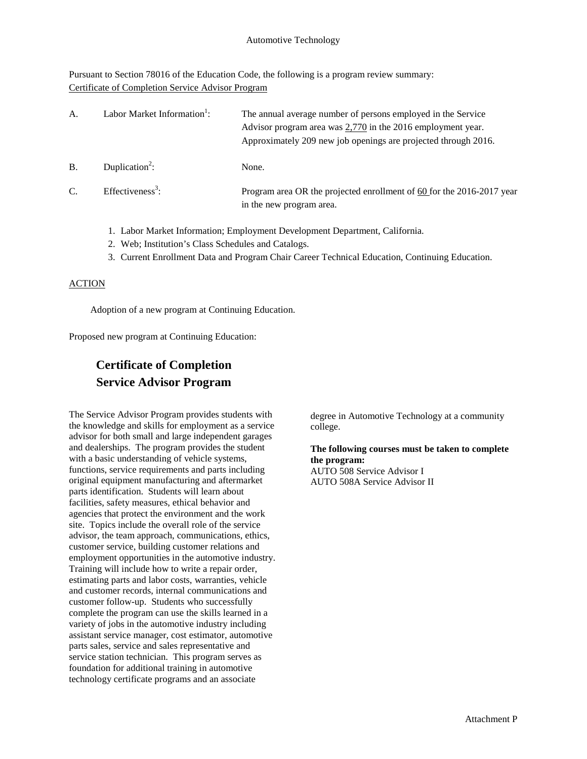Automotive Technology

Pursuant to Section 78016 of the Education Code, the following is a program review summary:
Certificate of Completion Service Advisor Program

| | | |
|---|---|---|
| A. | Labor Market Information[1]: | The annual average number of persons employed in the Service Advisor program area was 2,770 in the 2016 employment year. Approximately 209 new job openings are projected through 2016. |
| B. | Duplication[2]: | None. |
| C. | Effectiveness[3]: | Program area OR the projected enrollment of 60 for the 2016-2017 year in the new program area. |

1. Labor Market Information; Employment Development Department, California.
2. Web; Institution's Class Schedules and Catalogs.
3. Current Enrollment Data and Program Chair Career Technical Education, Continuing Education.

ACTION

Adoption of a new program at Continuing Education.

Proposed new program at Continuing Education:

## Certificate of Completion
## Service Advisor Program

The Service Advisor Program provides students with the knowledge and skills for employment as a service advisor for both small and large independent garages and dealerships. The program provides the student with a basic understanding of vehicle systems, functions, service requirements and parts including original equipment manufacturing and aftermarket parts identification. Students will learn about facilities, safety measures, ethical behavior and agencies that protect the environment and the work site. Topics include the overall role of the service advisor, the team approach, communications, ethics, customer service, building customer relations and employment opportunities in the automotive industry. Training will include how to write a repair order, estimating parts and labor costs, warranties, vehicle and customer records, internal communications and customer follow-up. Students who successfully complete the program can use the skills learned in a variety of jobs in the automotive industry including assistant service manager, cost estimator, automotive parts sales, service and sales representative and service station technician. This program serves as foundation for additional training in automotive technology certificate programs and an associate degree in Automotive Technology at a community college.

**The following courses must be taken to complete the program:**
AUTO 508 Service Advisor I
AUTO 508A Service Advisor II

Attachment P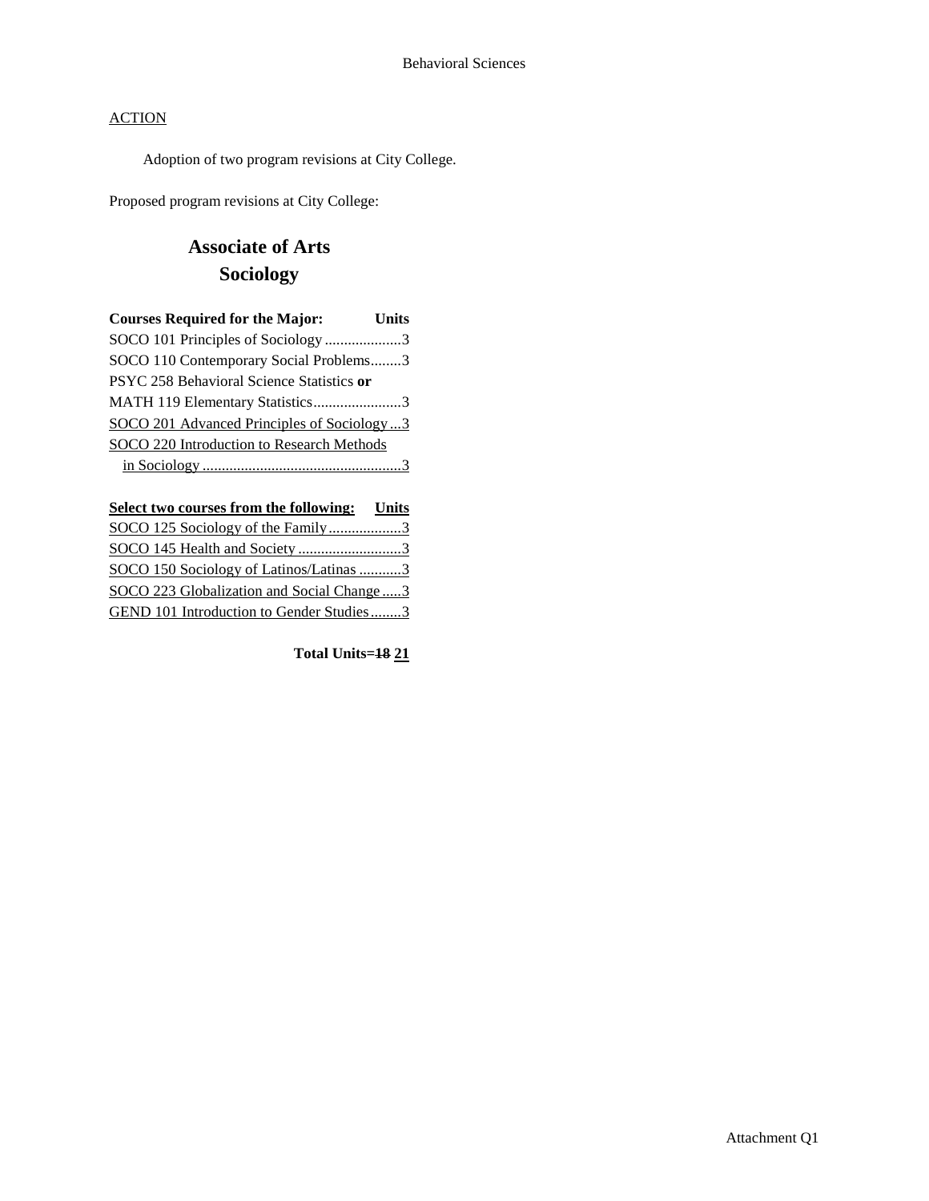Behavioral Sciences

<u>ACTION</u>

Adoption of two program revisions at City College.

Proposed program revisions at City College:

## Associate of Arts
## Sociology

| **Courses Required for the Major:** | **Units** |
|---|---|
| SOCO 101 Principles of Sociology | 3 |
| SOCO 110 Contemporary Social Problems | 3 |
| PSYC 258 Behavioral Science Statistics **or** MATH 119 Elementary Statistics | 3 |
| <u>SOCO 201 Advanced Principles of Sociology</u> | <u>3</u> |
| <u>SOCO 220 Introduction to Research Methods in Sociology</u> | <u>3</u> |

| <u>**Select two courses from the following:**</u> | <u>**Units**</u> |
|---|---|
| <u>SOCO 125 Sociology of the Family</u> | <u>3</u> |
| <u>SOCO 145 Health and Society</u> | <u>3</u> |
| <u>SOCO 150 Sociology of Latinos/Latinas</u> | <u>3</u> |
| <u>SOCO 223 Globalization and Social Change</u> | <u>3</u> |
| <u>GEND 101 Introduction to Gender Studies</u> | <u>3</u> |

**Total Units=~~18~~ <u>21</u>**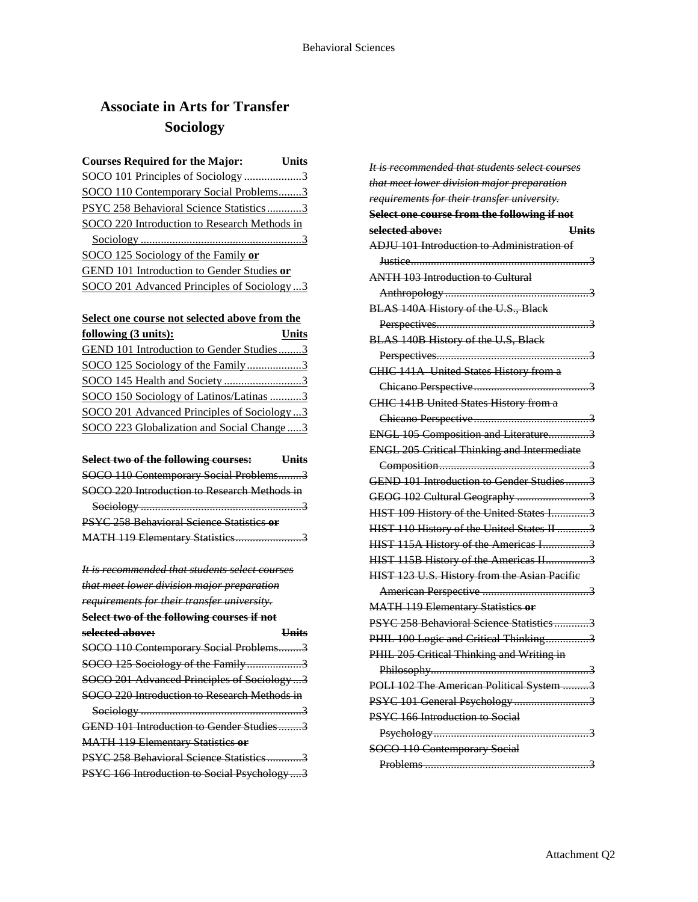# Associate in Arts for Transfer Sociology

**Courses Required for the Major: Units**

SOCO 101 Principles of Sociology ....................3
SOCO 110 Contemporary Social Problems........3
PSYC 258 Behavioral Science Statistics ............3
SOCO 220 Introduction to Research Methods in Sociology ........................................................3
SOCO 125 Sociology of the Family **or**
GEND 101 Introduction to Gender Studies **or**
SOCO 201 Advanced Principles of Sociology ...3

**Select one course not selected above from the following (3 units): Units**

GEND 101 Introduction to Gender Studies ........3
SOCO 125 Sociology of the Family ...................3
SOCO 145 Health and Society ...........................3
SOCO 150 Sociology of Latinos/Latinas ...........3
SOCO 201 Advanced Principles of Sociology ...3
SOCO 223 Globalization and Social Change .....3

~~**Select two of the following courses: Units**~~

~~SOCO 110 Contemporary Social Problems........3~~
~~SOCO 220 Introduction to Research Methods in Sociology ........................................................3~~
~~PSYC 258 Behavioral Science Statistics **or**~~
~~MATH 119 Elementary Statistics.......................3~~

~~*It is recommended that students select courses that meet lower division major preparation requirements for their transfer university.*~~

~~**Select two of the following courses if not selected above: Units**~~

~~SOCO 110 Contemporary Social Problems........3~~
~~SOCO 125 Sociology of the Family ...................3~~
~~SOCO 201 Advanced Principles of Sociology ...3~~
~~SOCO 220 Introduction to Research Methods in Sociology ........................................................3~~
~~GEND 101 Introduction to Gender Studies ........3~~
~~MATH 119 Elementary Statistics **or**~~
~~PSYC 258 Behavioral Science Statistics ............3~~
~~PSYC 166 Introduction to Social Psychology ....3~~

~~*It is recommended that students select courses that meet lower division major preparation requirements for their transfer university.*~~

~~**Select one course from the following if not selected above: Units**~~

~~ADJU 101 Introduction to Administration of Justice..............................................................3~~
~~ANTH 103 Introduction to Cultural Anthropology ..................................................3~~
~~BLAS 140A History of the U.S., Black Perspectives......................................................3~~
~~BLAS 140B History of the U.S, Black Perspectives......................................................3~~
~~CHIC 141A United States History from a Chicano Perspective.........................................3~~
~~CHIC 141B United States History from a Chicano Perspective.........................................3~~
~~ENGL 105 Composition and Literature..............3~~
~~ENGL 205 Critical Thinking and Intermediate Composition.....................................................3~~
~~GEND 101 Introduction to Gender Studies.........3~~
~~GEOG 102 Cultural Geography .........................3~~
~~HIST 109 History of the United States I.............3~~
~~HIST 110 History of the United States II ...........3~~
~~HIST 115A History of the Americas I................3~~
~~HIST 115B History of the Americas II...............3~~
~~HIST 123 U.S. History from the Asian Pacific American Perspective .....................................3~~
~~MATH 119 Elementary Statistics **or**~~
~~PSYC 258 Behavioral Science Statistics ............3~~
~~PHIL 100 Logic and Critical Thinking...............3~~
~~PHIL 205 Critical Thinking and Writing in Philosophy........................................................3~~
~~POLI 102 The American Political System .........3~~
~~PSYC 101 General Psychology ..........................3~~
~~PSYC 166 Introduction to Social Psychology......................................................3~~
~~SOCO 110 Contemporary Social Problems .........................................................3~~

Attachment Q2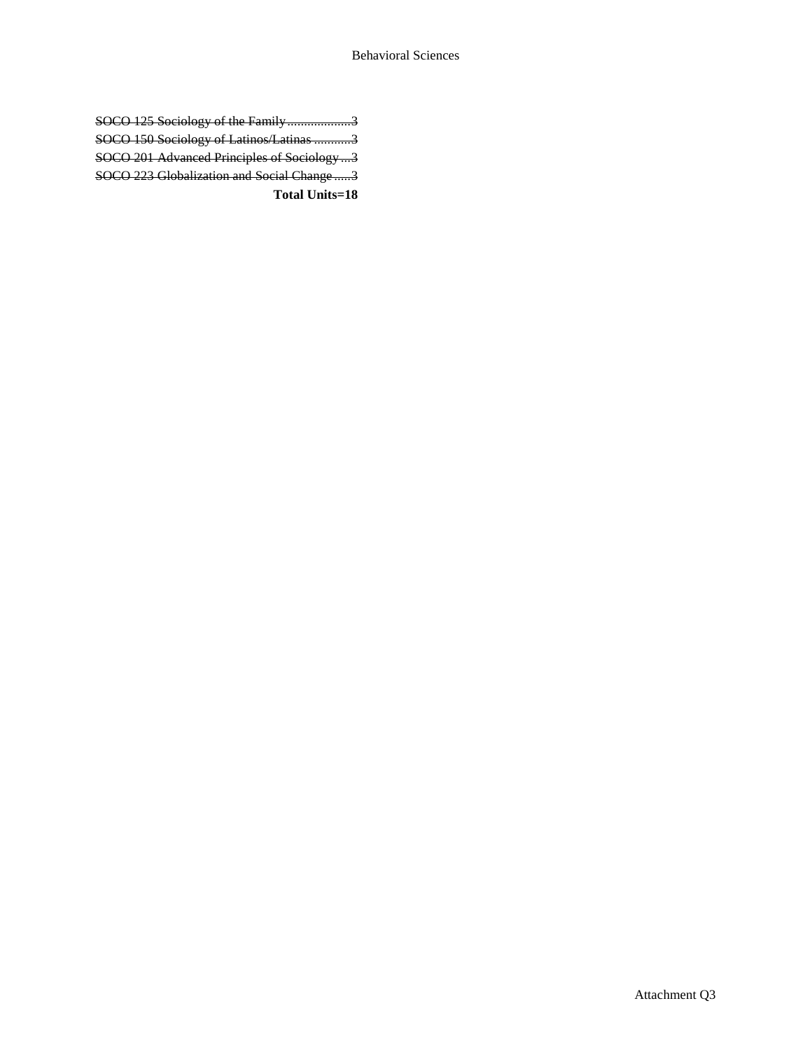~~SOCO 125 Sociology of the Family...................3~~
~~SOCO 150 Sociology of Latinos/Latinas ...........3~~
~~SOCO 201 Advanced Principles of Sociology ...3~~
~~SOCO 223 Globalization and Social Change .....3~~

**Total Units=18**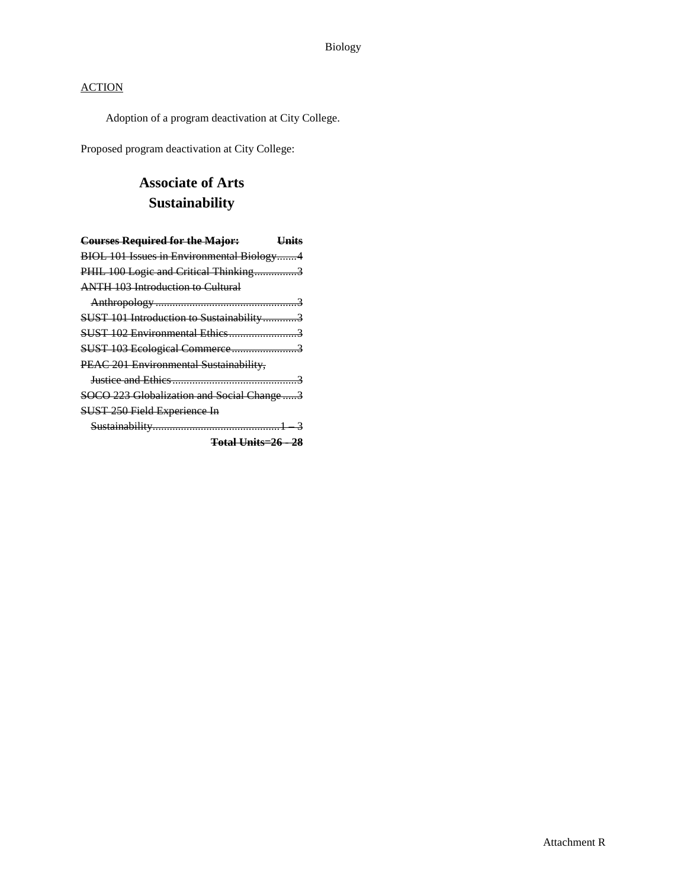ACTION

Adoption of a program deactivation at City College.

Proposed program deactivation at City College:

## Associate of Arts
## Sustainability

| ~~**Courses Required for the Major:**~~ | ~~**Units**~~ |
|---|---|
| ~~BIOL 101 Issues in Environmental Biology~~ | ~~4~~ |
| ~~PHIL 100 Logic and Critical Thinking~~ | ~~3~~ |
| ~~ANTH 103 Introduction to Cultural Anthropology~~ | ~~3~~ |
| ~~SUST 101 Introduction to Sustainability~~ | ~~3~~ |
| ~~SUST 102 Environmental Ethics~~ | ~~3~~ |
| ~~SUST 103 Ecological Commerce~~ | ~~3~~ |
| ~~PEAC 201 Environmental Sustainability, Justice and Ethics~~ | ~~3~~ |
| ~~SOCO 223 Globalization and Social Change~~ | ~~3~~ |
| ~~SUST 250 Field Experience In Sustainability~~ | ~~1 – 3~~ |
| | ~~**Total Units=26 - 28**~~ |

Attachment R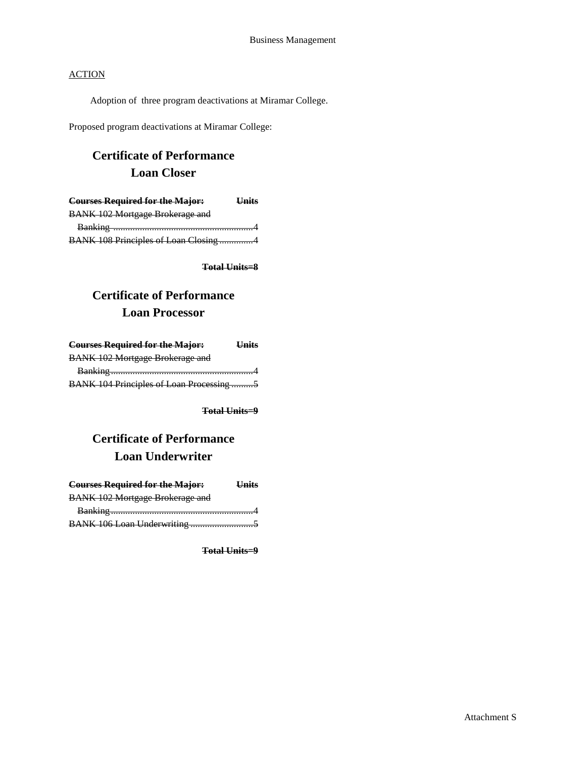ACTION

Adoption of three program deactivations at Miramar College.

Proposed program deactivations at Miramar College:

## Certificate of Performance
## Loan Closer

| ~~Courses Required for the Major:~~ | ~~Units~~ |
|---|---|
| ~~BANK 102 Mortgage Brokerage and Banking~~ | ~~4~~ |
| ~~BANK 108 Principles of Loan Closing~~ | ~~4~~ |

~~**Total Units=8**~~

## Certificate of Performance
## Loan Processor

| ~~Courses Required for the Major:~~ | ~~Units~~ |
|---|---|
| ~~BANK 102 Mortgage Brokerage and Banking~~ | ~~4~~ |
| ~~BANK 104 Principles of Loan Processing~~ | ~~5~~ |

~~**Total Units=9**~~

## Certificate of Performance
## Loan Underwriter

| ~~Courses Required for the Major:~~ | ~~Units~~ |
|---|---|
| ~~BANK 102 Mortgage Brokerage and Banking~~ | ~~4~~ |
| ~~BANK 106 Loan Underwriting~~ | ~~5~~ |

~~**Total Units=9**~~

Attachment S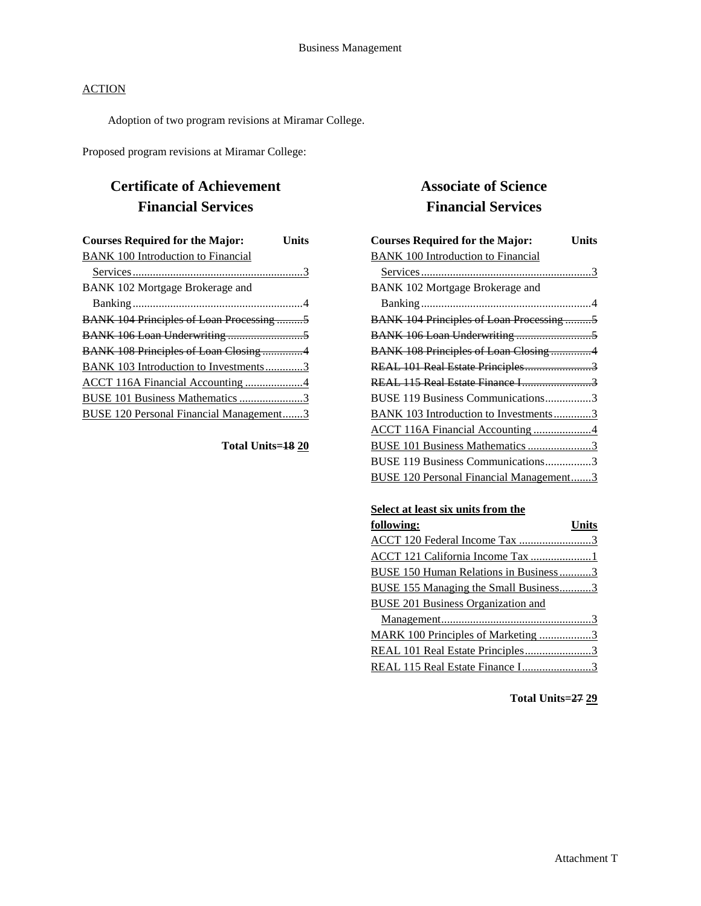Business Management

<u>ACTION</u>

Adoption of two program revisions at Miramar College.

Proposed program revisions at Miramar College:

## Certificate of Achievement
## Financial Services

| Courses Required for the Major: | Units |
|---|---|
| <u>BANK 100 Introduction to Financial Services</u> | <u>3</u> |
| BANK 102 Mortgage Brokerage and Banking | 4 |
| ~~BANK 104 Principles of Loan Processing~~ | ~~5~~ |
| ~~BANK 106 Loan Underwriting~~ | ~~5~~ |
| ~~BANK 108 Principles of Loan Closing~~ | ~~4~~ |
| <u>BANK 103 Introduction to Investments</u> | <u>3</u> |
| <u>ACCT 116A Financial Accounting</u> | <u>4</u> |
| <u>BUSE 101 Business Mathematics</u> | <u>3</u> |
| <u>BUSE 120 Personal Financial Management</u> | <u>3</u> |

**Total Units=~~18~~ <u>20</u>**

## Associate of Science
## Financial Services

| Courses Required for the Major: | Units |
|---|---|
| <u>BANK 100 Introduction to Financial Services</u> | <u>3</u> |
| BANK 102 Mortgage Brokerage and Banking | 4 |
| ~~BANK 104 Principles of Loan Processing~~ | ~~5~~ |
| ~~BANK 106 Loan Underwriting~~ | ~~5~~ |
| ~~BANK 108 Principles of Loan Closing~~ | ~~4~~ |
| ~~REAL 101 Real Estate Principles~~ | ~~3~~ |
| ~~REAL 115 Real Estate Finance I~~ | ~~3~~ |
| BUSE 119 Business Communications | 3 |
| <u>BANK 103 Introduction to Investments</u> | <u>3</u> |
| <u>ACCT 116A Financial Accounting</u> | <u>4</u> |
| <u>BUSE 101 Business Mathematics</u> | <u>3</u> |
| BUSE 119 Business Communications | 3 |
| <u>BUSE 120 Personal Financial Management</u> | <u>3</u> |

| <u>**Select at least six units from the following:**</u> | <u>**Units**</u> |
|---|---|
| <u>ACCT 120 Federal Income Tax</u> | <u>3</u> |
| <u>ACCT 121 California Income Tax</u> | <u>1</u> |
| <u>BUSE 150 Human Relations in Business</u> | <u>3</u> |
| <u>BUSE 155 Managing the Small Business</u> | <u>3</u> |
| <u>BUSE 201 Business Organization and Management</u> | <u>3</u> |
| <u>MARK 100 Principles of Marketing</u> | <u>3</u> |
| <u>REAL 101 Real Estate Principles</u> | <u>3</u> |
| <u>REAL 115 Real Estate Finance I</u> | <u>3</u> |

**Total Units=~~27~~ <u>29</u>**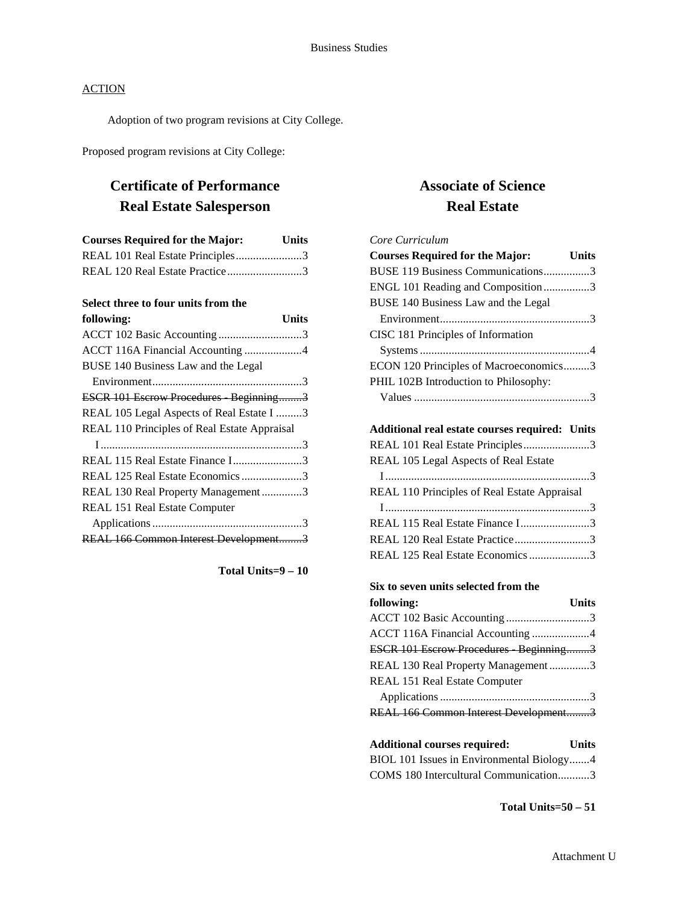ACTION

Adoption of two program revisions at City College.

Proposed program revisions at City College:

## Certificate of Performance
## Real Estate Salesperson

| Courses Required for the Major: | Units |
|---|---|
| REAL 101 Real Estate Principles | 3 |
| REAL 120 Real Estate Practice | 3 |

| Select three to four units from the following: | Units |
|---|---|
| ACCT 102 Basic Accounting | 3 |
| ACCT 116A Financial Accounting | 4 |
| BUSE 140 Business Law and the Legal Environment | 3 |
| ~~ESCR 101 Escrow Procedures - Beginning~~ | ~~3~~ |
| REAL 105 Legal Aspects of Real Estate I | 3 |
| REAL 110 Principles of Real Estate Appraisal I | 3 |
| REAL 115 Real Estate Finance I | 3 |
| REAL 125 Real Estate Economics | 3 |
| REAL 130 Real Property Management | 3 |
| REAL 151 Real Estate Computer Applications | 3 |
| ~~REAL 166 Common Interest Development~~ | ~~3~~ |

**Total Units=9 – 10**

## Associate of Science
## Real Estate

*Core Curriculum*

| Courses Required for the Major: | Units |
|---|---|
| BUSE 119 Business Communications | 3 |
| ENGL 101 Reading and Composition | 3 |
| BUSE 140 Business Law and the Legal Environment | 3 |
| CISC 181 Principles of Information Systems | 4 |
| ECON 120 Principles of Macroeconomics | 3 |
| PHIL 102B Introduction to Philosophy: Values | 3 |

| Additional real estate courses required: | Units |
|---|---|
| REAL 101 Real Estate Principles | 3 |
| REAL 105 Legal Aspects of Real Estate I | 3 |
| REAL 110 Principles of Real Estate Appraisal I | 3 |
| REAL 115 Real Estate Finance I | 3 |
| REAL 120 Real Estate Practice | 3 |
| REAL 125 Real Estate Economics | 3 |

| Six to seven units selected from the following: | Units |
|---|---|
| ACCT 102 Basic Accounting | 3 |
| ACCT 116A Financial Accounting | 4 |
| ~~ESCR 101 Escrow Procedures - Beginning~~ | ~~3~~ |
| REAL 130 Real Property Management | 3 |
| REAL 151 Real Estate Computer Applications | 3 |
| ~~REAL 166 Common Interest Development~~ | ~~3~~ |

| Additional courses required: | Units |
|---|---|
| BIOL 101 Issues in Environmental Biology | 4 |
| COMS 180 Intercultural Communication | 3 |

**Total Units=50 – 51**

Attachment U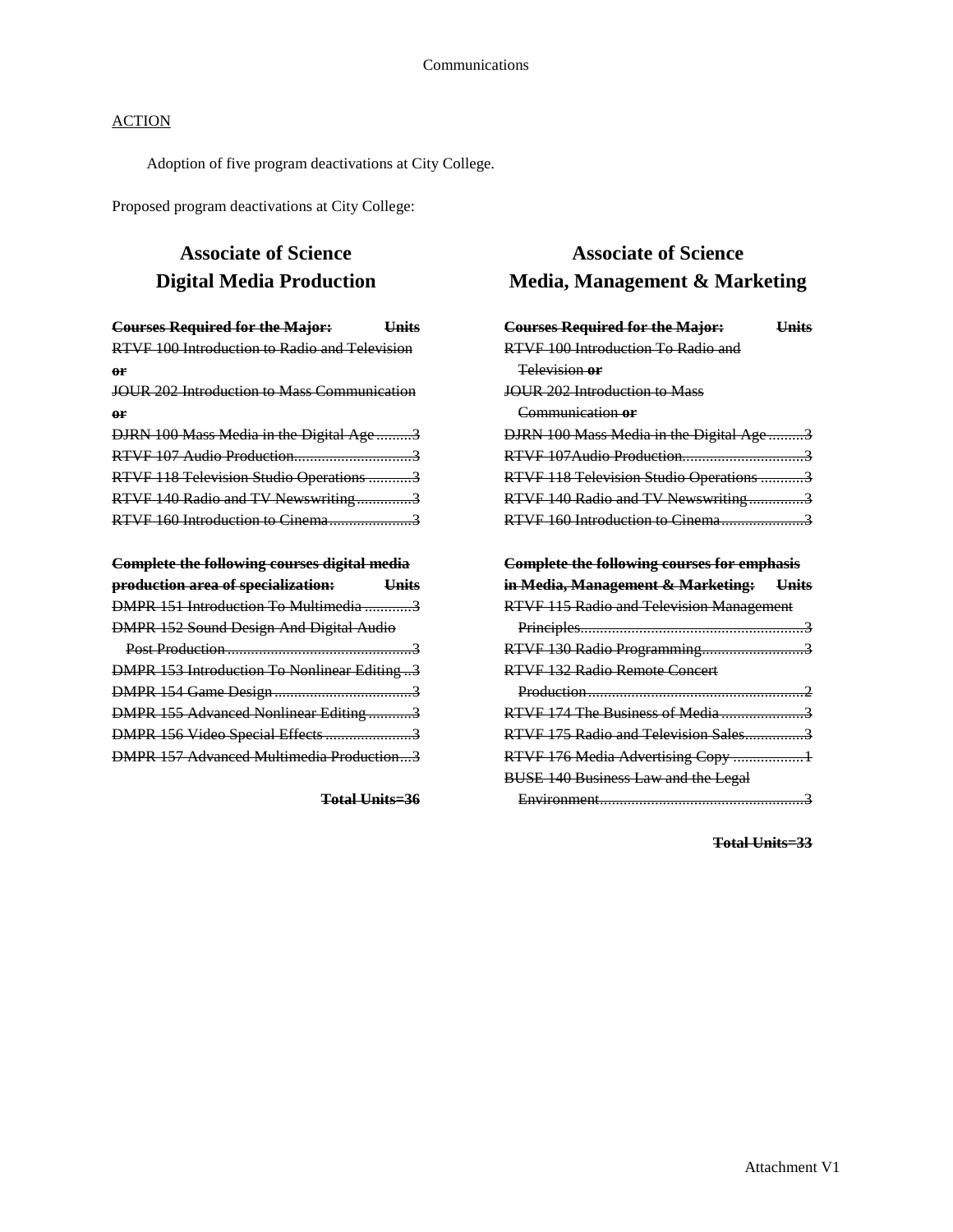ACTION

Adoption of five program deactivations at City College.

Proposed program deactivations at City College:

## Associate of Science
## Digital Media Production

~~**Courses Required for the Major:** **Units**~~
~~RTVF 100 Introduction to Radio and Television~~
~~**or**~~
~~JOUR 202 Introduction to Mass Communication~~
~~**or**~~
~~DJRN 100 Mass Media in the Digital Age .........3~~
~~RTVF 107 Audio Production..............................3~~
~~RTVF 118 Television Studio Operations ...........3~~
~~RTVF 140 Radio and TV Newswriting..............3~~
~~RTVF 160 Introduction to Cinema.....................3~~

~~**Complete the following courses digital media production area of specialization:** **Units**~~
~~DMPR 151 Introduction To Multimedia ............3~~
~~DMPR 152 Sound Design And Digital Audio Post Production ................................................3~~
~~DMPR 153 Introduction To Nonlinear Editing ..3~~
~~DMPR 154 Game Design ...................................3~~
~~DMPR 155 Advanced Nonlinear Editing...........3~~
~~DMPR 156 Video Special Effects ......................3~~
~~DMPR 157 Advanced Multimedia Production...3~~

~~**Total Units=36**~~

## Associate of Science
## Media, Management & Marketing

~~**Courses Required for the Major:** **Units**~~
~~RTVF 100 Introduction To Radio and Television **or**~~
~~JOUR 202 Introduction to Mass Communication **or**~~
~~DJRN 100 Mass Media in the Digital Age .........3~~
~~RTVF 107Audio Production...............................3~~
~~RTVF 118 Television Studio Operations ...........3~~
~~RTVF 140 Radio and TV Newswriting..............3~~
~~RTVF 160 Introduction to Cinema.....................3~~

~~**Complete the following courses for emphasis in Media, Management & Marketing:** **Units**~~
~~RTVF 115 Radio and Television Management Principles.........................................................3~~
~~RTVF 130 Radio Programming..........................3~~
~~RTVF 132 Radio Remote Concert Production.......................................................2~~
~~RTVF 174 The Business of Media .....................3~~
~~RTVF 175 Radio and Television Sales...............3~~
~~RTVF 176 Media Advertising Copy ..................1~~
~~BUSE 140 Business Law and the Legal Environment....................................................3~~

~~**Total Units=33**~~

Attachment V1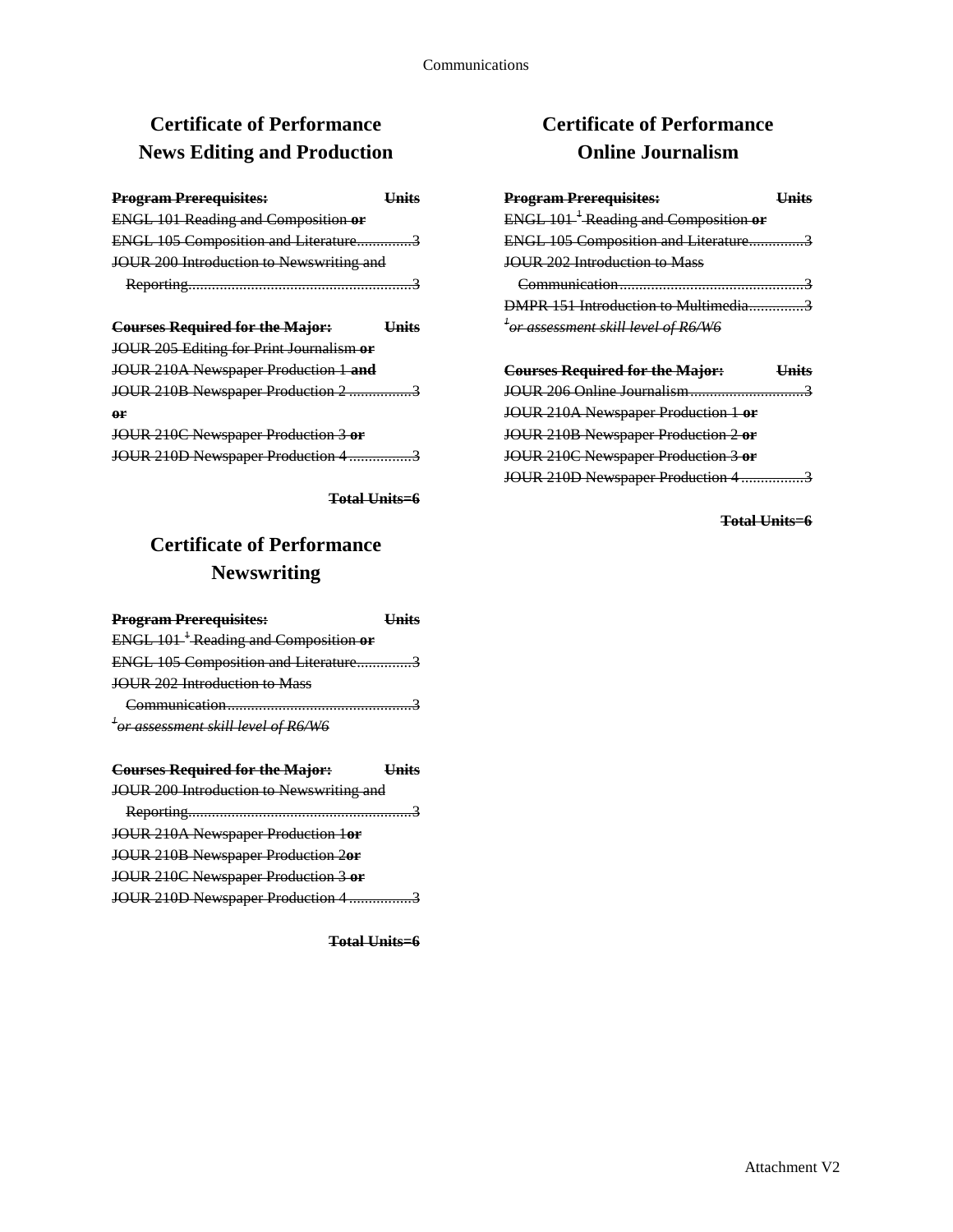## Certificate of Performance News Editing and Production

~~**Program Prerequisites:** **Units**~~

~~ENGL 101 Reading and Composition **or**~~
~~ENGL 105 Composition and Literature..............3~~
~~JOUR 200 Introduction to Newswriting and Reporting..........................................................3~~

~~**Courses Required for the Major:** **Units**~~

~~JOUR 205 Editing for Print Journalism **or**~~
~~JOUR 210A Newspaper Production 1 **and**~~
~~JOUR 210B Newspaper Production 2 ................3~~
~~**or**~~
~~JOUR 210C Newspaper Production 3 **or**~~
~~JOUR 210D Newspaper Production 4 ................3~~

~~**Total Units=6**~~

## Certificate of Performance Newswriting

~~**Program Prerequisites:** **Units**~~

~~ENGL 101 [1] Reading and Composition **or**~~
~~ENGL 105 Composition and Literature..............3~~
~~JOUR 202 Introduction to Mass Communication................................................3~~
~~[1] *or assessment skill level of R6/W6*~~

~~**Courses Required for the Major:** **Units**~~

~~JOUR 200 Introduction to Newswriting and Reporting..........................................................3~~
~~JOUR 210A Newspaper Production 1**or**~~
~~JOUR 210B Newspaper Production 2**or**~~
~~JOUR 210C Newspaper Production 3 **or**~~
~~JOUR 210D Newspaper Production 4 ................3~~

~~**Total Units=6**~~

## Certificate of Performance Online Journalism

~~**Program Prerequisites:** **Units**~~

~~ENGL 101 [1] Reading and Composition **or**~~
~~ENGL 105 Composition and Literature..............3~~
~~JOUR 202 Introduction to Mass Communication................................................3~~
~~DMPR 151 Introduction to Multimedia..............3~~
~~[1] *or assessment skill level of R6/W6*~~

~~**Courses Required for the Major:** **Units**~~

~~JOUR 206 Online Journalism.............................3~~
~~JOUR 210A Newspaper Production 1 **or**~~
~~JOUR 210B Newspaper Production 2 **or**~~
~~JOUR 210C Newspaper Production 3 **or**~~
~~JOUR 210D Newspaper Production 4 ................3~~

~~**Total Units=6**~~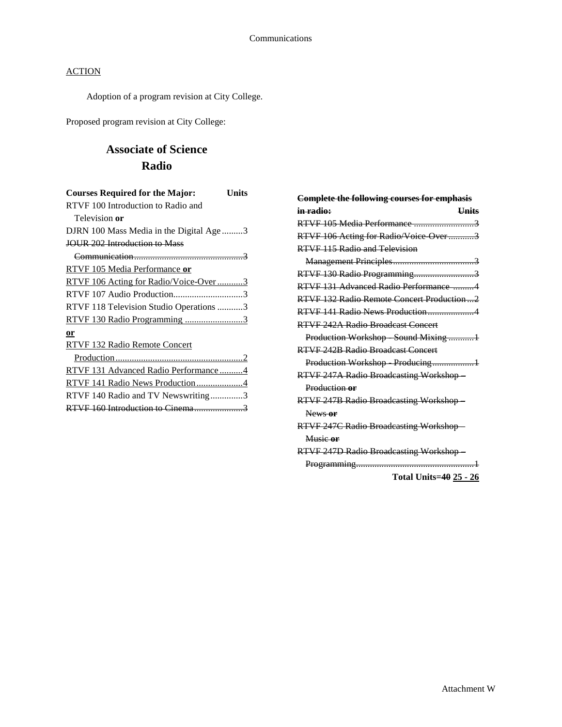Communications

<u>ACTION</u>

Adoption of a program revision at City College.

Proposed program revision at City College:

## Associate of Science
## Radio

| Courses Required for the Major: | Units |
|---|---|
| RTVF 100 Introduction to Radio and Television **or** | |
| DJRN 100 Mass Media in the Digital Age | 3 |
| ~~JOUR 202 Introduction to Mass Communication~~ | ~~3~~ |
| <u>RTVF 105 Media Performance **or**</u> | |
| <u>RTVF 106 Acting for Radio/Voice-Over</u> | <u>3</u> |
| RTVF 107 Audio Production | 3 |
| RTVF 118 Television Studio Operations | 3 |
| <u>RTVF 130 Radio Programming</u> | <u>3</u> |
| <u>**or**</u> | |
| <u>RTVF 132 Radio Remote Concert Production</u> | <u>2</u> |
| <u>RTVF 131 Advanced Radio Performance</u> | <u>4</u> |
| <u>RTVF 141 Radio News Production</u> | <u>4</u> |
| RTVF 140 Radio and TV Newswriting | 3 |
| ~~RTVF 160 Introduction to Cinema~~ | ~~3~~ |

| ~~**Complete the following courses for emphasis in radio:**~~ | ~~**Units**~~ |
|---|---|
| ~~RTVF 105 Media Performance~~ | ~~3~~ |
| ~~RTVF 106 Acting for Radio/Voice-Over~~ | ~~3~~ |
| ~~RTVF 115 Radio and Television Management Principles~~ | ~~3~~ |
| ~~RTVF 130 Radio Programming~~ | ~~3~~ |
| ~~RTVF 131 Advanced Radio Performance~~ | ~~4~~ |
| ~~RTVF 132 Radio Remote Concert Production~~ | ~~2~~ |
| ~~RTVF 141 Radio News Production~~ | ~~4~~ |
| ~~RTVF 242A Radio Broadcast Concert Production Workshop - Sound Mixing~~ | ~~1~~ |
| ~~RTVF 242B Radio Broadcast Concert Production Workshop - Producing~~ | ~~1~~ |
| ~~RTVF 247A Radio Broadcasting Workshop – Production **or**~~ | |
| ~~RTVF 247B Radio Broadcasting Workshop – News **or**~~ | |
| ~~RTVF 247C Radio Broadcasting Workshop – Music **or**~~ | |
| ~~RTVF 247D Radio Broadcasting Workshop – Programming~~ | ~~1~~ |

**Total Units=~~40~~ <u>25 - 26</u>**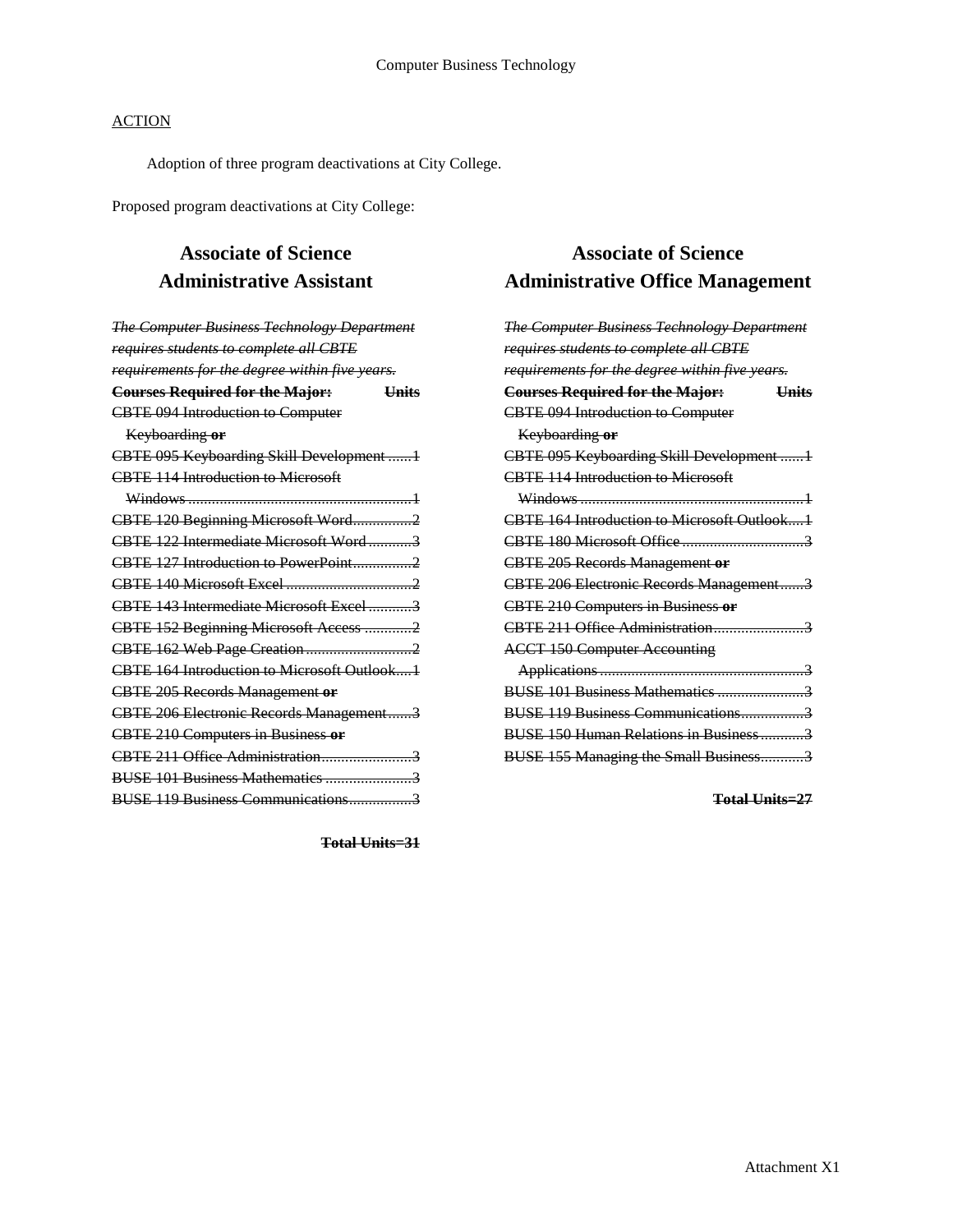## ACTION

Adoption of three program deactivations at City College.

Proposed program deactivations at City College:

## Associate of Science
## Administrative Assistant

~~*The Computer Business Technology Department requires students to complete all CBTE requirements for the degree within five years.*~~

| ~~**Courses Required for the Major:**~~ | ~~**Units**~~ |
|---|---|
| ~~CBTE 094 Introduction to Computer Keyboarding **or**~~ | |
| ~~CBTE 095 Keyboarding Skill Development~~ | ~~1~~ |
| ~~CBTE 114 Introduction to Microsoft Windows~~ | ~~1~~ |
| ~~CBTE 120 Beginning Microsoft Word~~ | ~~2~~ |
| ~~CBTE 122 Intermediate Microsoft Word~~ | ~~3~~ |
| ~~CBTE 127 Introduction to PowerPoint~~ | ~~2~~ |
| ~~CBTE 140 Microsoft Excel~~ | ~~2~~ |
| ~~CBTE 143 Intermediate Microsoft Excel~~ | ~~3~~ |
| ~~CBTE 152 Beginning Microsoft Access~~ | ~~2~~ |
| ~~CBTE 162 Web Page Creation~~ | ~~2~~ |
| ~~CBTE 164 Introduction to Microsoft Outlook~~ | ~~1~~ |
| ~~CBTE 205 Records Management **or**~~ | |
| ~~CBTE 206 Electronic Records Management~~ | ~~3~~ |
| ~~CBTE 210 Computers in Business **or**~~ | |
| ~~CBTE 211 Office Administration~~ | ~~3~~ |
| ~~BUSE 101 Business Mathematics~~ | ~~3~~ |
| ~~BUSE 119 Business Communications~~ | ~~3~~ |

~~**Total Units=31**~~

## Associate of Science
## Administrative Office Management

~~*The Computer Business Technology Department requires students to complete all CBTE requirements for the degree within five years.*~~

| ~~**Courses Required for the Major:**~~ | ~~**Units**~~ |
|---|---|
| ~~CBTE 094 Introduction to Computer Keyboarding **or**~~ | |
| ~~CBTE 095 Keyboarding Skill Development~~ | ~~1~~ |
| ~~CBTE 114 Introduction to Microsoft Windows~~ | ~~1~~ |
| ~~CBTE 164 Introduction to Microsoft Outlook~~ | ~~1~~ |
| ~~CBTE 180 Microsoft Office~~ | ~~3~~ |
| ~~CBTE 205 Records Management **or**~~ | |
| ~~CBTE 206 Electronic Records Management~~ | ~~3~~ |
| ~~CBTE 210 Computers in Business **or**~~ | |
| ~~CBTE 211 Office Administration~~ | ~~3~~ |
| ~~ACCT 150 Computer Accounting Applications~~ | ~~3~~ |
| ~~BUSE 101 Business Mathematics~~ | ~~3~~ |
| ~~BUSE 119 Business Communications~~ | ~~3~~ |
| ~~BUSE 150 Human Relations in Business~~ | ~~3~~ |
| ~~BUSE 155 Managing the Small Business~~ | ~~3~~ |

~~**Total Units=27**~~

Attachment X1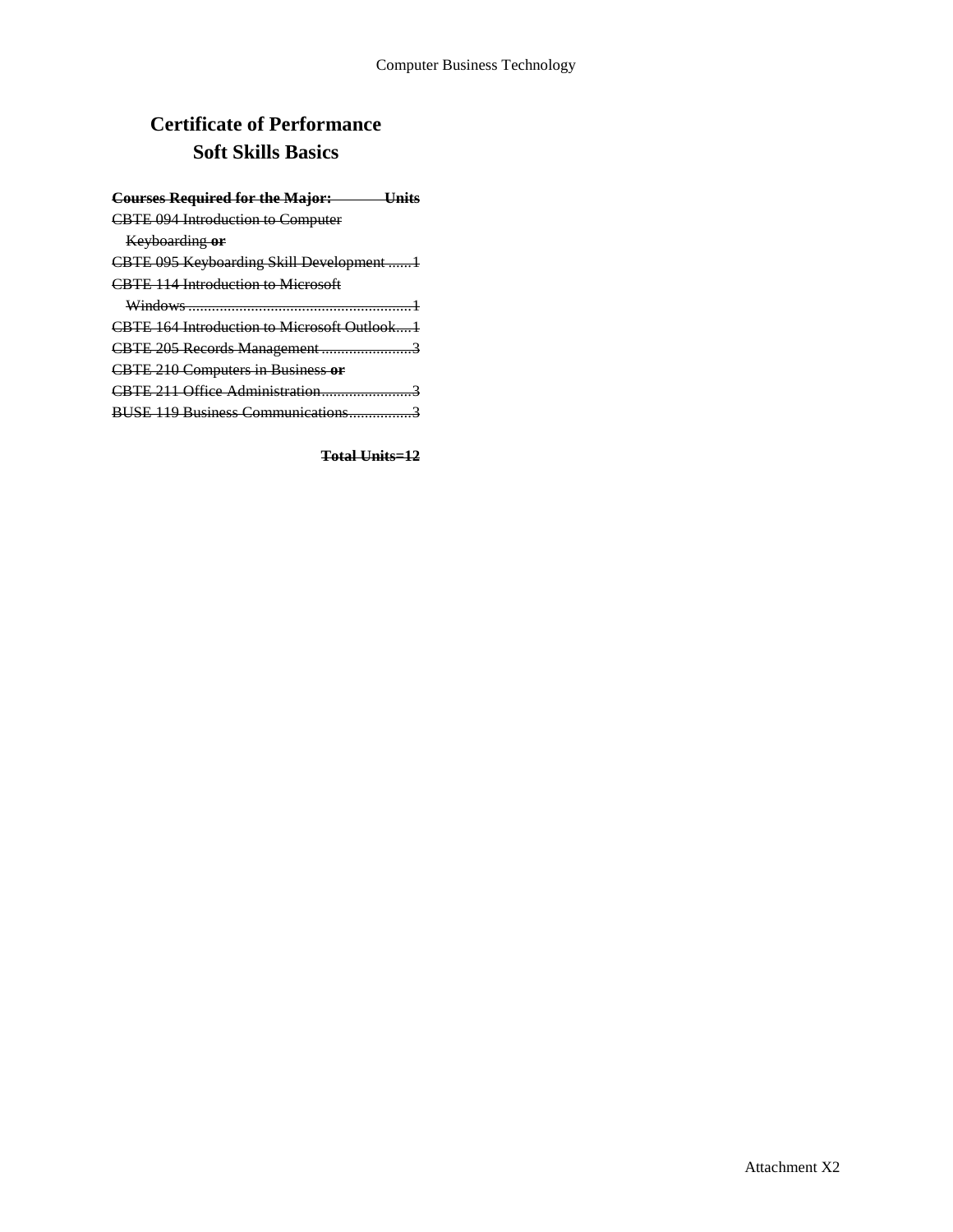# Certificate of Performance
## Soft Skills Basics

~~**Courses Required for the Major: Units**~~

~~CBTE 094 Introduction to Computer Keyboarding **or**~~
~~CBTE 095 Keyboarding Skill Development ......1~~
~~CBTE 114 Introduction to Microsoft Windows ..........................................................1~~
~~CBTE 164 Introduction to Microsoft Outlook....1~~
~~CBTE 205 Records Management .......................3~~
~~CBTE 210 Computers in Business **or**~~
~~CBTE 211 Office Administration.......................3~~
~~BUSE 119 Business Communications................3~~

~~**Total Units=12**~~

Attachment X2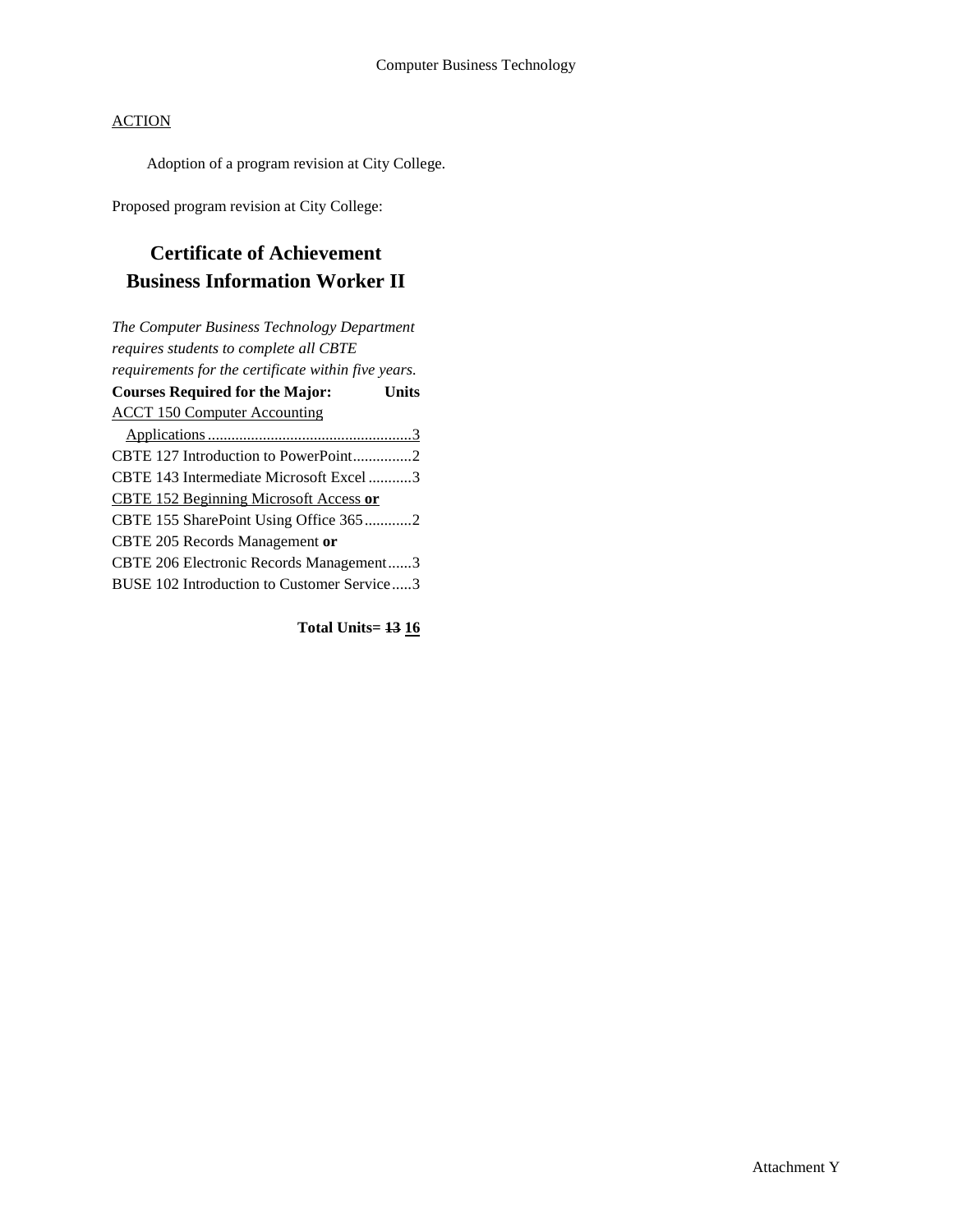Computer Business Technology

<u>ACTION</u>

Adoption of a program revision at City College.

Proposed program revision at City College:

# Certificate of Achievement
# Business Information Worker II

*The Computer Business Technology Department requires students to complete all CBTE requirements for the certificate within five years.*

| **Courses Required for the Major:** | **Units** |
|---|---|
| <u>ACCT 150 Computer Accounting Applications</u> | <u>3</u> |
| CBTE 127 Introduction to PowerPoint | 2 |
| CBTE 143 Intermediate Microsoft Excel | 3 |
| <u>CBTE 152 Beginning Microsoft Access **or**</u> | |
| CBTE 155 SharePoint Using Office 365 | 2 |
| CBTE 205 Records Management **or** | |
| CBTE 206 Electronic Records Management | 3 |
| BUSE 102 Introduction to Customer Service | 3 |

**Total Units= ~~13~~ <u>16</u>**

Attachment Y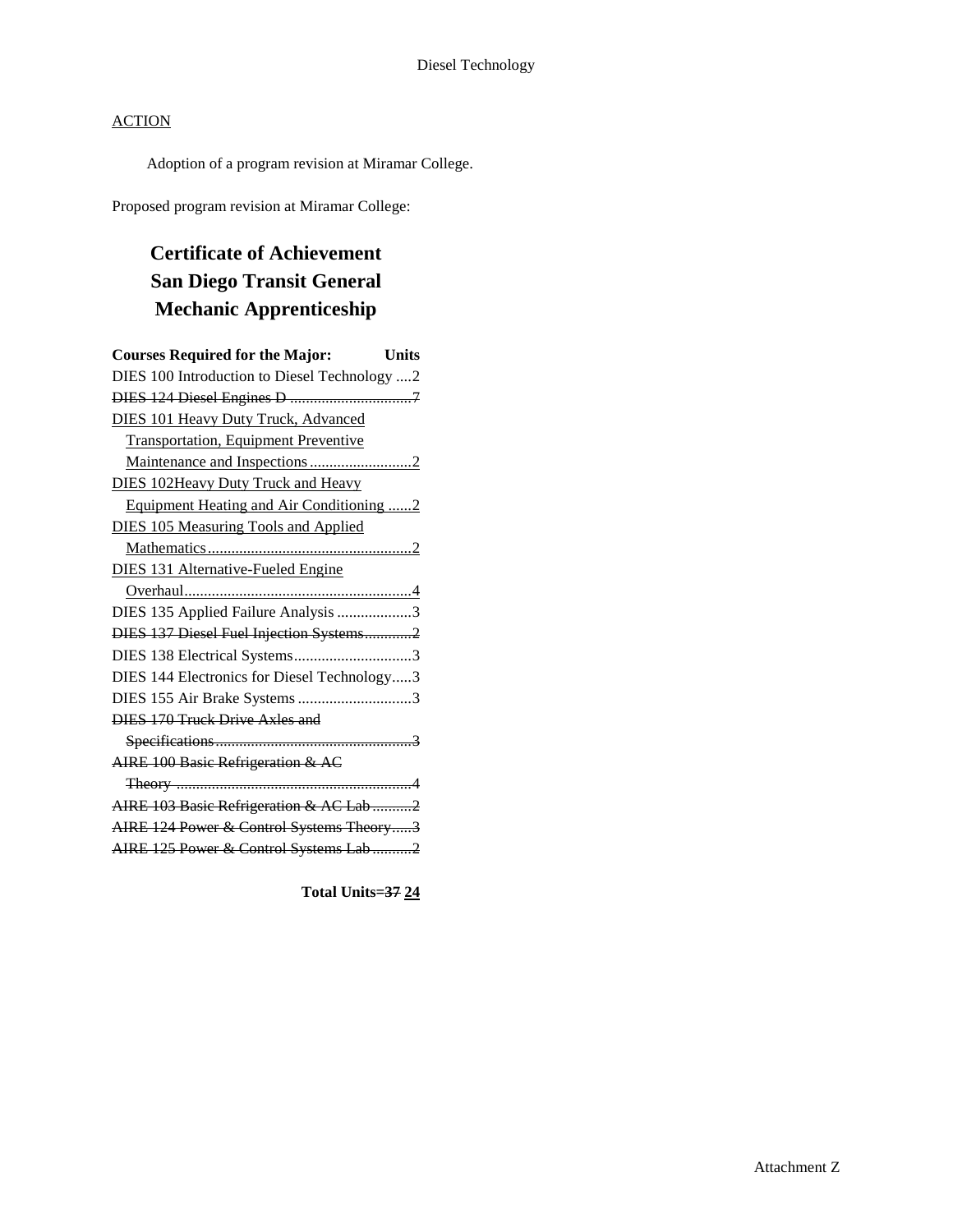Diesel Technology

<u>ACTION</u>

Adoption of a program revision at Miramar College.

Proposed program revision at Miramar College:

# Certificate of Achievement San Diego Transit General Mechanic Apprenticeship

| Courses Required for the Major: | Units |
|---|---|
| DIES 100 Introduction to Diesel Technology | 2 |
| ~~DIES 124 Diesel Engines D~~ | ~~7~~ |
| <u>DIES 101 Heavy Duty Truck, Advanced Transportation, Equipment Preventive Maintenance and Inspections</u> | <u>2</u> |
| <u>DIES 102Heavy Duty Truck and Heavy Equipment Heating and Air Conditioning</u> | <u>2</u> |
| <u>DIES 105 Measuring Tools and Applied Mathematics</u> | <u>2</u> |
| <u>DIES 131 Alternative-Fueled Engine Overhaul</u> | <u>4</u> |
| DIES 135 Applied Failure Analysis | 3 |
| ~~DIES 137 Diesel Fuel Injection Systems~~ | ~~2~~ |
| DIES 138 Electrical Systems | 3 |
| DIES 144 Electronics for Diesel Technology | 3 |
| DIES 155 Air Brake Systems | 3 |
| ~~DIES 170 Truck Drive Axles and Specifications~~ | ~~3~~ |
| ~~AIRE 100 Basic Refrigeration & AC Theory~~ | ~~4~~ |
| ~~AIRE 103 Basic Refrigeration & AC Lab~~ | ~~2~~ |
| ~~AIRE 124 Power & Control Systems Theory~~ | ~~3~~ |
| ~~AIRE 125 Power & Control Systems Lab~~ | ~~2~~ |

**Total Units=~~37~~ <u>24</u>**

Attachment Z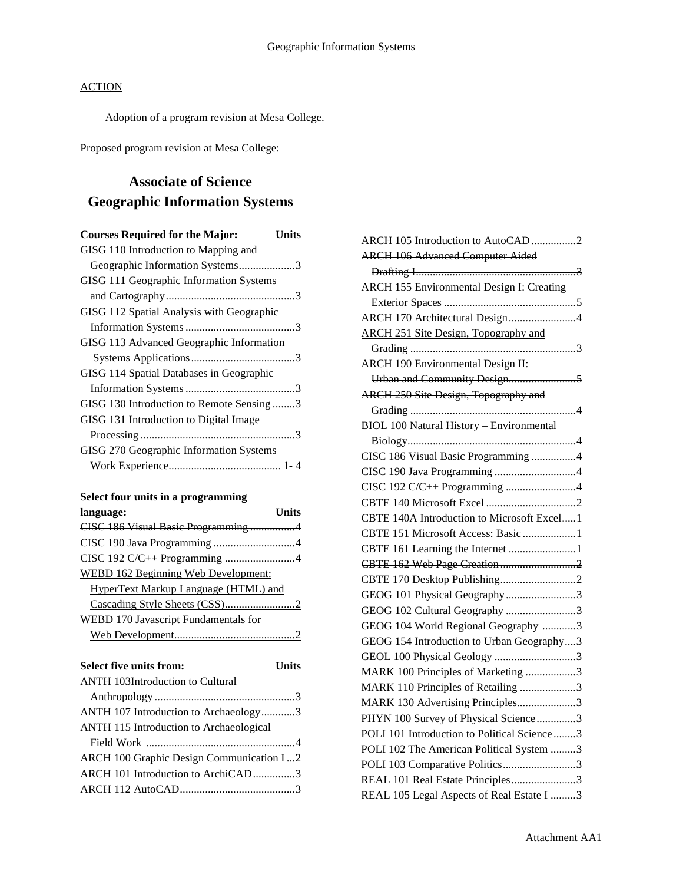Geographic Information Systems

ACTION

Adoption of a program revision at Mesa College.

Proposed program revision at Mesa College:

# Associate of Science
# Geographic Information Systems

| Courses Required for the Major: | Units |
|---|---|
| GISG 110 Introduction to Mapping and Geographic Information Systems | 3 |
| GISG 111 Geographic Information Systems and Cartography | 3 |
| GISG 112 Spatial Analysis with Geographic Information Systems | 3 |
| GISG 113 Advanced Geographic Information Systems Applications | 3 |
| GISG 114 Spatial Databases in Geographic Information Systems | 3 |
| GISG 130 Introduction to Remote Sensing | 3 |
| GISG 131 Introduction to Digital Image Processing | 3 |
| GISG 270 Geographic Information Systems Work Experience | 1- 4 |

| Select four units in a programming language: | Units |
|---|---|
| ~~CISC 186 Visual Basic Programming~~ | ~~4~~ |
| CISC 190 Java Programming | 4 |
| CISC 192 C/C++ Programming | 4 |
| <u>WEBD 162 Beginning Web Development: HyperText Markup Language (HTML) and Cascading Style Sheets (CSS)</u> | <u>2</u> |
| <u>WEBD 170 Javascript Fundamentals for Web Development</u> | <u>2</u> |

| Select five units from: | Units |
|---|---|
| ANTH 103Introduction to Cultural Anthropology | 3 |
| ANTH 107 Introduction to Archaeology | 3 |
| ANTH 115 Introduction to Archaeological Field Work | 4 |
| ARCH 100 Graphic Design Communication I | 2 |
| ARCH 101 Introduction to ArchiCAD | 3 |
| <u>ARCH 112 AutoCAD</u> | <u>3</u> |
| ~~ARCH 105 Introduction to AutoCAD~~ | ~~2~~ |
| ~~ARCH 106 Advanced Computer Aided Drafting I~~ | ~~3~~ |
| ~~ARCH 155 Environmental Design I: Creating Exterior Spaces~~ | ~~5~~ |
| ARCH 170 Architectural Design | 4 |
| <u>ARCH 251 Site Design, Topography and Grading</u> | <u>3</u> |
| ~~ARCH 190 Environmental Design II: Urban and Community Design~~ | ~~5~~ |
| ~~ARCH 250 Site Design, Topography and Grading~~ | ~~4~~ |
| BIOL 100 Natural History – Environmental Biology | 4 |
| CISC 186 Visual Basic Programming | 4 |
| CISC 190 Java Programming | 4 |
| CISC 192 C/C++ Programming | 4 |
| CBTE 140 Microsoft Excel | 2 |
| CBTE 140A Introduction to Microsoft Excel | 1 |
| CBTE 151 Microsoft Access: Basic | 1 |
| CBTE 161 Learning the Internet | 1 |
| ~~CBTE 162 Web Page Creation~~ | ~~2~~ |
| CBTE 170 Desktop Publishing | 2 |
| GEOG 101 Physical Geography | 3 |
| GEOG 102 Cultural Geography | 3 |
| GEOG 104 World Regional Geography | 3 |
| GEOG 154 Introduction to Urban Geography | 3 |
| GEOL 100 Physical Geology | 3 |
| MARK 100 Principles of Marketing | 3 |
| MARK 110 Principles of Retailing | 3 |
| MARK 130 Advertising Principles | 3 |
| PHYN 100 Survey of Physical Science | 3 |
| POLI 101 Introduction to Political Science | 3 |
| POLI 102 The American Political System | 3 |
| POLI 103 Comparative Politics | 3 |
| REAL 101 Real Estate Principles | 3 |
| REAL 105 Legal Aspects of Real Estate I | 3 |

Attachment AA1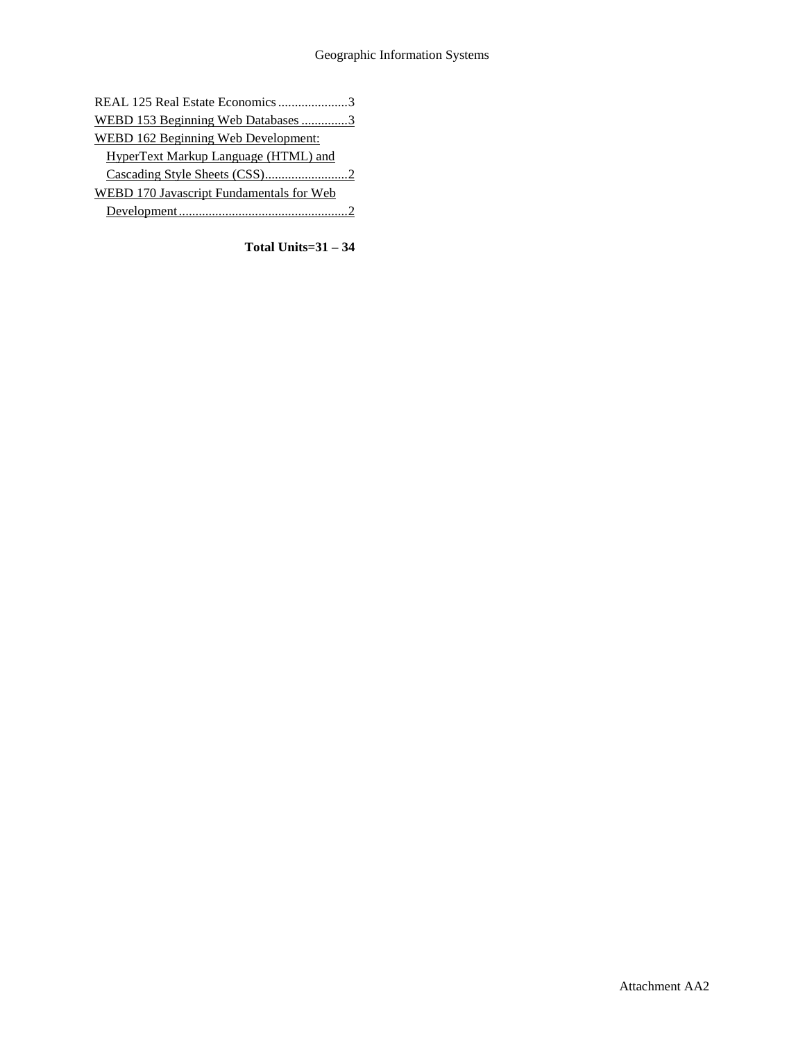REAL 125 Real Estate Economics .....................3
<u>WEBD 153 Beginning Web Databases ..............3</u>
<u>WEBD 162 Beginning Web Development: HyperText Markup Language (HTML) and Cascading Style Sheets (CSS).........................2</u>
<u>WEBD 170 Javascript Fundamentals for Web Development...................................................2</u>

**Total Units=31 – 34**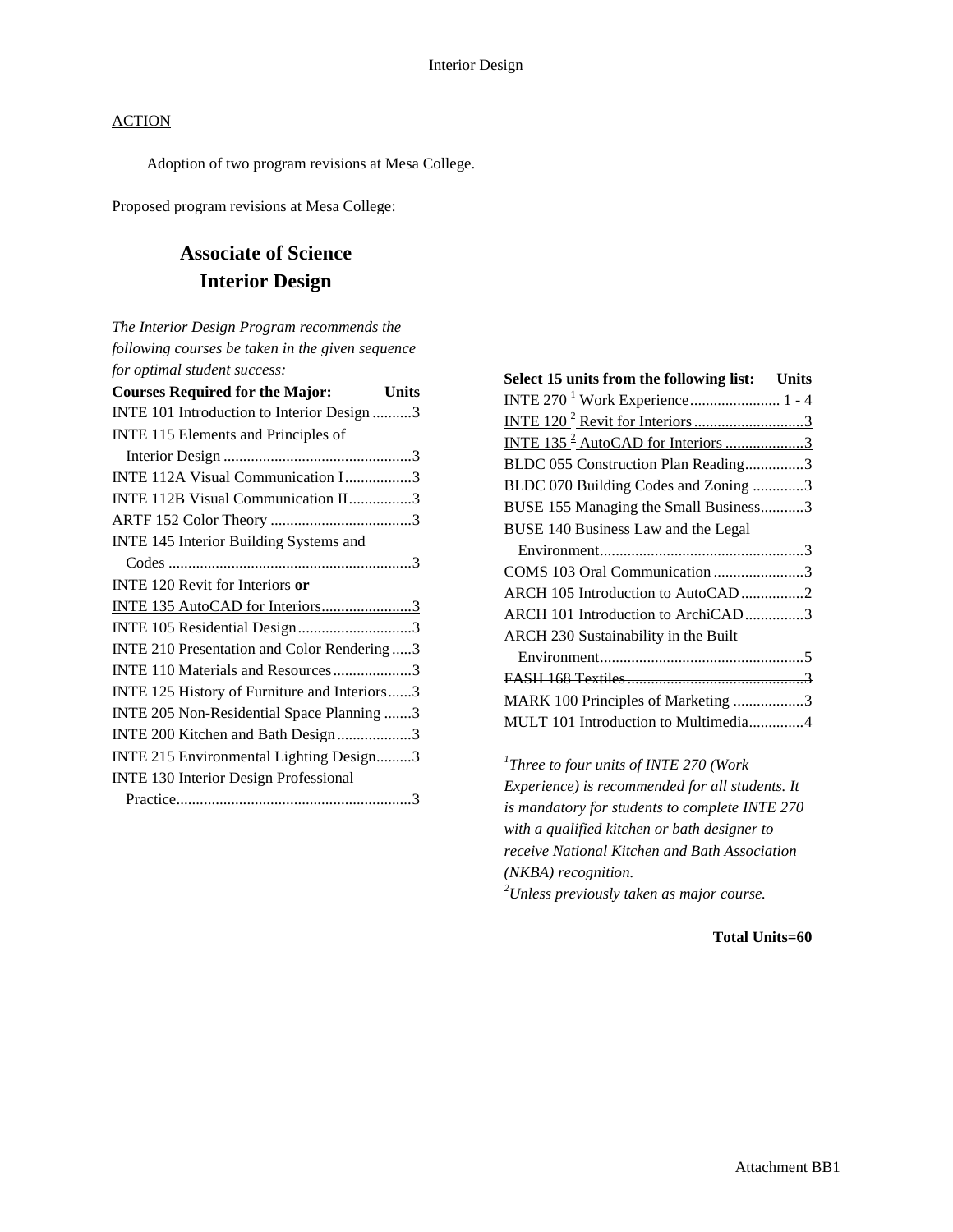<u>ACTION</u>

Adoption of two program revisions at Mesa College.

Proposed program revisions at Mesa College:

## Associate of Science
## Interior Design

*The Interior Design Program recommends the following courses be taken in the given sequence for optimal student success:*

| Courses Required for the Major: | Units |
|---|---|
| INTE 101 Introduction to Interior Design | 3 |
| INTE 115 Elements and Principles of Interior Design | 3 |
| INTE 112A Visual Communication I | 3 |
| INTE 112B Visual Communication II | 3 |
| ARTF 152 Color Theory | 3 |
| INTE 145 Interior Building Systems and Codes | 3 |
| INTE 120 Revit for Interiors **or** | |
| <u>INTE 135 AutoCAD for Interiors</u> | <u>3</u> |
| INTE 105 Residential Design | 3 |
| INTE 210 Presentation and Color Rendering | 3 |
| INTE 110 Materials and Resources | 3 |
| INTE 125 History of Furniture and Interiors | 3 |
| INTE 205 Non-Residential Space Planning | 3 |
| INTE 200 Kitchen and Bath Design | 3 |
| INTE 215 Environmental Lighting Design | 3 |
| INTE 130 Interior Design Professional Practice | 3 |

| Select 15 units from the following list: | Units |
|---|---|
| INTE 270 [1] Work Experience | 1 - 4 |
| <u>INTE 120 [2] Revit for Interiors</u> | <u>3</u> |
| <u>INTE 135 [2] AutoCAD for Interiors</u> | <u>3</u> |
| BLDC 055 Construction Plan Reading | 3 |
| BLDC 070 Building Codes and Zoning | 3 |
| BUSE 155 Managing the Small Business | 3 |
| BUSE 140 Business Law and the Legal Environment | 3 |
| COMS 103 Oral Communication | 3 |
| ~~ARCH 105 Introduction to AutoCAD~~ | ~~2~~ |
| ARCH 101 Introduction to ArchiCAD | 3 |
| ARCH 230 Sustainability in the Built Environment | 5 |
| ~~FASH 168 Textiles~~ | ~~3~~ |
| MARK 100 Principles of Marketing | 3 |
| MULT 101 Introduction to Multimedia | 4 |

*[1]Three to four units of INTE 270 (Work Experience) is recommended for all students. It is mandatory for students to complete INTE 270 with a qualified kitchen or bath designer to receive National Kitchen and Bath Association (NKBA) recognition.*
*[2]Unless previously taken as major course.*

**Total Units=60**

Attachment BB1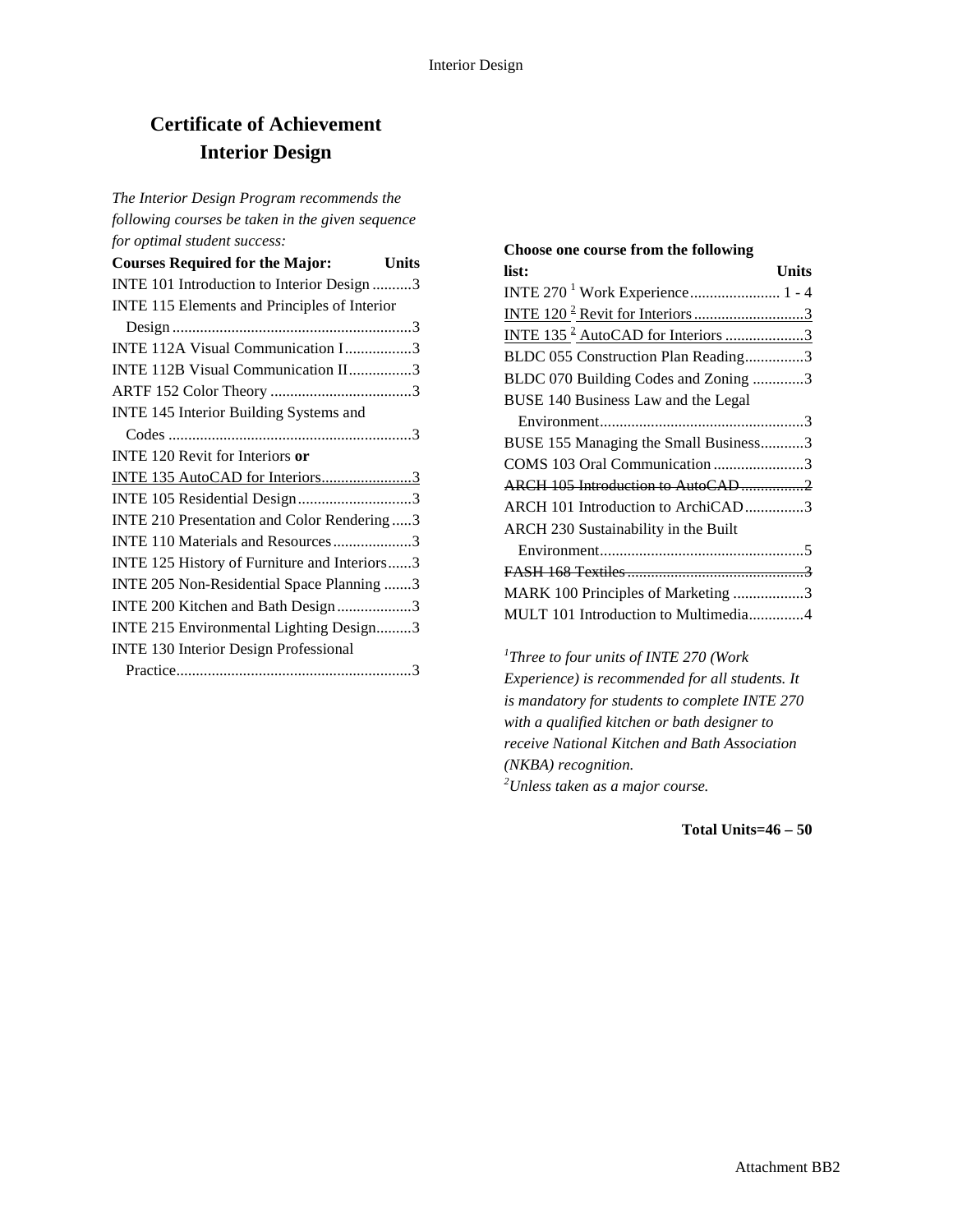# Certificate of Achievement
# Interior Design

*The Interior Design Program recommends the following courses be taken in the given sequence for optimal student success:*

| Courses Required for the Major: | Units |
|---|---|
| INTE 101 Introduction to Interior Design | 3 |
| INTE 115 Elements and Principles of Interior Design | 3 |
| INTE 112A Visual Communication I | 3 |
| INTE 112B Visual Communication II | 3 |
| ARTF 152 Color Theory | 3 |
| INTE 145 Interior Building Systems and Codes | 3 |
| INTE 120 Revit for Interiors **or** <u>INTE 135 AutoCAD for Interiors</u> | <u>3</u> |
| INTE 105 Residential Design | 3 |
| INTE 210 Presentation and Color Rendering | 3 |
| INTE 110 Materials and Resources | 3 |
| INTE 125 History of Furniture and Interiors | 3 |
| INTE 205 Non-Residential Space Planning | 3 |
| INTE 200 Kitchen and Bath Design | 3 |
| INTE 215 Environmental Lighting Design | 3 |
| INTE 130 Interior Design Professional Practice | 3 |

| Choose one course from the following list: | Units |
|---|---|
| INTE 270 [1] Work Experience | 1 - 4 |
| <u>INTE 120 [2] Revit for Interiors</u> | <u>3</u> |
| <u>INTE 135 [2] AutoCAD for Interiors</u> | <u>3</u> |
| BLDC 055 Construction Plan Reading | 3 |
| BLDC 070 Building Codes and Zoning | 3 |
| BUSE 140 Business Law and the Legal Environment | 3 |
| BUSE 155 Managing the Small Business | 3 |
| COMS 103 Oral Communication | 3 |
| ~~ARCH 105 Introduction to AutoCAD~~ | ~~2~~ |
| ARCH 101 Introduction to ArchiCAD | 3 |
| ARCH 230 Sustainability in the Built Environment | 5 |
| ~~FASH 168 Textiles~~ | ~~3~~ |
| MARK 100 Principles of Marketing | 3 |
| MULT 101 Introduction to Multimedia | 4 |

*[1]Three to four units of INTE 270 (Work Experience) is recommended for all students. It is mandatory for students to complete INTE 270 with a qualified kitchen or bath designer to receive National Kitchen and Bath Association (NKBA) recognition.*
*[2]Unless taken as a major course.*

**Total Units=46 – 50**

Attachment BB2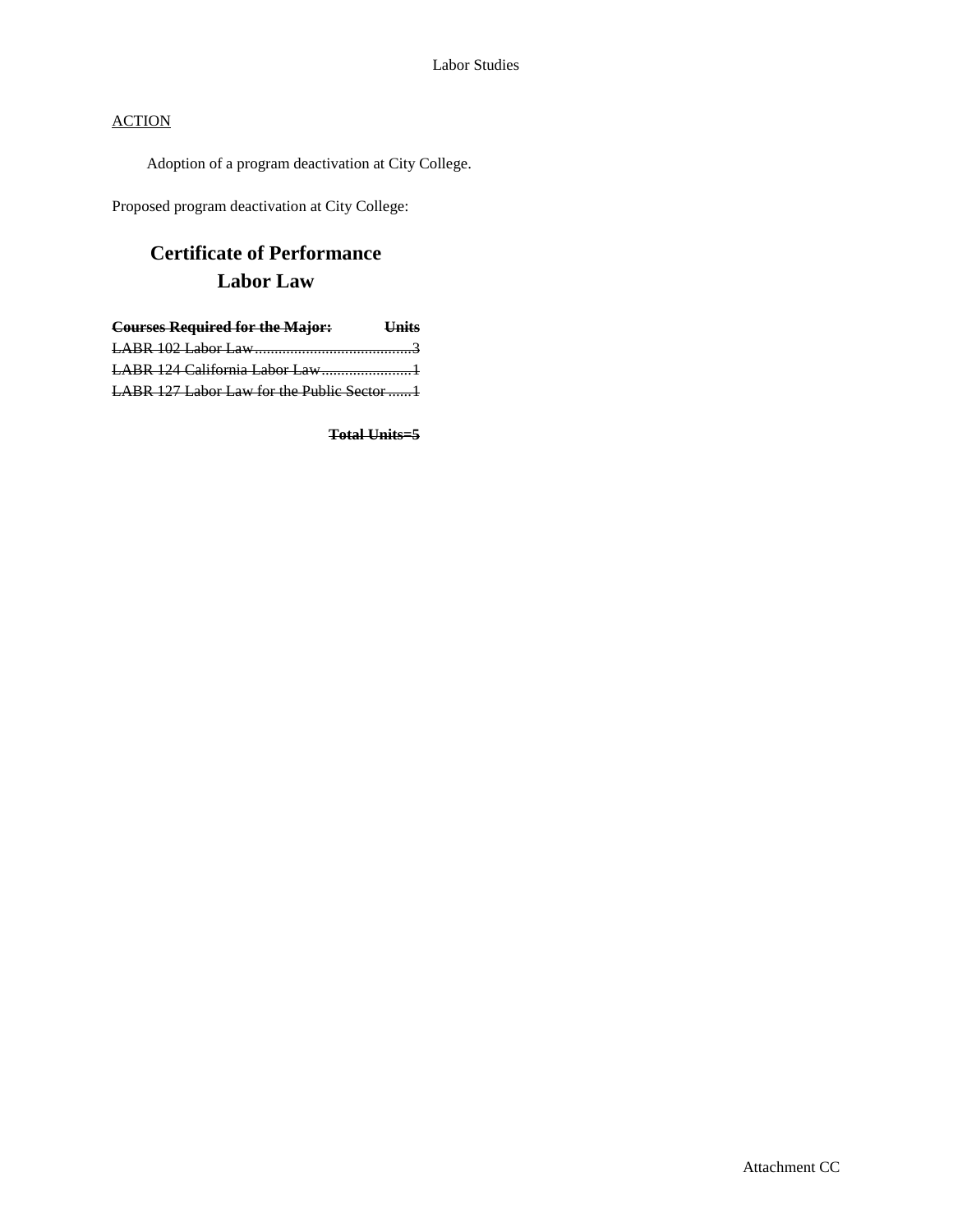Labor Studies

<u>ACTION</u>

Adoption of a program deactivation at City College.

Proposed program deactivation at City College:

## Certificate of Performance
## Labor Law

| ~~**Courses Required for the Major:**~~ | ~~**Units**~~ |
|---|---|
| ~~LABR 102 Labor Law~~ | ~~3~~ |
| ~~LABR 124 California Labor Law~~ | ~~1~~ |
| ~~LABR 127 Labor Law for the Public Sector~~ | ~~1~~ |

~~**Total Units=5**~~

Attachment CC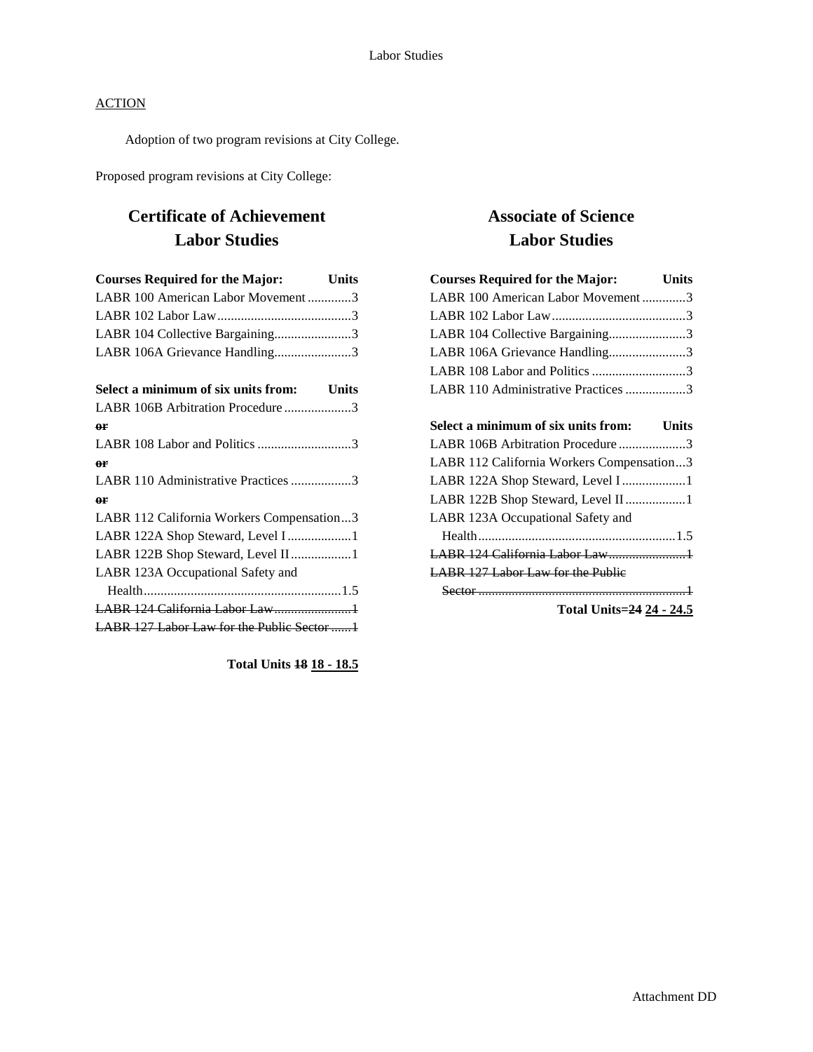<u>ACTION</u>

Adoption of two program revisions at City College.

Proposed program revisions at City College:

## Certificate of Achievement Labor Studies

| Courses Required for the Major: | Units |
|---|---|
| LABR 100 American Labor Movement | 3 |
| LABR 102 Labor Law | 3 |
| LABR 104 Collective Bargaining | 3 |
| LABR 106A Grievance Handling | 3 |

| Select a minimum of six units from: | Units |
|---|---|
| LABR 106B Arbitration Procedure | 3 |
| ~~**or**~~ | |
| LABR 108 Labor and Politics | 3 |
| ~~**or**~~ | |
| LABR 110 Administrative Practices | 3 |
| ~~**or**~~ | |
| LABR 112 California Workers Compensation | 3 |
| LABR 122A Shop Steward, Level I | 1 |
| LABR 122B Shop Steward, Level II | 1 |
| LABR 123A Occupational Safety and Health | 1.5 |
| ~~LABR 124 California Labor Law~~ | ~~1~~ |
| ~~LABR 127 Labor Law for the Public Sector~~ | ~~1~~ |

**Total Units ~~18~~ <u>18 - 18.5</u>**

## Associate of Science Labor Studies

| Courses Required for the Major: | Units |
|---|---|
| LABR 100 American Labor Movement | 3 |
| LABR 102 Labor Law | 3 |
| LABR 104 Collective Bargaining | 3 |
| LABR 106A Grievance Handling | 3 |
| LABR 108 Labor and Politics | 3 |
| LABR 110 Administrative Practices | 3 |

| Select a minimum of six units from: | Units |
|---|---|
| LABR 106B Arbitration Procedure | 3 |
| LABR 112 California Workers Compensation | 3 |
| LABR 122A Shop Steward, Level I | 1 |
| LABR 122B Shop Steward, Level II | 1 |
| LABR 123A Occupational Safety and Health | 1.5 |
| ~~LABR 124 California Labor Law~~ | ~~1~~ |
| ~~LABR 127 Labor Law for the Public Sector~~ | ~~1~~ |

**Total Units=~~24~~ <u>24 - 24.5</u>**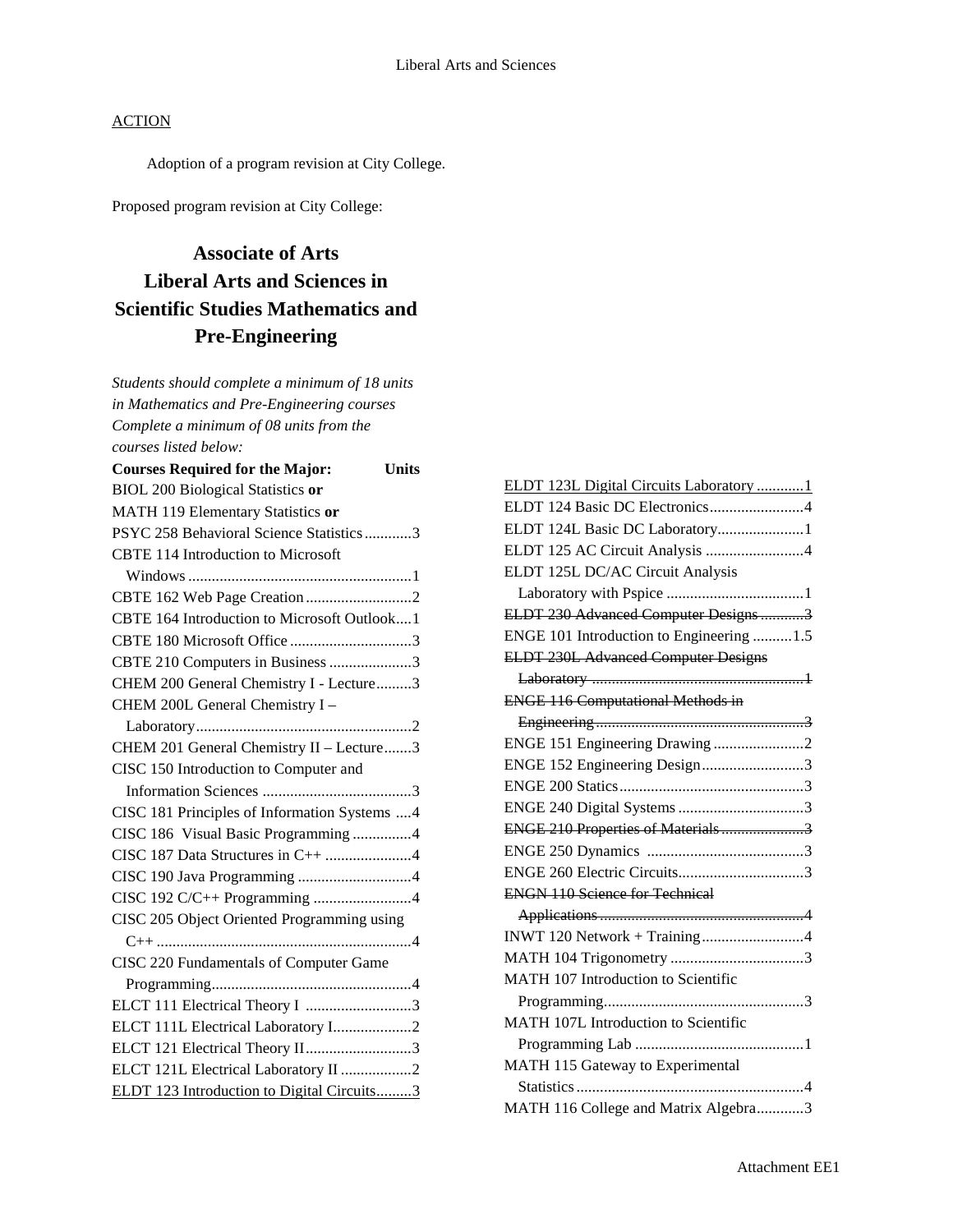## ACTION

Adoption of a program revision at City College.

Proposed program revision at City College:

# Associate of Arts
# Liberal Arts and Sciences in Scientific Studies Mathematics and Pre-Engineering

*Students should complete a minimum of 18 units in Mathematics and Pre-Engineering courses Complete a minimum of 08 units from the courses listed below:*

| Courses Required for the Major: | Units |
|---|---|
| BIOL 200 Biological Statistics **or** MATH 119 Elementary Statistics **or** PSYC 258 Behavioral Science Statistics | 3 |
| CBTE 114 Introduction to Microsoft Windows | 1 |
| CBTE 162 Web Page Creation | 2 |
| CBTE 164 Introduction to Microsoft Outlook | 1 |
| CBTE 180 Microsoft Office | 3 |
| CBTE 210 Computers in Business | 3 |
| CHEM 200 General Chemistry I - Lecture | 3 |
| CHEM 200L General Chemistry I – Laboratory | 2 |
| CHEM 201 General Chemistry II – Lecture | 3 |
| CISC 150 Introduction to Computer and Information Sciences | 3 |
| CISC 181 Principles of Information Systems | 4 |
| CISC 186 Visual Basic Programming | 4 |
| CISC 187 Data Structures in C++ | 4 |
| CISC 190 Java Programming | 4 |
| CISC 192 C/C++ Programming | 4 |
| CISC 205 Object Oriented Programming using C++ | 4 |
| CISC 220 Fundamentals of Computer Game Programming | 4 |
| ELCT 111 Electrical Theory I | 3 |
| ELCT 111L Electrical Laboratory I | 2 |
| ELCT 121 Electrical Theory II | 3 |
| ELCT 121L Electrical Laboratory II | 2 |
| <u>ELDT 123 Introduction to Digital Circuits</u> | <u>3</u> |
| <u>ELDT 123L Digital Circuits Laboratory</u> | <u>1</u> |
| ELDT 124 Basic DC Electronics | 4 |
| ELDT 124L Basic DC Laboratory | 1 |
| ELDT 125 AC Circuit Analysis | 4 |
| ELDT 125L DC/AC Circuit Analysis Laboratory with Pspice | 1 |
| ~~ELDT 230 Advanced Computer Designs~~ | ~~3~~ |
| ENGE 101 Introduction to Engineering | 1.5 |
| ~~ELDT 230L Advanced Computer Designs Laboratory~~ | ~~1~~ |
| ~~ENGE 116 Computational Methods in Engineering~~ | ~~3~~ |
| ENGE 151 Engineering Drawing | 2 |
| ENGE 152 Engineering Design | 3 |
| ENGE 200 Statics | 3 |
| ENGE 240 Digital Systems | 3 |
| ~~ENGE 210 Properties of Materials~~ | ~~3~~ |
| ENGE 250 Dynamics | 3 |
| ENGE 260 Electric Circuits | 3 |
| ~~ENGN 110 Science for Technical Applications~~ | ~~4~~ |
| INWT 120 Network + Training | 4 |
| MATH 104 Trigonometry | 3 |
| MATH 107 Introduction to Scientific Programming | 3 |
| MATH 107L Introduction to Scientific Programming Lab | 1 |
| MATH 115 Gateway to Experimental Statistics | 4 |
| MATH 116 College and Matrix Algebra | 3 |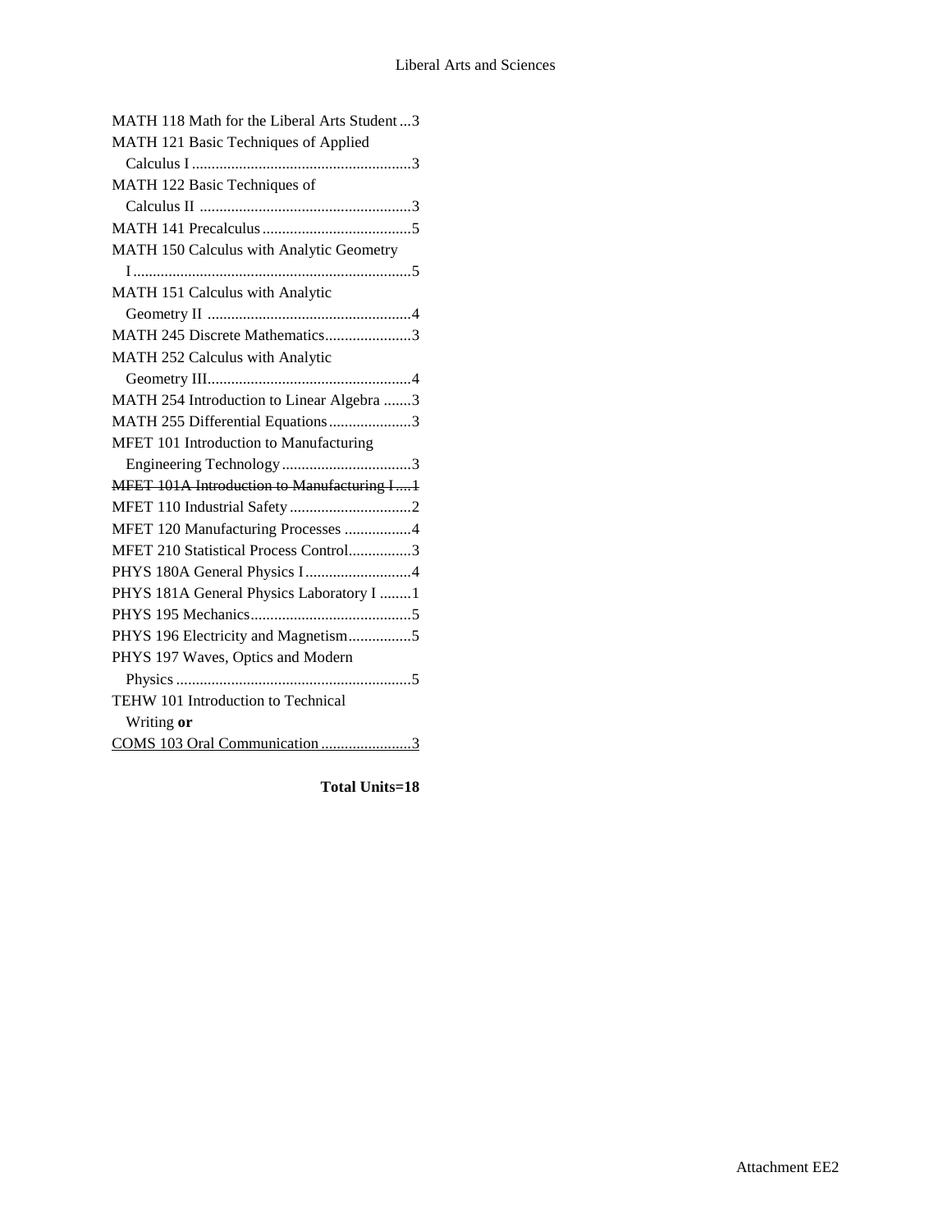MATH 118 Math for the Liberal Arts Student ...3
MATH 121 Basic Techniques of Applied Calculus I ........................................................3
MATH 122 Basic Techniques of Calculus II ......................................................3
MATH 141 Precalculus ......................................5
MATH 150 Calculus with Analytic Geometry I .......................................................................5
MATH 151 Calculus with Analytic Geometry II ....................................................4
MATH 245 Discrete Mathematics......................3
MATH 252 Calculus with Analytic Geometry III....................................................4
MATH 254 Introduction to Linear Algebra .......3
MATH 255 Differential Equations.....................3
MFET 101 Introduction to Manufacturing Engineering Technology .................................3
~~MFET 101A Introduction to Manufacturing I....1~~
MFET 110 Industrial Safety ...............................2
MFET 120 Manufacturing Processes .................4
MFET 210 Statistical Process Control................3
PHYS 180A General Physics I ...........................4
PHYS 181A General Physics Laboratory I ........1
PHYS 195 Mechanics.........................................5
PHYS 196 Electricity and Magnetism................5
PHYS 197 Waves, Optics and Modern Physics ...........................................................5
TEHW 101 Introduction to Technical Writing **or**
<u>COMS 103 Oral Communication .......................3</u>

**Total Units=18**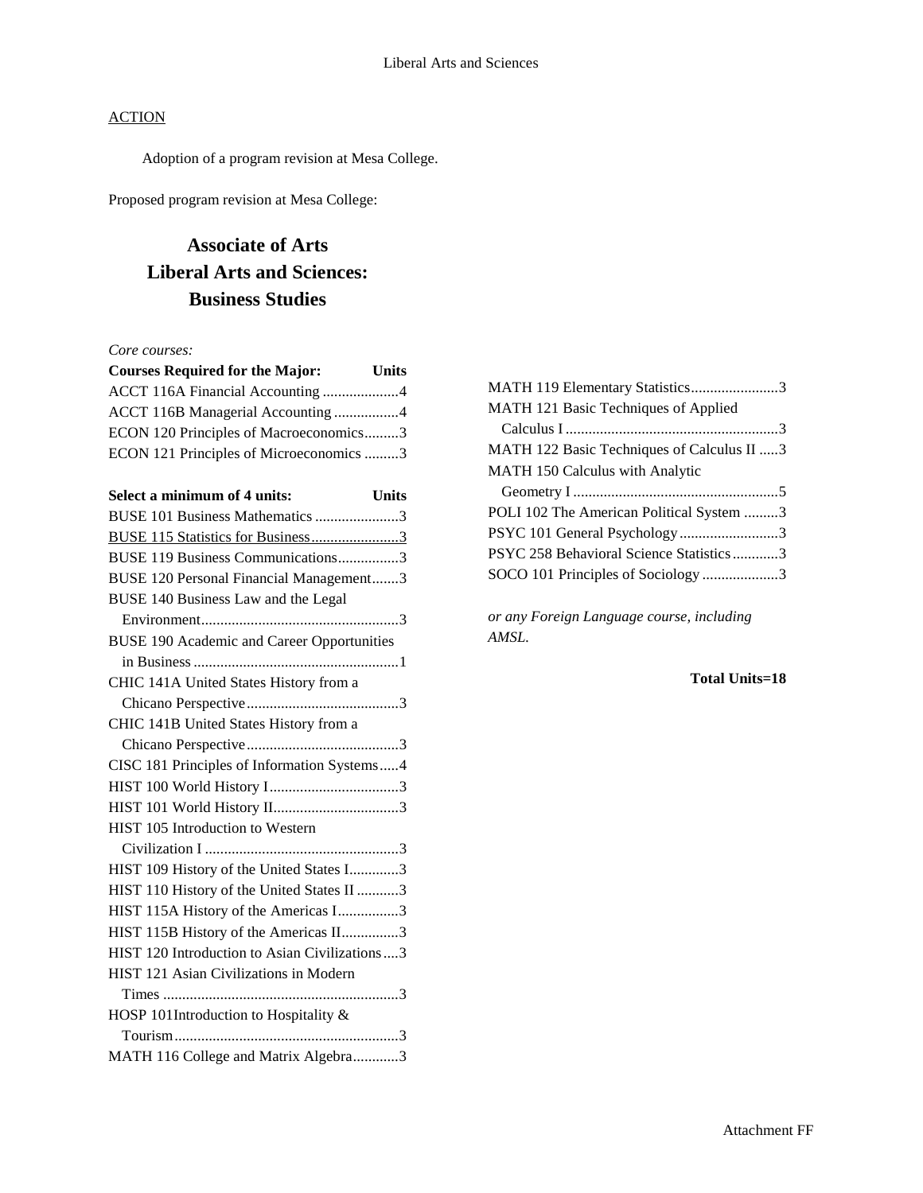<u>ACTION</u>

Adoption of a program revision at Mesa College.

Proposed program revision at Mesa College:

# Associate of Arts
# Liberal Arts and Sciences:
# Business Studies

*Core courses:*

| **Courses Required for the Major:** | **Units** |
| --- | --- |
| ACCT 116A Financial Accounting | 4 |
| ACCT 116B Managerial Accounting | 4 |
| ECON 120 Principles of Macroeconomics | 3 |
| ECON 121 Principles of Microeconomics | 3 |

| **Select a minimum of 4 units:** | **Units** |
| --- | --- |
| BUSE 101 Business Mathematics | 3 |
| <u>BUSE 115 Statistics for Business</u> | <u>3</u> |
| BUSE 119 Business Communications | 3 |
| BUSE 120 Personal Financial Management | 3 |
| BUSE 140 Business Law and the Legal Environment | 3 |
| BUSE 190 Academic and Career Opportunities in Business | 1 |
| CHIC 141A United States History from a Chicano Perspective | 3 |
| CHIC 141B United States History from a Chicano Perspective | 3 |
| CISC 181 Principles of Information Systems | 4 |
| HIST 100 World History I | 3 |
| HIST 101 World History II | 3 |
| HIST 105 Introduction to Western Civilization I | 3 |
| HIST 109 History of the United States I | 3 |
| HIST 110 History of the United States II | 3 |
| HIST 115A History of the Americas I | 3 |
| HIST 115B History of the Americas II | 3 |
| HIST 120 Introduction to Asian Civilizations | 3 |
| HIST 121 Asian Civilizations in Modern Times | 3 |
| HOSP 101Introduction to Hospitality & Tourism | 3 |
| MATH 116 College and Matrix Algebra | 3 |
| MATH 119 Elementary Statistics | 3 |
| MATH 121 Basic Techniques of Applied Calculus I | 3 |
| MATH 122 Basic Techniques of Calculus II | 3 |
| MATH 150 Calculus with Analytic Geometry I | 5 |
| POLI 102 The American Political System | 3 |
| PSYC 101 General Psychology | 3 |
| PSYC 258 Behavioral Science Statistics | 3 |
| SOCO 101 Principles of Sociology | 3 |

*or any Foreign Language course, including AMSL.*

**Total Units=18**